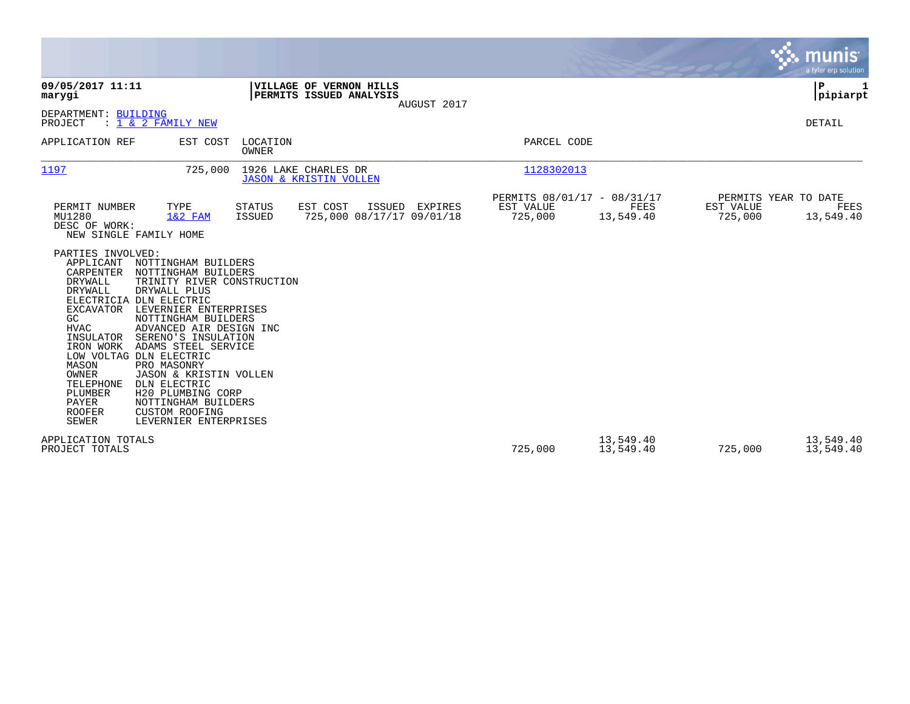**09/05/2017 11:11**
**marygi**

**VILLAGE OF VERNON HILLS**
**PERMITS ISSUED ANALYSIS**
AUGUST 2017

**P 1**
**pipiarpt**

DEPARTMENT: BUILDING
PROJECT : 1 & 2 FAMILY NEW

DETAIL

| APPLICATION REF | EST COST | LOCATION / OWNER | PARCEL CODE |
|---|---|---|---|
| 1197 | 725,000 | 1926 LAKE CHARLES DR / JASON & KRISTIN VOLLEN | 1128302013 |

| PERMIT NUMBER | TYPE | STATUS | EST COST | ISSUED | EXPIRES | PERMITS 08/01/17 - 08/31/17 EST VALUE | FEES | PERMITS YEAR TO DATE EST VALUE | FEES |
|---|---|---|---|---|---|---|---|---|---|
| MU1280 | 1&2 FAM | ISSUED | 725,000 | 08/17/17 | 09/01/18 | 725,000 | 13,549.40 | 725,000 | 13,549.40 |

DESC OF WORK:
NEW SINGLE FAMILY HOME

PARTIES INVOLVED:

| Role | Party |
|---|---|
| APPLICANT | NOTTINGHAM BUILDERS |
| CARPENTER | NOTTINGHAM BUILDERS |
| DRYWALL | TRINITY RIVER CONSTRUCTION |
| DRYWALL | DRYWALL PLUS |
| ELECTRICIA | DLN ELECTRIC |
| EXCAVATOR | LEVERNIER ENTERPRISES |
| GC | NOTTINGHAM BUILDERS |
| HVAC | ADVANCED AIR DESIGN INC |
| INSULATOR | SERENO'S INSULATION |
| IRON WORK | ADAMS STEEL SERVICE |
| LOW VOLTAG | DLN ELECTRIC |
| MASON | PRO MASONRY |
| OWNER | JASON & KRISTIN VOLLEN |
| TELEPHONE | DLN ELECTRIC |
| PLUMBER | H20 PLUMBING CORP |
| PAYER | NOTTINGHAM BUILDERS |
| ROOFER | CUSTOM ROOFING |
| SEWER | LEVERNIER ENTERPRISES |

| | EST VALUE | FEES | YTD EST VALUE | YTD FEES |
|---|---|---|---|---|
| APPLICATION TOTALS | | 13,549.40 | | 13,549.40 |
| PROJECT TOTALS | 725,000 | 13,549.40 | 725,000 | 13,549.40 |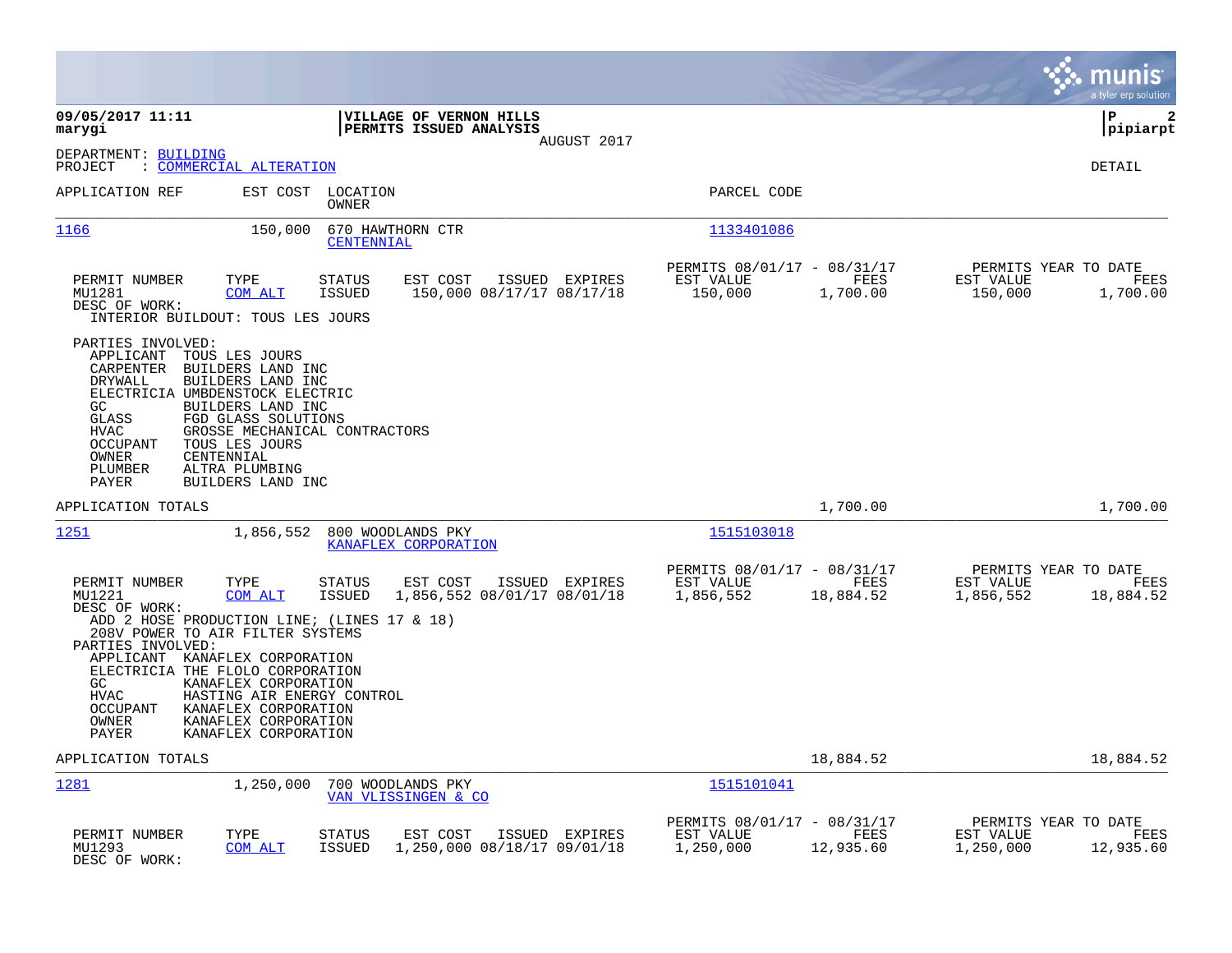**09/05/2017 11:11**
**marygi**

**VILLAGE OF VERNON HILLS**
**PERMITS ISSUED ANALYSIS**
AUGUST 2017

**P 2**
**pipiarpt**

DEPARTMENT: BUILDING
PROJECT : COMMERCIAL ALTERATION

DETAIL

| APPLICATION REF | EST COST | LOCATION / OWNER | PARCEL CODE |
|---|---|---|---|
| 1166 | 150,000 | 670 HAWTHORN CTR / CENTENNIAL | 1133401086 |

| PERMIT NUMBER | TYPE | STATUS | EST COST | ISSUED | EXPIRES | PERMITS 08/01/17 - 08/31/17 EST VALUE | FEES | PERMITS YEAR TO DATE EST VALUE | FEES |
|---|---|---|---|---|---|---|---|---|---|
| MU1281 | COM ALT | ISSUED | 150,000 | 08/17/17 | 08/17/18 | 150,000 | 1,700.00 | 150,000 | 1,700.00 |

DESC OF WORK:
INTERIOR BUILDOUT: TOUS LES JOURS

PARTIES INVOLVED:

- APPLICANT TOUS LES JOURS
- CARPENTER BUILDERS LAND INC
- DRYWALL BUILDERS LAND INC
- ELECTRICIA UMBDENSTOCK ELECTRIC
- GC BUILDERS LAND INC
- GLASS FGD GLASS SOLUTIONS
- HVAC GROSSE MECHANICAL CONTRACTORS
- OCCUPANT TOUS LES JOURS
- OWNER CENTENNIAL
- PLUMBER ALTRA PLUMBING
- PAYER BUILDERS LAND INC

APPLICATION TOTALS 1,700.00 1,700.00

| APPLICATION REF | EST COST | LOCATION / OWNER | PARCEL CODE |
|---|---|---|---|
| 1251 | 1,856,552 | 800 WOODLANDS PKY / KANAFLEX CORPORATION | 1515103018 |

| PERMIT NUMBER | TYPE | STATUS | EST COST | ISSUED | EXPIRES | PERMITS 08/01/17 - 08/31/17 EST VALUE | FEES | PERMITS YEAR TO DATE EST VALUE | FEES |
|---|---|---|---|---|---|---|---|---|---|
| MU1221 | COM ALT | ISSUED | 1,856,552 | 08/01/17 | 08/01/18 | 1,856,552 | 18,884.52 | 1,856,552 | 18,884.52 |

DESC OF WORK:
ADD 2 HOSE PRODUCTION LINE; (LINES 17 & 18)
208V POWER TO AIR FILTER SYSTEMS

PARTIES INVOLVED:

- APPLICANT KANAFLEX CORPORATION
- ELECTRICIA THE FLOLO CORPORATION
- GC KANAFLEX CORPORATION
- HVAC HASTING AIR ENERGY CONTROL
- OCCUPANT KANAFLEX CORPORATION
- OWNER KANAFLEX CORPORATION
- PAYER KANAFLEX CORPORATION

APPLICATION TOTALS 18,884.52 18,884.52

| APPLICATION REF | EST COST | LOCATION / OWNER | PARCEL CODE |
|---|---|---|---|
| 1281 | 1,250,000 | 700 WOODLANDS PKY / VAN VLISSINGEN & CO | 1515101041 |

| PERMIT NUMBER | TYPE | STATUS | EST COST | ISSUED | EXPIRES | PERMITS 08/01/17 - 08/31/17 EST VALUE | FEES | PERMITS YEAR TO DATE EST VALUE | FEES |
|---|---|---|---|---|---|---|---|---|---|
| MU1293 | COM ALT | ISSUED | 1,250,000 | 08/18/17 | 09/01/18 | 1,250,000 | 12,935.60 | 1,250,000 | 12,935.60 |

DESC OF WORK: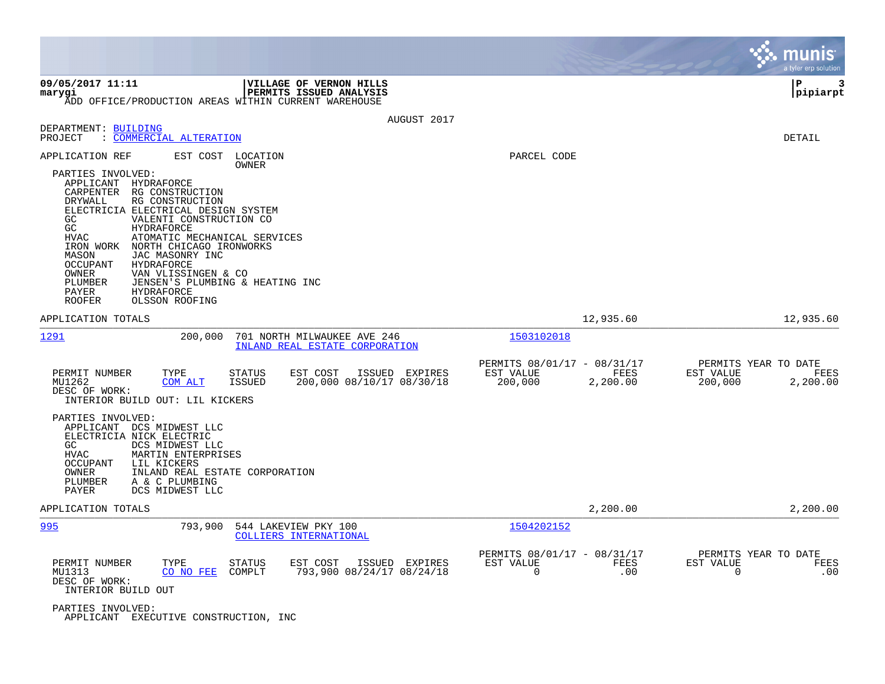**VILLAGE OF VERNON HILLS**
**PERMITS ISSUED ANALYSIS**

ADD OFFICE/PRODUCTION AREAS WITHIN CURRENT WAREHOUSE

AUGUST 2017

DEPARTMENT: BUILDING
PROJECT : COMMERCIAL ALTERATION

DETAIL

APPLICATION REF | EST COST | LOCATION / OWNER | PARCEL CODE

PARTIES INVOLVED:

| Role | Name |
|---|---|
| APPLICANT | HYDRAFORCE |
| CARPENTER | RG CONSTRUCTION |
| DRYWALL | RG CONSTRUCTION |
| ELECTRICIA | ELECTRICAL DESIGN SYSTEM |
| GC | VALENTI CONSTRUCTION CO |
| GC | HYDRAFORCE |
| HVAC | ATOMATIC MECHANICAL SERVICES |
| IRON WORK | NORTH CHICAGO IRONWORKS |
| MASON | JAC MASONRY INC |
| OCCUPANT | HYDRAFORCE |
| OWNER | VAN VLISSINGEN & CO |
| PLUMBER | JENSEN'S PLUMBING & HEATING INC |
| PAYER | HYDRAFORCE |
| ROOFER | OLSSON ROOFING |

APPLICATION TOTALS: 12,935.60 | 12,935.60

---

**1291** — 200,000 — 701 NORTH MILWAUKEE AVE 246 — INLAND REAL ESTATE CORPORATION — Parcel: 1503102018

| PERMIT NUMBER | TYPE | STATUS | EST COST | ISSUED | EXPIRES | PERMITS 08/01/17 - 08/31/17 EST VALUE | FEES | PERMITS YEAR TO DATE EST VALUE | FEES |
|---|---|---|---|---|---|---|---|---|---|
| MU1262 | COM ALT | ISSUED | 200,000 | 08/10/17 | 08/30/18 | 200,000 | 2,200.00 | 200,000 | 2,200.00 |

DESC OF WORK:
INTERIOR BUILD OUT: LIL KICKERS

PARTIES INVOLVED:

| Role | Name |
|---|---|
| APPLICANT | DCS MIDWEST LLC |
| ELECTRICIA | NICK ELECTRIC |
| GC | DCS MIDWEST LLC |
| HVAC | MARTIN ENTERPRISES |
| OCCUPANT | LIL KICKERS |
| OWNER | INLAND REAL ESTATE CORPORATION |
| PLUMBER | A & C PLUMBING |
| PAYER | DCS MIDWEST LLC |

APPLICATION TOTALS: 2,200.00 | 2,200.00

---

**995** — 793,900 — 544 LAKEVIEW PKY 100 — COLLIERS INTERNATIONAL — Parcel: 1504202152

| PERMIT NUMBER | TYPE | STATUS | EST COST | ISSUED | EXPIRES | PERMITS 08/01/17 - 08/31/17 EST VALUE | FEES | PERMITS YEAR TO DATE EST VALUE | FEES |
|---|---|---|---|---|---|---|---|---|---|
| MU1313 | CO NO FEE | COMPLT | 793,900 | 08/24/17 | 08/24/18 | 0 | .00 | 0 | .00 |

DESC OF WORK:
INTERIOR BUILD OUT

PARTIES INVOLVED:

| Role | Name |
|---|---|
| APPLICANT | EXECUTIVE CONSTRUCTION, INC |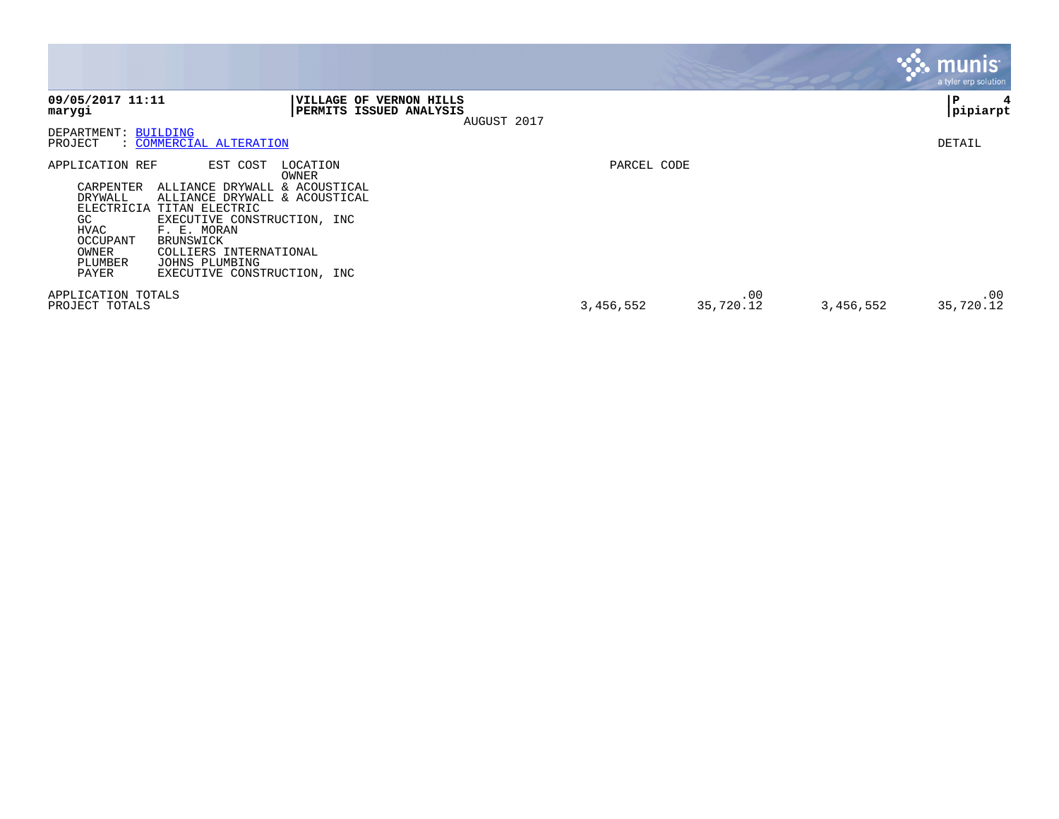**VILLAGE OF VERNON HILLS**
**PERMITS ISSUED ANALYSIS**
AUGUST 2017

**09/05/2017 11:11**
**marygi**

DEPARTMENT: BUILDING
PROJECT : COMMERCIAL ALTERATION

DETAIL

| APPLICATION REF | EST COST | LOCATION / OWNER | PARCEL CODE |
|---|---|---|---|
| CARPENTER | ALLIANCE DRYWALL & ACOUSTICAL | | |
| DRYWALL | ALLIANCE DRYWALL & ACOUSTICAL | | |
| ELECTRICIA | TITAN ELECTRIC | | |
| GC | EXECUTIVE CONSTRUCTION, INC | | |
| HVAC | F. E. MORAN | | |
| OCCUPANT | BRUNSWICK | | |
| OWNER | COLLIERS INTERNATIONAL | | |
| PLUMBER | JOHNS PLUMBING | | |
| PAYER | EXECUTIVE CONSTRUCTION, INC | | |

| | | | | |
|---|---|---|---|---|
| APPLICATION TOTALS | | .00 | | .00 |
| PROJECT TOTALS | 3,456,552 | 35,720.12 | 3,456,552 | 35,720.12 |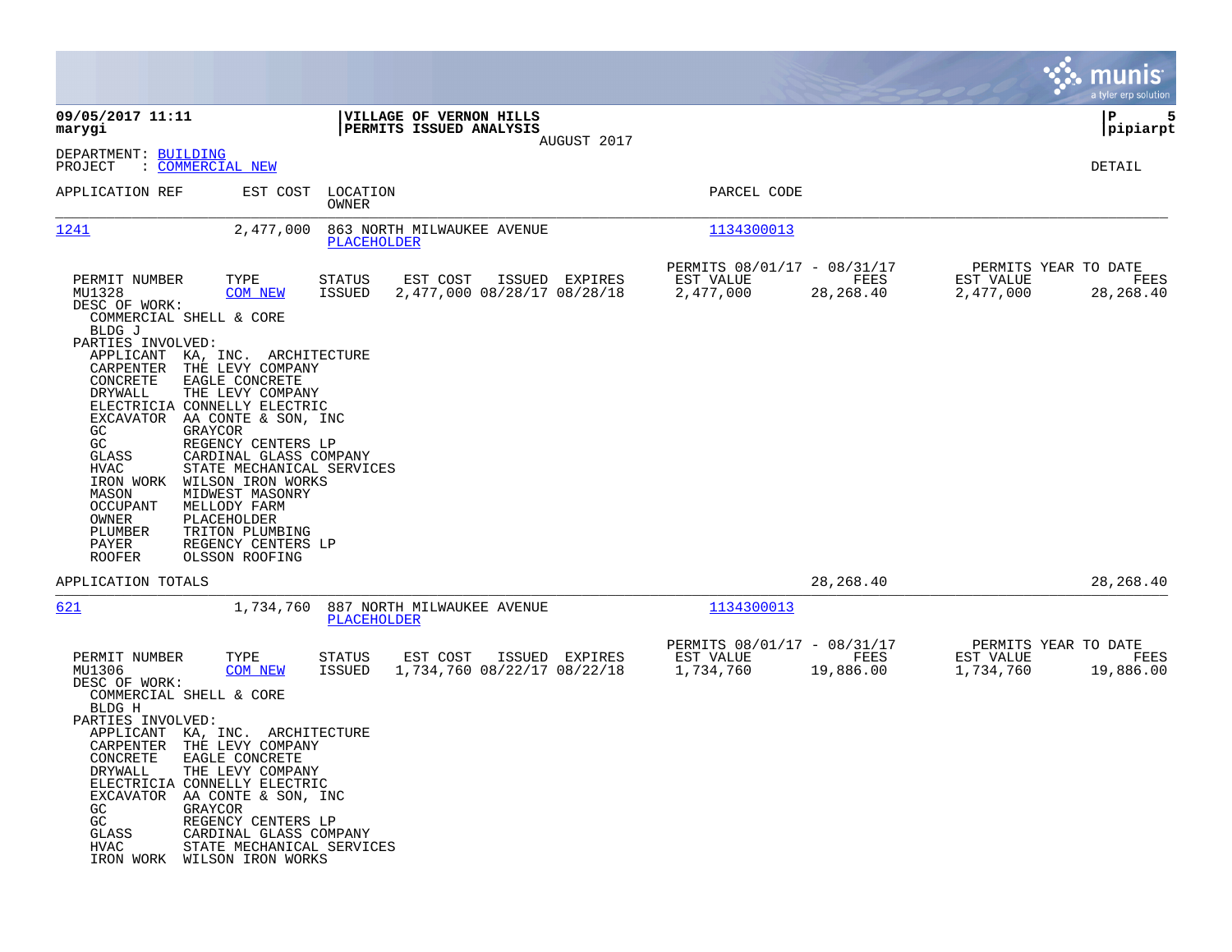**VILLAGE OF VERNON HILLS**
**PERMITS ISSUED ANALYSIS**
AUGUST 2017

09/05/2017 11:11
marygi

pipiarpt

DEPARTMENT: BUILDING
PROJECT : COMMERCIAL NEW

DETAIL

| APPLICATION REF | EST COST | LOCATION / OWNER | PARCEL CODE |
|---|---|---|---|
| 1241 | 2,477,000 | 863 NORTH MILWAUKEE AVENUE / PLACEHOLDER | 1134300013 |

| PERMIT NUMBER | TYPE | STATUS | EST COST | ISSUED | EXPIRES | PERMITS 08/01/17 - 08/31/17 EST VALUE | FEES | PERMITS YEAR TO DATE EST VALUE | FEES |
|---|---|---|---|---|---|---|---|---|---|
| MU1328 | COM NEW | ISSUED | 2,477,000 | 08/28/17 | 08/28/18 | 2,477,000 | 28,268.40 | 2,477,000 | 28,268.40 |

DESC OF WORK:
COMMERCIAL SHELL & CORE
BLDG J

PARTIES INVOLVED:

| Role | Name |
|---|---|
| APPLICANT | KA, INC. ARCHITECTURE |
| CARPENTER | THE LEVY COMPANY |
| CONCRETE | EAGLE CONCRETE |
| DRYWALL | THE LEVY COMPANY |
| ELECTRICIA | CONNELLY ELECTRIC |
| EXCAVATOR | AA CONTE & SON, INC |
| GC | GRAYCOR |
| GC | REGENCY CENTERS LP |
| GLASS | CARDINAL GLASS COMPANY |
| HVAC | STATE MECHANICAL SERVICES |
| IRON WORK | WILSON IRON WORKS |
| MASON | MIDWEST MASONRY |
| OCCUPANT | MELLODY FARM |
| OWNER | PLACEHOLDER |
| PLUMBER | TRITON PLUMBING |
| PAYER | REGENCY CENTERS LP |
| ROOFER | OLSSON ROOFING |

APPLICATION TOTALS 28,268.40 28,268.40

| APPLICATION REF | EST COST | LOCATION / OWNER | PARCEL CODE |
|---|---|---|---|
| 621 | 1,734,760 | 887 NORTH MILWAUKEE AVENUE / PLACEHOLDER | 1134300013 |

| PERMIT NUMBER | TYPE | STATUS | EST COST | ISSUED | EXPIRES | PERMITS 08/01/17 - 08/31/17 EST VALUE | FEES | PERMITS YEAR TO DATE EST VALUE | FEES |
|---|---|---|---|---|---|---|---|---|---|
| MU1306 | COM NEW | ISSUED | 1,734,760 | 08/22/17 | 08/22/18 | 1,734,760 | 19,886.00 | 1,734,760 | 19,886.00 |

DESC OF WORK:
COMMERCIAL SHELL & CORE
BLDG H

PARTIES INVOLVED:

| Role | Name |
|---|---|
| APPLICANT | KA, INC. ARCHITECTURE |
| CARPENTER | THE LEVY COMPANY |
| CONCRETE | EAGLE CONCRETE |
| DRYWALL | THE LEVY COMPANY |
| ELECTRICIA | CONNELLY ELECTRIC |
| EXCAVATOR | AA CONTE & SON, INC |
| GC | GRAYCOR |
| GC | REGENCY CENTERS LP |
| GLASS | CARDINAL GLASS COMPANY |
| HVAC | STATE MECHANICAL SERVICES |
| IRON WORK | WILSON IRON WORKS |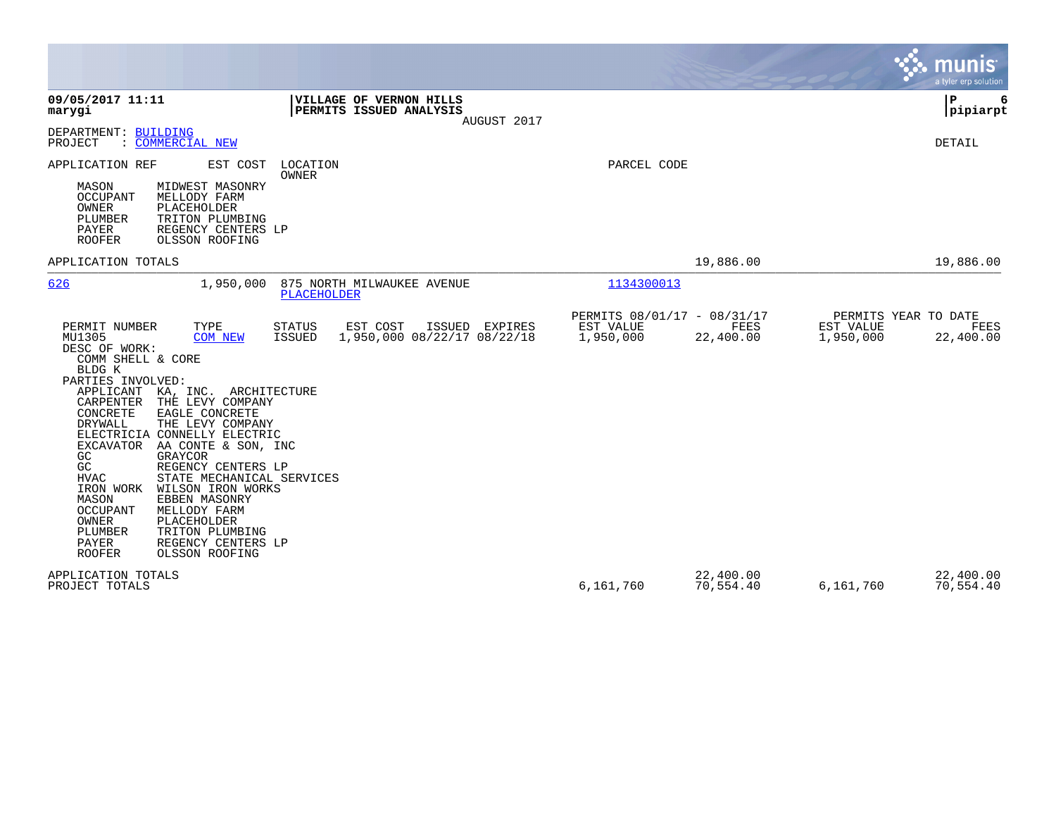**VILLAGE OF VERNON HILLS**
**PERMITS ISSUED ANALYSIS**
AUGUST 2017

09/05/2017 11:11
marygi

pipiarpt

DEPARTMENT: BUILDING
PROJECT : COMMERCIAL NEW

DETAIL

APPLICATION REF | EST COST | LOCATION / OWNER | PARCEL CODE

| Role | Party |
|---|---|
| MASON | MIDWEST MASONRY |
| OCCUPANT | MELLODY FARM |
| OWNER | PLACEHOLDER |
| PLUMBER | TRITON PLUMBING |
| PAYER | REGENCY CENTERS LP |
| ROOFER | OLSSON ROOFING |

APPLICATION TOTALS — 19,886.00 — 19,886.00

---

**626** — 1,950,000 — 875 NORTH MILWAUKEE AVENUE — PLACEHOLDER — Parcel: 1134300013

| PERMIT NUMBER | TYPE | STATUS | EST COST | ISSUED | EXPIRES | PERMITS 08/01/17 - 08/31/17 EST VALUE | FEES | PERMITS YEAR TO DATE EST VALUE | FEES |
|---|---|---|---|---|---|---|---|---|---|
| MU1305 | COM NEW | ISSUED | 1,950,000 | 08/22/17 | 08/22/18 | 1,950,000 | 22,400.00 | 1,950,000 | 22,400.00 |

DESC OF WORK:
COMM SHELL & CORE
BLDG K

PARTIES INVOLVED:

| Role | Party |
|---|---|
| APPLICANT | KA, INC. ARCHITECTURE |
| CARPENTER | THE LEVY COMPANY |
| CONCRETE | EAGLE CONCRETE |
| DRYWALL | THE LEVY COMPANY |
| ELECTRICIA | CONNELLY ELECTRIC |
| EXCAVATOR | AA CONTE & SON, INC |
| GC | GRAYCOR |
| GC | REGENCY CENTERS LP |
| HVAC | STATE MECHANICAL SERVICES |
| IRON WORK | WILSON IRON WORKS |
| MASON | EBBEN MASONRY |
| OCCUPANT | MELLODY FARM |
| OWNER | PLACEHOLDER |
| PLUMBER | TRITON PLUMBING |
| PAYER | REGENCY CENTERS LP |
| ROOFER | OLSSON ROOFING |

| | EST VALUE | FEES | YTD EST VALUE | YTD FEES |
|---|---|---|---|---|
| APPLICATION TOTALS | | 22,400.00 | | 22,400.00 |
| PROJECT TOTALS | 6,161,760 | 70,554.40 | 6,161,760 | 70,554.40 |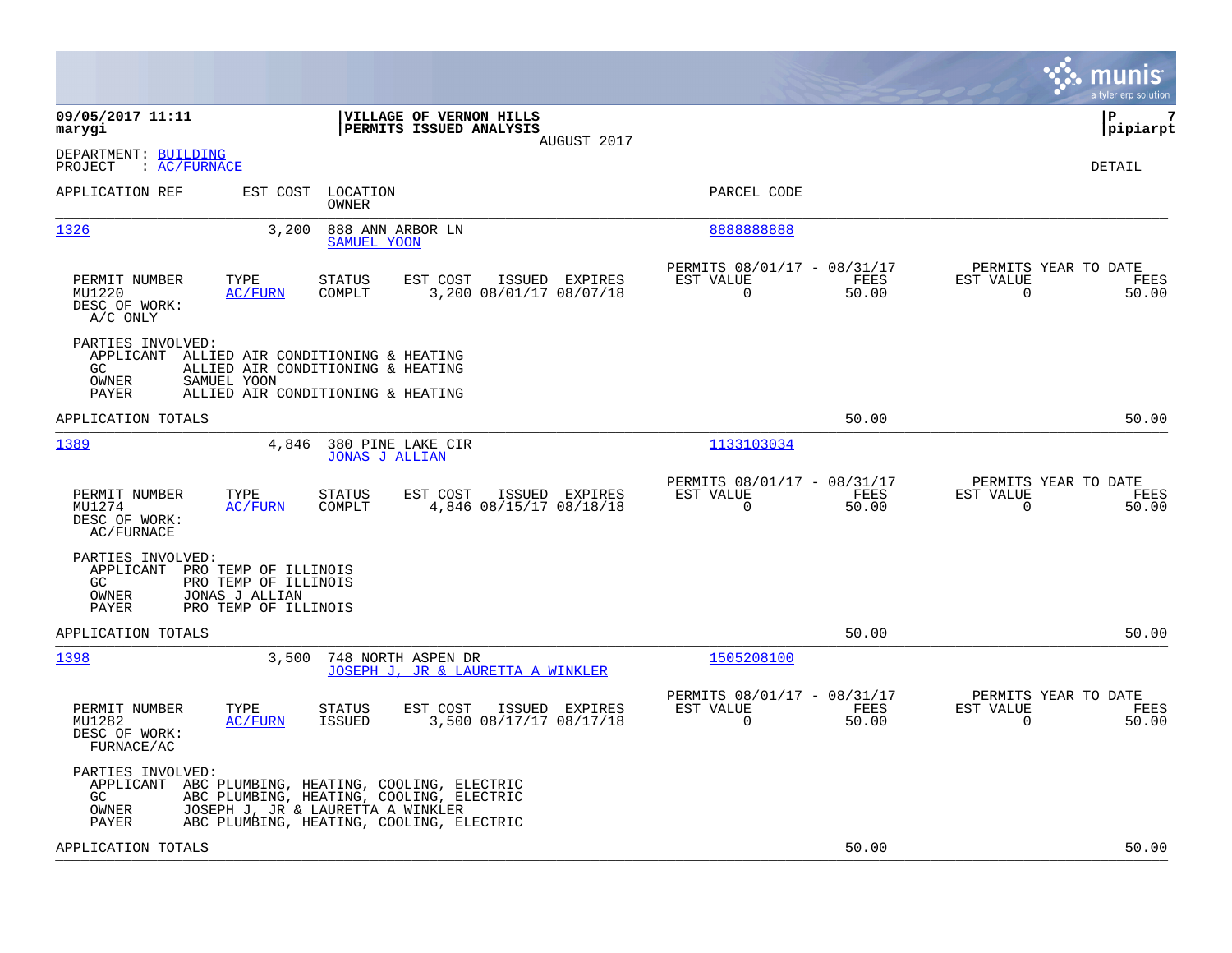**09/05/2017 11:11**
**marygi**

**VILLAGE OF VERNON HILLS**
**PERMITS ISSUED ANALYSIS**
AUGUST 2017

**P 7**
**pipiarpt**

DEPARTMENT: BUILDING
PROJECT : AC/FURNACE

DETAIL

| APPLICATION REF | EST COST | LOCATION / OWNER | PARCEL CODE |
|---|---|---|---|
| 1326 | 3,200 | 888 ANN ARBOR LN / SAMUEL YOON | 8888888888 |

| PERMIT NUMBER | TYPE | STATUS | EST COST | ISSUED | EXPIRES | PERMITS 08/01/17 - 08/31/17 EST VALUE | FEES | PERMITS YEAR TO DATE EST VALUE | FEES |
|---|---|---|---|---|---|---|---|---|---|
| MU1220 | AC/FURN | COMPLT | 3,200 | 08/01/17 | 08/07/18 | 0 | 50.00 | 0 | 50.00 |

DESC OF WORK:
A/C ONLY

PARTIES INVOLVED:
APPLICANT ALLIED AIR CONDITIONING & HEATING
GC ALLIED AIR CONDITIONING & HEATING
OWNER SAMUEL YOON
PAYER ALLIED AIR CONDITIONING & HEATING

APPLICATION TOTALS 50.00 50.00

| APPLICATION REF | EST COST | LOCATION / OWNER | PARCEL CODE |
|---|---|---|---|
| 1389 | 4,846 | 380 PINE LAKE CIR / JONAS J ALLIAN | 1133103034 |

| PERMIT NUMBER | TYPE | STATUS | EST COST | ISSUED | EXPIRES | PERMITS 08/01/17 - 08/31/17 EST VALUE | FEES | PERMITS YEAR TO DATE EST VALUE | FEES |
|---|---|---|---|---|---|---|---|---|---|
| MU1274 | AC/FURN | COMPLT | 4,846 | 08/15/17 | 08/18/18 | 0 | 50.00 | 0 | 50.00 |

DESC OF WORK:
AC/FURNACE

PARTIES INVOLVED:
APPLICANT PRO TEMP OF ILLINOIS
GC PRO TEMP OF ILLINOIS
OWNER JONAS J ALLIAN
PAYER PRO TEMP OF ILLINOIS

APPLICATION TOTALS 50.00 50.00

| APPLICATION REF | EST COST | LOCATION / OWNER | PARCEL CODE |
|---|---|---|---|
| 1398 | 3,500 | 748 NORTH ASPEN DR / JOSEPH J, JR & LAURETTA A WINKLER | 1505208100 |

| PERMIT NUMBER | TYPE | STATUS | EST COST | ISSUED | EXPIRES | PERMITS 08/01/17 - 08/31/17 EST VALUE | FEES | PERMITS YEAR TO DATE EST VALUE | FEES |
|---|---|---|---|---|---|---|---|---|---|
| MU1282 | AC/FURN | ISSUED | 3,500 | 08/17/17 | 08/17/18 | 0 | 50.00 | 0 | 50.00 |

DESC OF WORK:
FURNACE/AC

PARTIES INVOLVED:
APPLICANT ABC PLUMBING, HEATING, COOLING, ELECTRIC
GC ABC PLUMBING, HEATING, COOLING, ELECTRIC
OWNER JOSEPH J, JR & LAURETTA A WINKLER
PAYER ABC PLUMBING, HEATING, COOLING, ELECTRIC

APPLICATION TOTALS 50.00 50.00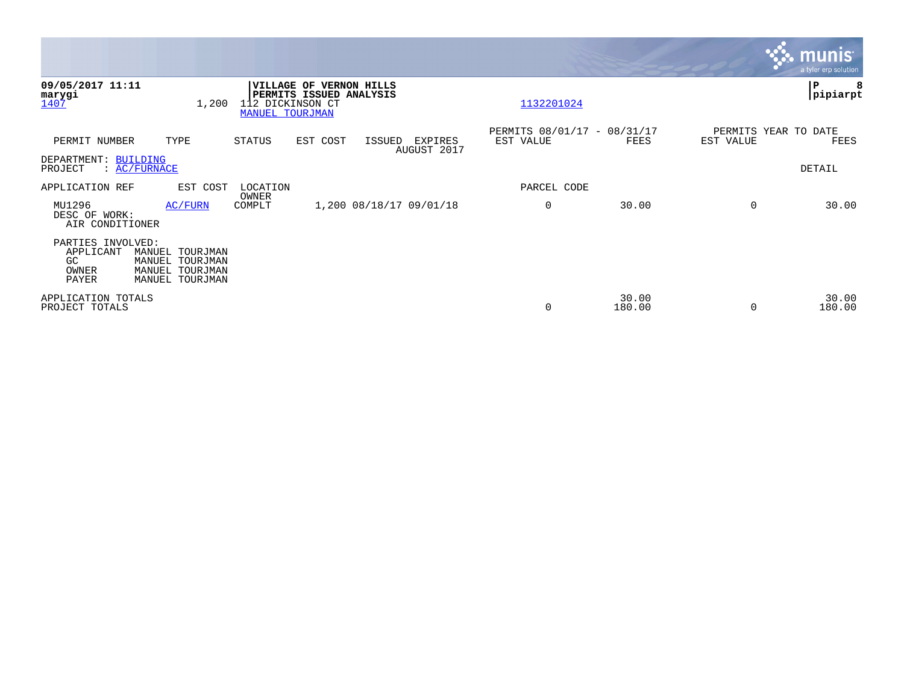09/05/2017 11:11
marygi
1407 1,200

**VILLAGE OF VERNON HILLS**
**PERMITS ISSUED ANALYSIS**
112 DICKINSON CT
MANUEL TOURJMAN

1132201024

pipiarpt

| PERMIT NUMBER | TYPE | STATUS | EST COST | ISSUED | EXPIRES | PERMITS 08/01/17 - 08/31/17 EST VALUE | FEES | PERMITS YEAR TO DATE EST VALUE | FEES |
|---|---|---|---|---|---|---|---|---|---|
| | | | | | AUGUST 2017 | | | | |

DEPARTMENT: BUILDING
PROJECT : AC/FURNACE

DETAIL

| APPLICATION REF | EST COST | LOCATION OWNER | | | | PARCEL CODE | | | |
|---|---|---|---|---|---|---|---|---|---|
| MU1296 | AC/FURN | COMPLT | 1,200 | 08/18/17 | 09/01/18 | 0 | 30.00 | 0 | 30.00 |

DESC OF WORK:
AIR CONDITIONER

PARTIES INVOLVED:
APPLICANT MANUEL TOURJMAN
GC MANUEL TOURJMAN
OWNER MANUEL TOURJMAN
PAYER MANUEL TOURJMAN

| | EST VALUE | FEES | EST VALUE | FEES |
|---|---|---|---|---|
| APPLICATION TOTALS | | 30.00 | | 30.00 |
| PROJECT TOTALS | 0 | 180.00 | 0 | 180.00 |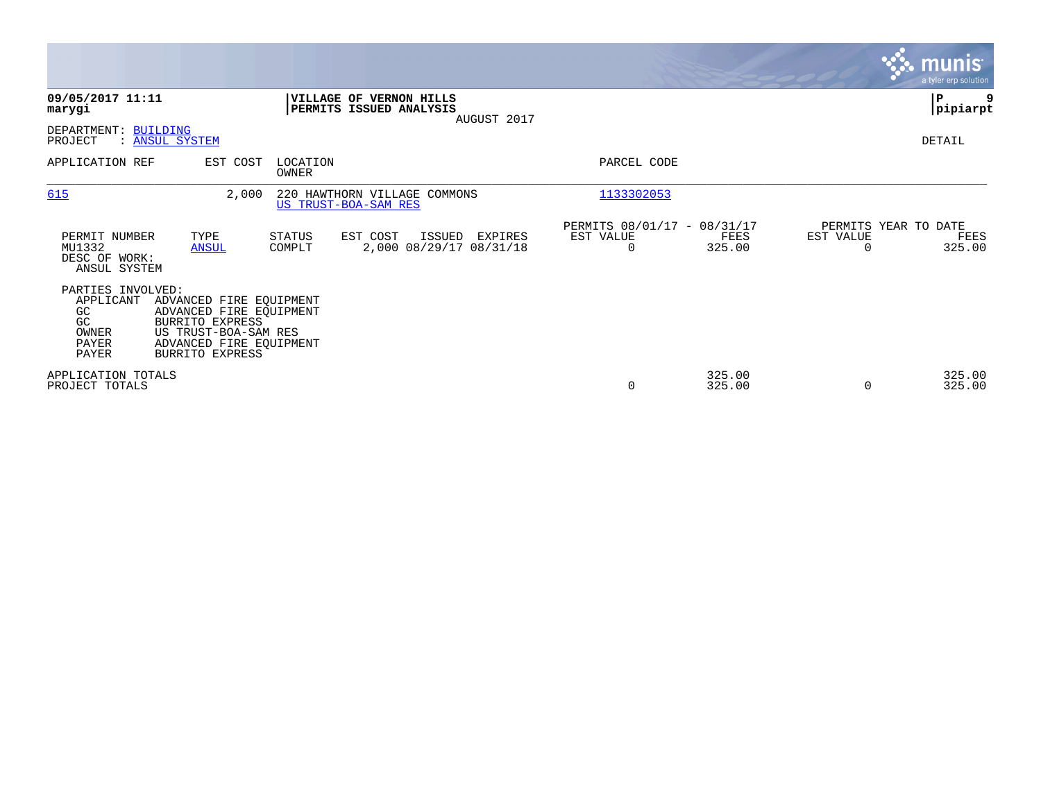**09/05/2017 11:11**
**marygi**

**VILLAGE OF VERNON HILLS**
**PERMITS ISSUED ANALYSIS**
AUGUST 2017

**P 9**
**pipiarpt**

DEPARTMENT: BUILDING
PROJECT : ANSUL SYSTEM

DETAIL

| APPLICATION REF | EST COST | LOCATION / OWNER | PARCEL CODE |
|---|---|---|---|
| 615 | 2,000 | 220 HAWTHORN VILLAGE COMMONS / US TRUST-BOA-SAM RES | 1133302053 |

| PERMIT NUMBER | TYPE | STATUS | EST COST | ISSUED | EXPIRES | PERMITS 08/01/17 - 08/31/17 EST VALUE | FEES | PERMITS YEAR TO DATE EST VALUE | FEES |
|---|---|---|---|---|---|---|---|---|---|
| MU1332 | ANSUL | COMPLT | 2,000 | 08/29/17 | 08/31/18 | 0 | 325.00 | 0 | 325.00 |

DESC OF WORK:
ANSUL SYSTEM

PARTIES INVOLVED:

| Role | Name |
|---|---|
| APPLICANT | ADVANCED FIRE EQUIPMENT |
| GC | ADVANCED FIRE EQUIPMENT |
| GC | BURRITO EXPRESS |
| OWNER | US TRUST-BOA-SAM RES |
| PAYER | ADVANCED FIRE EQUIPMENT |
| PAYER | BURRITO EXPRESS |

| | EST VALUE | FEES | EST VALUE | FEES |
|---|---|---|---|---|
| APPLICATION TOTALS | | 325.00 | | 325.00 |
| PROJECT TOTALS | 0 | 325.00 | 0 | 325.00 |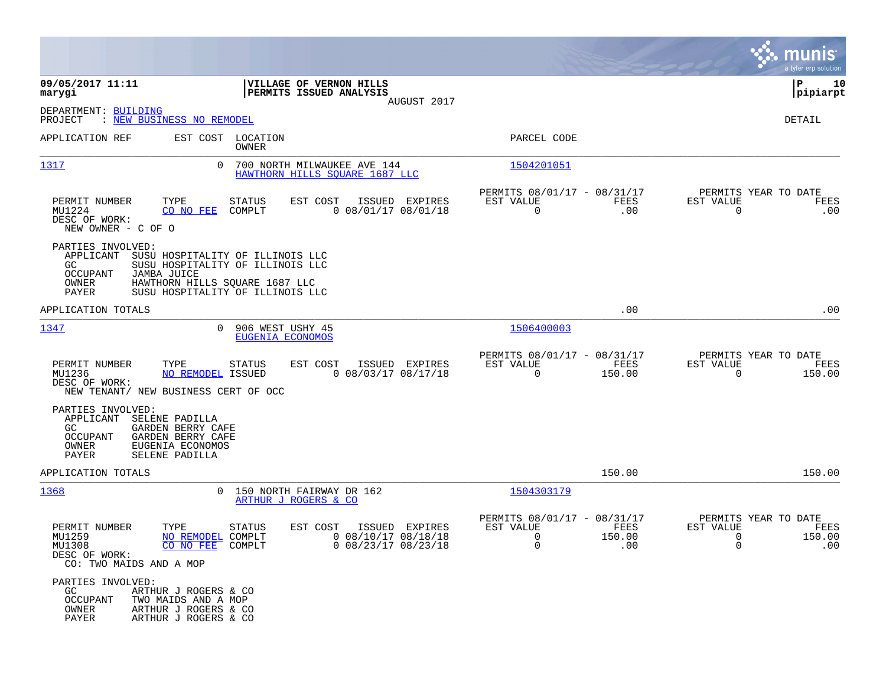**09/05/2017 11:11**
**marygi**

**VILLAGE OF VERNON HILLS**
**PERMITS ISSUED ANALYSIS**
AUGUST 2017

**P 10**
**pipiarpt**

DEPARTMENT: BUILDING
PROJECT : NEW BUSINESS NO REMODEL

DETAIL

| APPLICATION REF | EST COST | LOCATION / OWNER | PARCEL CODE |
|---|---|---|---|
| 1317 | 0 | 700 NORTH MILWAUKEE AVE 144 / HAWTHORN HILLS SQUARE 1687 LLC | 1504201051 |

| PERMIT NUMBER | TYPE | STATUS | EST COST | ISSUED | EXPIRES | PERMITS 08/01/17 - 08/31/17 EST VALUE | FEES | PERMITS YEAR TO DATE EST VALUE | FEES |
|---|---|---|---|---|---|---|---|---|---|
| MU1224 | CO NO FEE | COMPLT | 0 | 08/01/17 | 08/01/18 | 0 | .00 | 0 | .00 |

DESC OF WORK:
NEW OWNER - C OF O

PARTIES INVOLVED:
- APPLICANT SUSU HOSPITALITY OF ILLINOIS LLC
- GC SUSU HOSPITALITY OF ILLINOIS LLC
- OCCUPANT JAMBA JUICE
- OWNER HAWTHORN HILLS SQUARE 1687 LLC
- PAYER SUSU HOSPITALITY OF ILLINOIS LLC

APPLICATION TOTALS .00 .00

| APPLICATION REF | EST COST | LOCATION / OWNER | PARCEL CODE |
|---|---|---|---|
| 1347 | 0 | 906 WEST USHY 45 / EUGENIA ECONOMOS | 1506400003 |

| PERMIT NUMBER | TYPE | STATUS | EST COST | ISSUED | EXPIRES | PERMITS 08/01/17 - 08/31/17 EST VALUE | FEES | PERMITS YEAR TO DATE EST VALUE | FEES |
|---|---|---|---|---|---|---|---|---|---|
| MU1236 | NO REMODEL | ISSUED | 0 | 08/03/17 | 08/17/18 | 0 | 150.00 | 0 | 150.00 |

DESC OF WORK:
NEW TENANT/ NEW BUSINESS CERT OF OCC

PARTIES INVOLVED:
- APPLICANT SELENE PADILLA
- GC GARDEN BERRY CAFE
- OCCUPANT GARDEN BERRY CAFE
- OWNER EUGENIA ECONOMOS
- PAYER SELENE PADILLA

APPLICATION TOTALS 150.00 150.00

| APPLICATION REF | EST COST | LOCATION / OWNER | PARCEL CODE |
|---|---|---|---|
| 1368 | 0 | 150 NORTH FAIRWAY DR 162 / ARTHUR J ROGERS & CO | 1504303179 |

| PERMIT NUMBER | TYPE | STATUS | EST COST | ISSUED | EXPIRES | PERMITS 08/01/17 - 08/31/17 EST VALUE | FEES | PERMITS YEAR TO DATE EST VALUE | FEES |
|---|---|---|---|---|---|---|---|---|---|
| MU1259 | NO REMODEL | COMPLT | 0 | 08/10/17 | 08/18/18 | 0 | 150.00 | 0 | 150.00 |
| MU1308 | CO NO FEE | COMPLT | 0 | 08/23/17 | 08/23/18 | 0 | .00 | 0 | .00 |

DESC OF WORK:
CO: TWO MAIDS AND A MOP

PARTIES INVOLVED:
- GC ARTHUR J ROGERS & CO
- OCCUPANT TWO MAIDS AND A MOP
- OWNER ARTHUR J ROGERS & CO
- PAYER ARTHUR J ROGERS & CO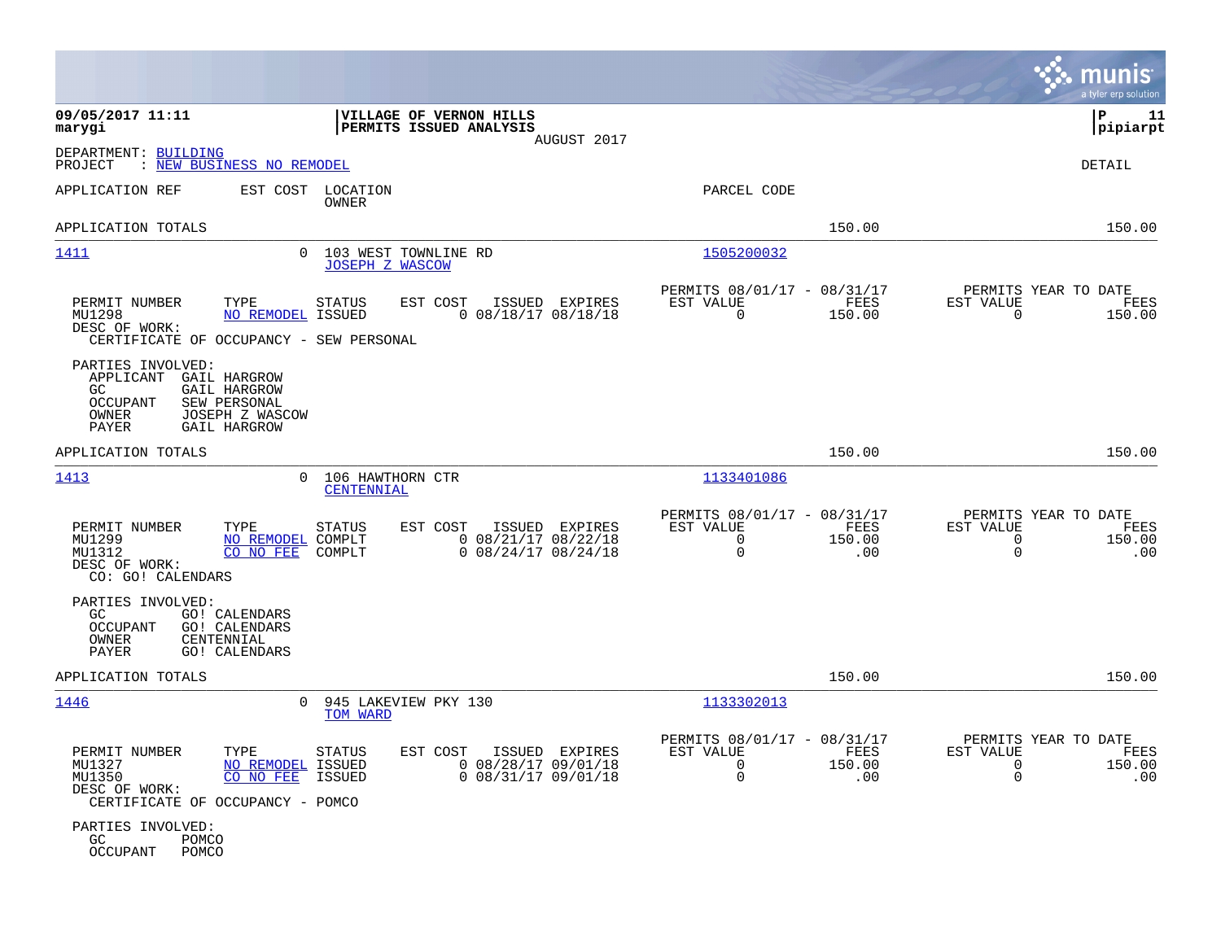09/05/2017 11:11
marygi

**VILLAGE OF VERNON HILLS**
**PERMITS ISSUED ANALYSIS**
AUGUST 2017

P 11
pipiarpt

DEPARTMENT: BUILDING
PROJECT : NEW BUSINESS NO REMODEL

DETAIL

APPLICATION REF | EST COST | LOCATION / OWNER | PARCEL CODE

APPLICATION TOTALS 150.00 150.00

---

**1411** | 0 | 103 WEST TOWNLINE RD / JOSEPH Z WASCOW | 1505200032

| PERMIT NUMBER | TYPE | STATUS | EST COST | ISSUED | EXPIRES | PERMITS 08/01/17 - 08/31/17 EST VALUE | FEES | PERMITS YEAR TO DATE EST VALUE | FEES |
|---|---|---|---|---|---|---|---|---|---|
| MU1298 | NO REMODEL | ISSUED | 0 | 08/18/17 | 08/18/18 | 0 | 150.00 | 0 | 150.00 |

DESC OF WORK:
CERTIFICATE OF OCCUPANCY - SEW PERSONAL

PARTIES INVOLVED:
- APPLICANT GAIL HARGROW
- GC GAIL HARGROW
- OCCUPANT SEW PERSONAL
- OWNER JOSEPH Z WASCOW
- PAYER GAIL HARGROW

APPLICATION TOTALS 150.00 150.00

---

**1413** | 0 | 106 HAWTHORN CTR / CENTENNIAL | 1133401086

| PERMIT NUMBER | TYPE | STATUS | EST COST | ISSUED | EXPIRES | PERMITS 08/01/17 - 08/31/17 EST VALUE | FEES | PERMITS YEAR TO DATE EST VALUE | FEES |
|---|---|---|---|---|---|---|---|---|---|
| MU1299 | NO REMODEL | COMPLT | 0 | 08/21/17 | 08/22/18 | 0 | 150.00 | 0 | 150.00 |
| MU1312 | CO NO FEE | COMPLT | 0 | 08/24/17 | 08/24/18 | 0 | .00 | 0 | .00 |

DESC OF WORK:
CO: GO! CALENDARS

PARTIES INVOLVED:
- GC GO! CALENDARS
- OCCUPANT GO! CALENDARS
- OWNER CENTENNIAL
- PAYER GO! CALENDARS

APPLICATION TOTALS 150.00 150.00

---

**1446** | 0 | 945 LAKEVIEW PKY 130 / TOM WARD | 1133302013

| PERMIT NUMBER | TYPE | STATUS | EST COST | ISSUED | EXPIRES | PERMITS 08/01/17 - 08/31/17 EST VALUE | FEES | PERMITS YEAR TO DATE EST VALUE | FEES |
|---|---|---|---|---|---|---|---|---|---|
| MU1327 | NO REMODEL | ISSUED | 0 | 08/28/17 | 09/01/18 | 0 | 150.00 | 0 | 150.00 |
| MU1350 | CO NO FEE | ISSUED | 0 | 08/31/17 | 09/01/18 | 0 | .00 | 0 | .00 |

DESC OF WORK:
CERTIFICATE OF OCCUPANCY - POMCO

PARTIES INVOLVED:
- GC POMCO
- OCCUPANT POMCO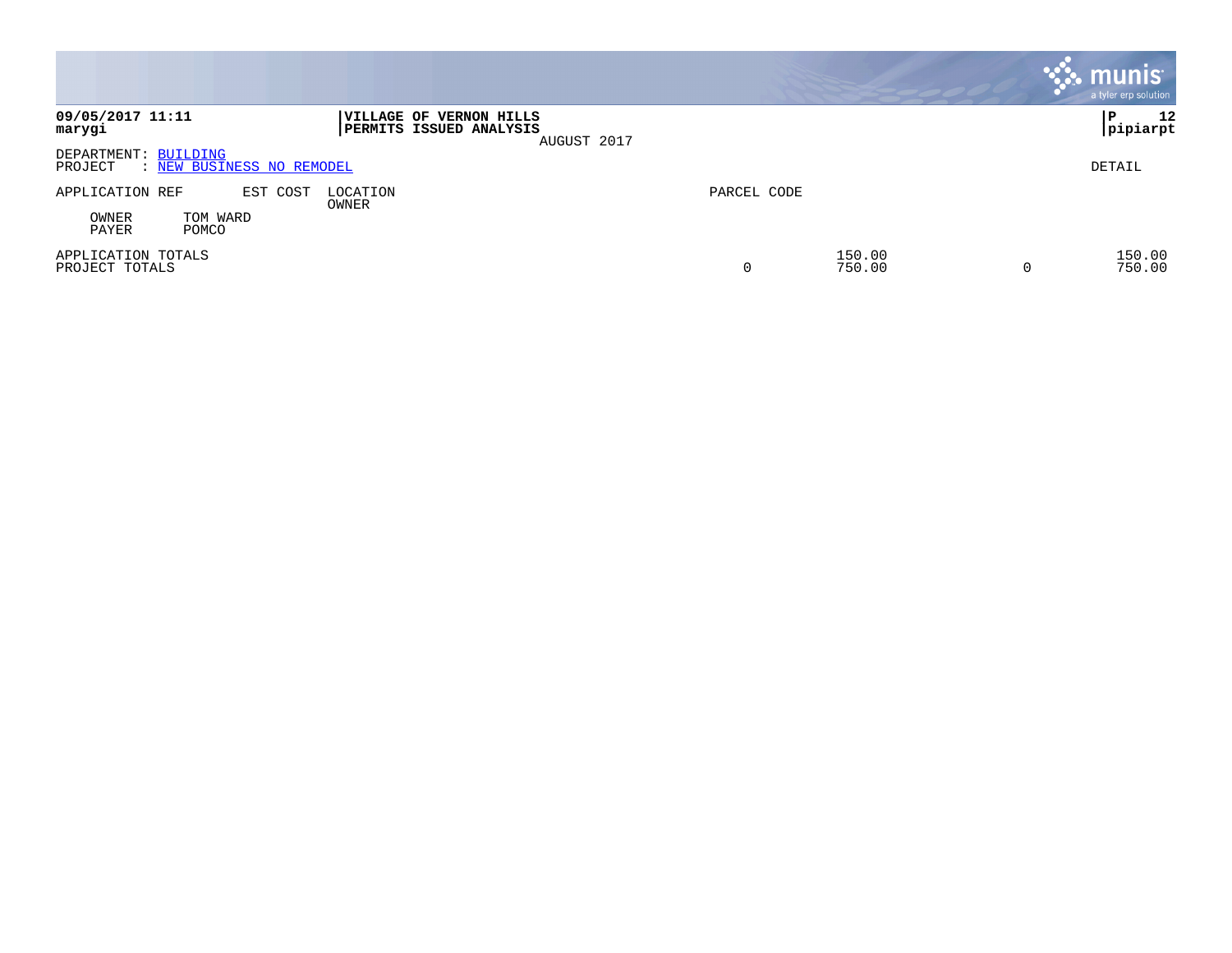**VILLAGE OF VERNON HILLS**
**PERMITS ISSUED ANALYSIS**
AUGUST 2017

DEPARTMENT: BUILDING
PROJECT : NEW BUSINESS NO REMODEL

DETAIL

| APPLICATION REF | EST COST | LOCATION / OWNER | PARCEL CODE | | | |
|---|---|---|---|---|---|---|
| OWNER / PAYER | TOM WARD / POMCO | | | | | |
| APPLICATION TOTALS | | | | 150.00 | | 150.00 |
| PROJECT TOTALS | | | 0 | 750.00 | 0 | 750.00 |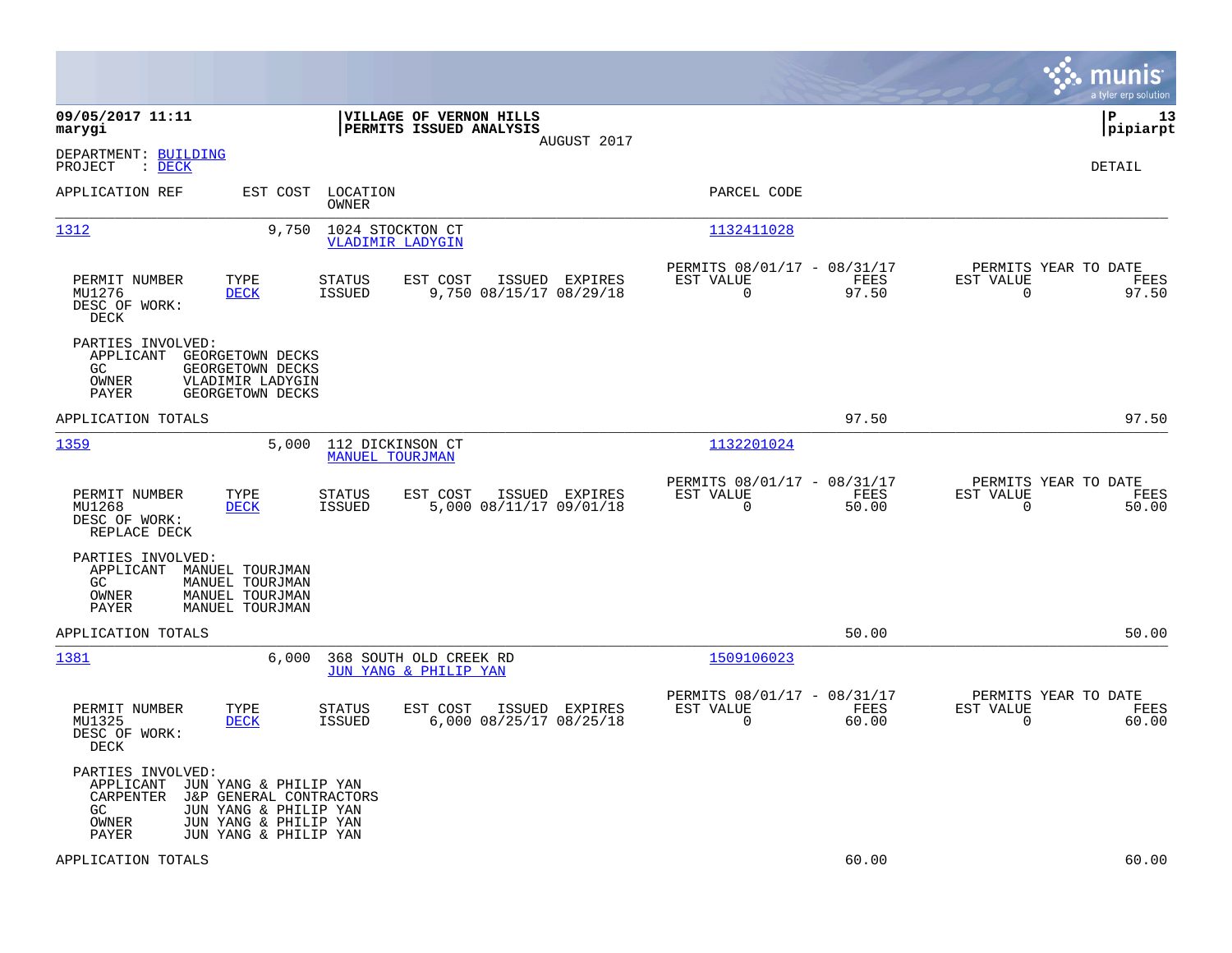**09/05/2017 11:11**
**marygi**

**VILLAGE OF VERNON HILLS**
**PERMITS ISSUED ANALYSIS**
AUGUST 2017

**P 13**
**pipiarpt**

DEPARTMENT: BUILDING
PROJECT : DECK

DETAIL

| APPLICATION REF | EST COST | LOCATION / OWNER | PARCEL CODE |
|---|---|---|---|
| 1312 | 9,750 | 1024 STOCKTON CT / VLADIMIR LADYGIN | 1132411028 |

| PERMIT NUMBER | TYPE | STATUS | EST COST | ISSUED | EXPIRES | PERMITS 08/01/17 - 08/31/17 EST VALUE | FEES | PERMITS YEAR TO DATE EST VALUE | FEES |
|---|---|---|---|---|---|---|---|---|---|
| MU1276 | DECK | ISSUED | 9,750 | 08/15/17 | 08/29/18 | 0 | 97.50 | 0 | 97.50 |

DESC OF WORK:
DECK

PARTIES INVOLVED:
- APPLICANT GEORGETOWN DECKS
- GC GEORGETOWN DECKS
- OWNER VLADIMIR LADYGIN
- PAYER GEORGETOWN DECKS

APPLICATION TOTALS 97.50 97.50

| APPLICATION REF | EST COST | LOCATION / OWNER | PARCEL CODE |
|---|---|---|---|
| 1359 | 5,000 | 112 DICKINSON CT / MANUEL TOURJMAN | 1132201024 |

| PERMIT NUMBER | TYPE | STATUS | EST COST | ISSUED | EXPIRES | PERMITS 08/01/17 - 08/31/17 EST VALUE | FEES | PERMITS YEAR TO DATE EST VALUE | FEES |
|---|---|---|---|---|---|---|---|---|---|
| MU1268 | DECK | ISSUED | 5,000 | 08/11/17 | 09/01/18 | 0 | 50.00 | 0 | 50.00 |

DESC OF WORK:
REPLACE DECK

PARTIES INVOLVED:
- APPLICANT MANUEL TOURJMAN
- GC MANUEL TOURJMAN
- OWNER MANUEL TOURJMAN
- PAYER MANUEL TOURJMAN

APPLICATION TOTALS 50.00 50.00

| APPLICATION REF | EST COST | LOCATION / OWNER | PARCEL CODE |
|---|---|---|---|
| 1381 | 6,000 | 368 SOUTH OLD CREEK RD / JUN YANG & PHILIP YAN | 1509106023 |

| PERMIT NUMBER | TYPE | STATUS | EST COST | ISSUED | EXPIRES | PERMITS 08/01/17 - 08/31/17 EST VALUE | FEES | PERMITS YEAR TO DATE EST VALUE | FEES |
|---|---|---|---|---|---|---|---|---|---|
| MU1325 | DECK | ISSUED | 6,000 | 08/25/17 | 08/25/18 | 0 | 60.00 | 0 | 60.00 |

DESC OF WORK:
DECK

PARTIES INVOLVED:
- APPLICANT JUN YANG & PHILIP YAN
- CARPENTER J&P GENERAL CONTRACTORS
- GC JUN YANG & PHILIP YAN
- OWNER JUN YANG & PHILIP YAN
- PAYER JUN YANG & PHILIP YAN

APPLICATION TOTALS 60.00 60.00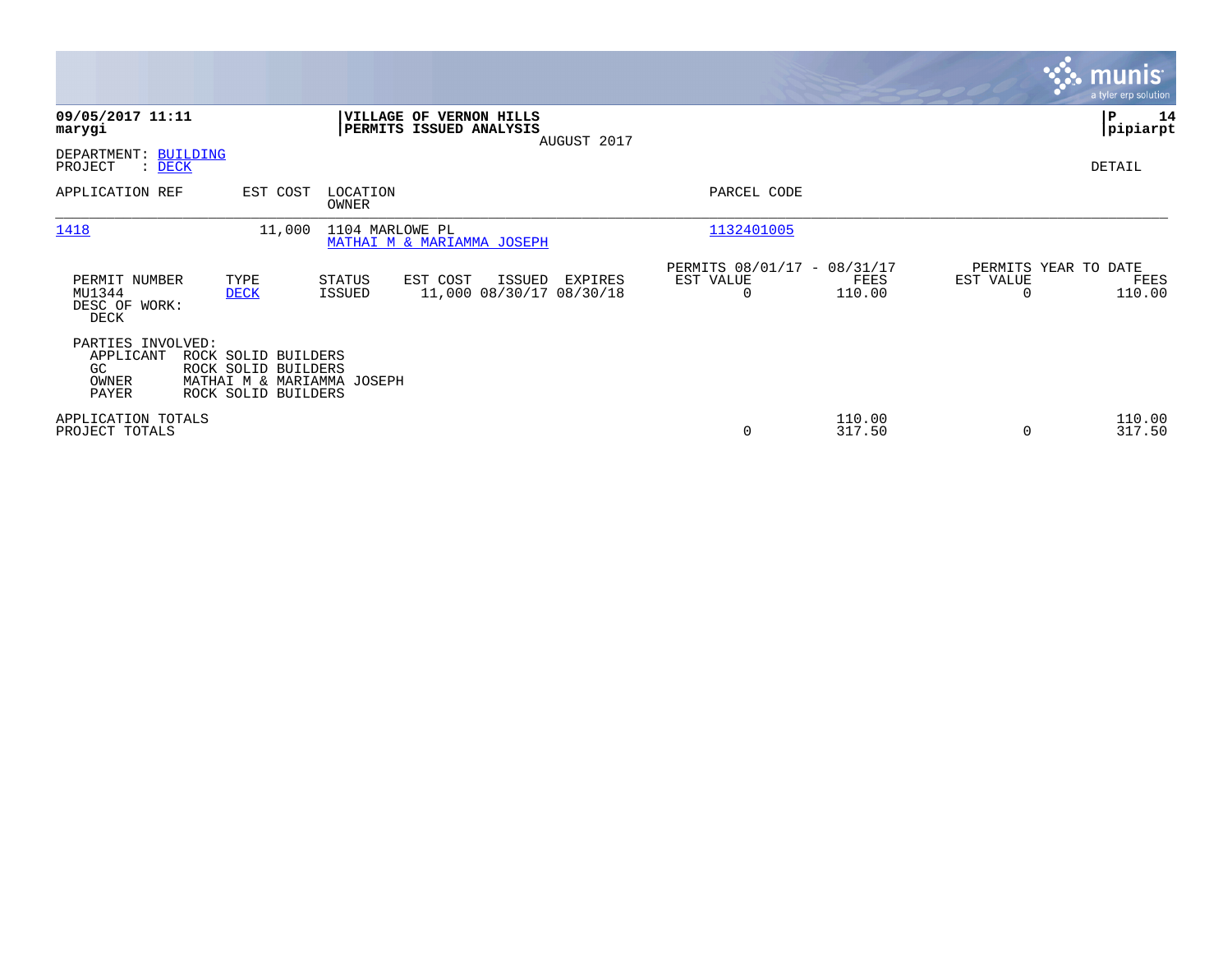**09/05/2017 11:11**
**marygi**

**VILLAGE OF VERNON HILLS**
**PERMITS ISSUED ANALYSIS**
AUGUST 2017

**P 14**
**pipiarpt**

DEPARTMENT: BUILDING
PROJECT : DECK

DETAIL

| APPLICATION REF | EST COST | LOCATION / OWNER | PARCEL CODE |
|---|---|---|---|
| 1418 | 11,000 | 1104 MARLOWE PL / MATHAI M & MARIAMMA JOSEPH | 1132401005 |

| PERMIT NUMBER | TYPE | STATUS | EST COST | ISSUED | EXPIRES | PERMITS 08/01/17 - 08/31/17 EST VALUE | FEES | PERMITS YEAR TO DATE EST VALUE | FEES |
|---|---|---|---|---|---|---|---|---|---|
| MU1344 | DECK | ISSUED | 11,000 | 08/30/17 | 08/30/18 | 0 | 110.00 | 0 | 110.00 |

DESC OF WORK:
DECK

PARTIES INVOLVED:

| Role | Name |
|---|---|
| APPLICANT | ROCK SOLID BUILDERS |
| GC | ROCK SOLID BUILDERS |
| OWNER | MATHAI M & MARIAMMA JOSEPH |
| PAYER | ROCK SOLID BUILDERS |

| | EST VALUE | FEES | YTD EST VALUE | YTD FEES |
|---|---|---|---|---|
| APPLICATION TOTALS | | 110.00 | | 110.00 |
| PROJECT TOTALS | 0 | 317.50 | 0 | 317.50 |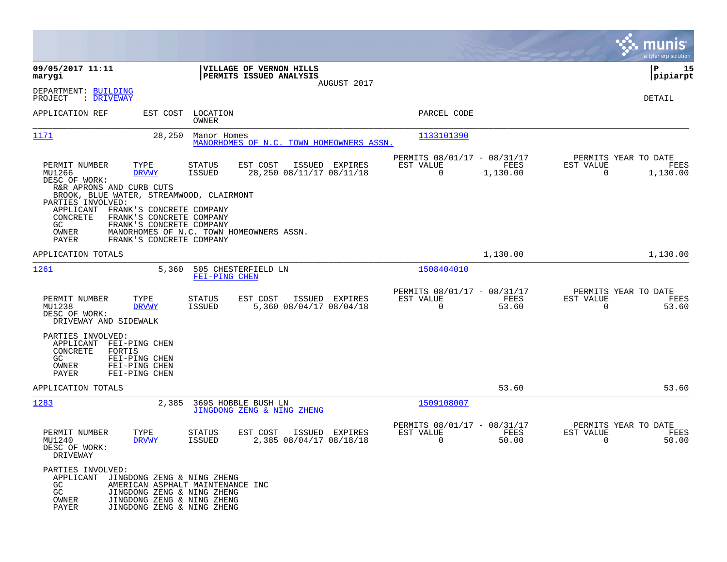**VILLAGE OF VERNON HILLS**
**PERMITS ISSUED ANALYSIS**
AUGUST 2017

09/05/2017 11:11
marygi

P 15
pipiarpt

DEPARTMENT: BUILDING
PROJECT : DRIVEWAY

DETAIL

| APPLICATION REF | EST COST | LOCATION / OWNER | PARCEL CODE |
|---|---|---|---|
| 1171 | 28,250 | Manor Homes / MANORHOMES OF N.C. TOWN HOMEOWNERS ASSN. | 1133101390 |

| PERMIT NUMBER | TYPE | STATUS | EST COST | ISSUED | EXPIRES | PERMITS 08/01/17 - 08/31/17 EST VALUE | FEES | PERMITS YEAR TO DATE EST VALUE | FEES |
|---|---|---|---|---|---|---|---|---|---|
| MU1266 | DRVWY | ISSUED | 28,250 | 08/11/17 | 08/11/18 | 0 | 1,130.00 | 0 | 1,130.00 |

DESC OF WORK:
R&R APRONS AND CURB CUTS
BROOK, BLUE WATER, STREAMWOOD, CLAIRMONT

PARTIES INVOLVED:
- APPLICANT FRANK'S CONCRETE COMPANY
- CONCRETE FRANK'S CONCRETE COMPANY
- GC FRANK'S CONCRETE COMPANY
- OWNER MANORHOMES OF N.C. TOWN HOMEOWNERS ASSN.
- PAYER FRANK'S CONCRETE COMPANY

APPLICATION TOTALS: 1,130.00 | 1,130.00

| APPLICATION REF | EST COST | LOCATION / OWNER | PARCEL CODE |
|---|---|---|---|
| 1261 | 5,360 | 505 CHESTERFIELD LN / FEI-PING CHEN | 1508404010 |

| PERMIT NUMBER | TYPE | STATUS | EST COST | ISSUED | EXPIRES | PERMITS 08/01/17 - 08/31/17 EST VALUE | FEES | PERMITS YEAR TO DATE EST VALUE | FEES |
|---|---|---|---|---|---|---|---|---|---|
| MU1238 | DRVWY | ISSUED | 5,360 | 08/04/17 | 08/04/18 | 0 | 53.60 | 0 | 53.60 |

DESC OF WORK:
DRIVEWAY AND SIDEWALK

PARTIES INVOLVED:
- APPLICANT FEI-PING CHEN
- CONCRETE FORTIS
- GC FEI-PING CHEN
- OWNER FEI-PING CHEN
- PAYER FEI-PING CHEN

APPLICATION TOTALS: 53.60 | 53.60

| APPLICATION REF | EST COST | LOCATION / OWNER | PARCEL CODE |
|---|---|---|---|
| 1283 | 2,385 | 369S HOBBLE BUSH LN / JINGDONG ZENG & NING ZHENG | 1509108007 |

| PERMIT NUMBER | TYPE | STATUS | EST COST | ISSUED | EXPIRES | PERMITS 08/01/17 - 08/31/17 EST VALUE | FEES | PERMITS YEAR TO DATE EST VALUE | FEES |
|---|---|---|---|---|---|---|---|---|---|
| MU1240 | DRVWY | ISSUED | 2,385 | 08/04/17 | 08/18/18 | 0 | 50.00 | 0 | 50.00 |

DESC OF WORK:
DRIVEWAY

PARTIES INVOLVED:
- APPLICANT JINGDONG ZENG & NING ZHENG
- GC AMERICAN ASPHALT MAINTENANCE INC
- GC JINGDONG ZENG & NING ZHENG
- OWNER JINGDONG ZENG & NING ZHENG
- PAYER JINGDONG ZENG & NING ZHENG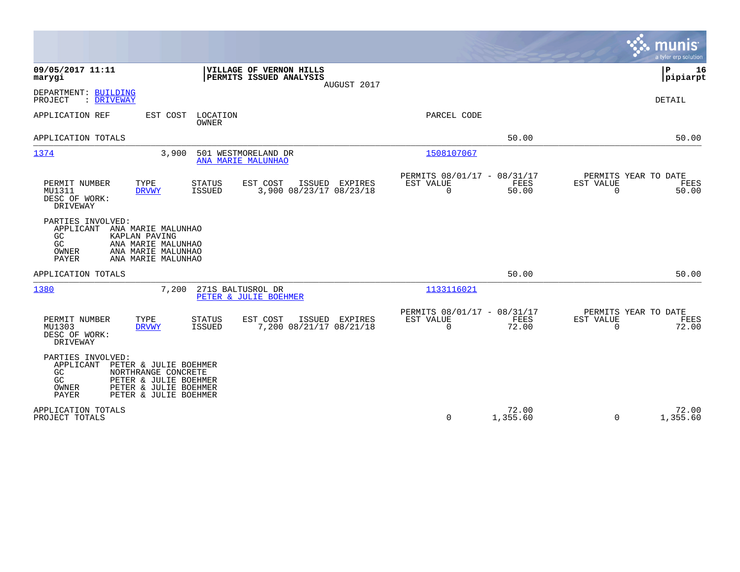09/05/2017 11:11 | VILLAGE OF VERNON HILLS | P 16
marygi | PERMITS ISSUED ANALYSIS | pipiarpt

AUGUST 2017

DEPARTMENT: BUILDING
PROJECT : DRIVEWAY

DETAIL

| APPLICATION REF | EST COST | LOCATION / OWNER | PARCEL CODE | | |
|---|---|---|---|---|---|
| APPLICATION TOTALS | | | | 50.00 | 50.00 |

**1374** — 3,900 — 501 WESTMORELAND DR — ANA MARIE MALUNHAO — Parcel 1508107067

| PERMIT NUMBER | TYPE | STATUS | EST COST | ISSUED | EXPIRES | PERMITS 08/01/17 - 08/31/17 EST VALUE | FEES | PERMITS YEAR TO DATE EST VALUE | FEES |
|---|---|---|---|---|---|---|---|---|---|
| MU1311 | DRVWY | ISSUED | 3,900 | 08/23/17 | 08/23/18 | 0 | 50.00 | 0 | 50.00 |

DESC OF WORK:
DRIVEWAY

PARTIES INVOLVED:

| Role | Name |
|---|---|
| APPLICANT | ANA MARIE MALUNHAO |
| GC | KAPLAN PAVING |
| GC | ANA MARIE MALUNHAO |
| OWNER | ANA MARIE MALUNHAO |
| PAYER | ANA MARIE MALUNHAO |

APPLICATION TOTALS — 50.00 — 50.00

**1380** — 7,200 — 271S BALTUSROL DR — PETER & JULIE BOEHMER — Parcel 1133116021

| PERMIT NUMBER | TYPE | STATUS | EST COST | ISSUED | EXPIRES | PERMITS 08/01/17 - 08/31/17 EST VALUE | FEES | PERMITS YEAR TO DATE EST VALUE | FEES |
|---|---|---|---|---|---|---|---|---|---|
| MU1303 | DRVWY | ISSUED | 7,200 | 08/21/17 | 08/21/18 | 0 | 72.00 | 0 | 72.00 |

DESC OF WORK:
DRIVEWAY

PARTIES INVOLVED:

| Role | Name |
|---|---|
| APPLICANT | PETER & JULIE BOEHMER |
| GC | NORTHRANGE CONCRETE |
| GC | PETER & JULIE BOEHMER |
| OWNER | PETER & JULIE BOEHMER |
| PAYER | PETER & JULIE BOEHMER |

| | EST VALUE | FEES | EST VALUE | FEES |
|---|---|---|---|---|
| APPLICATION TOTALS | | 72.00 | | 72.00 |
| PROJECT TOTALS | 0 | 1,355.60 | 0 | 1,355.60 |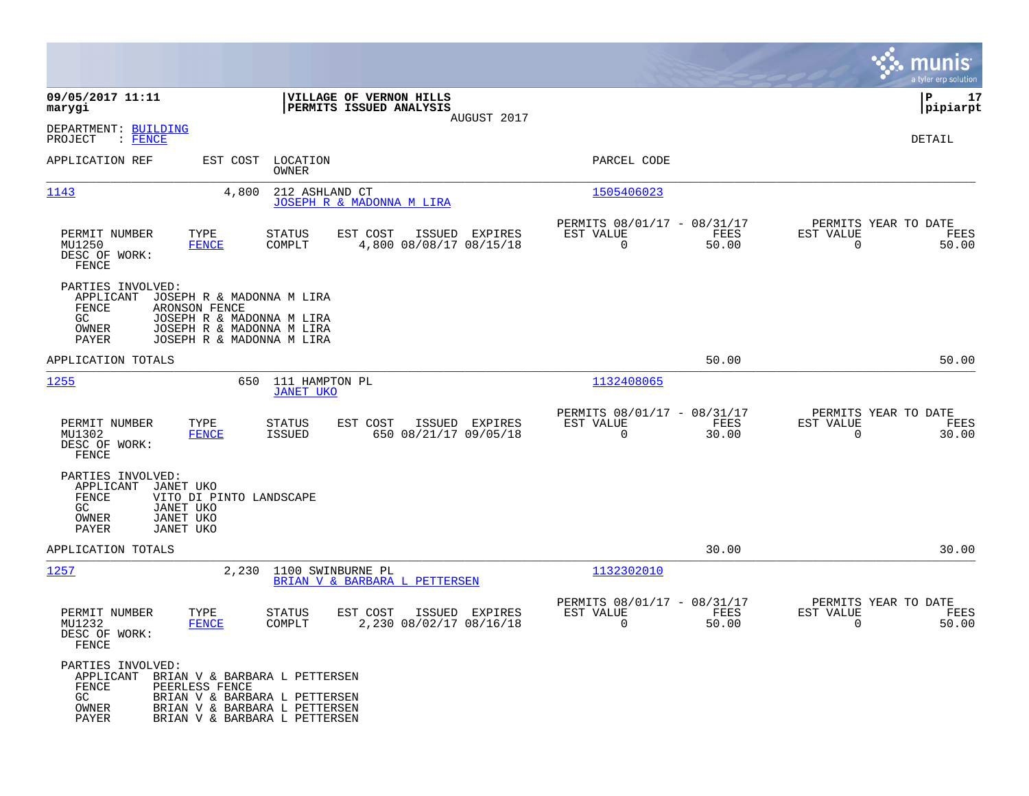**09/05/2017 11:11**
**marygi**

**VILLAGE OF VERNON HILLS**
**PERMITS ISSUED ANALYSIS**
AUGUST 2017

**pipiarpt**

DEPARTMENT: BUILDING
PROJECT : FENCE

DETAIL

| APPLICATION REF | EST COST | LOCATION / OWNER | PARCEL CODE |
|---|---|---|---|
| 1143 | 4,800 | 212 ASHLAND CT / JOSEPH R & MADONNA M LIRA | 1505406023 |

| PERMIT NUMBER | TYPE | STATUS | EST COST | ISSUED | EXPIRES | PERMITS 08/01/17 - 08/31/17 EST VALUE | FEES | PERMITS YEAR TO DATE EST VALUE | FEES |
|---|---|---|---|---|---|---|---|---|---|
| MU1250 | FENCE | COMPLT | 4,800 | 08/08/17 | 08/15/18 | 0 | 50.00 | 0 | 50.00 |

DESC OF WORK:
FENCE

PARTIES INVOLVED:
- APPLICANT JOSEPH R & MADONNA M LIRA
- FENCE ARONSON FENCE
- GC JOSEPH R & MADONNA M LIRA
- OWNER JOSEPH R & MADONNA M LIRA
- PAYER JOSEPH R & MADONNA M LIRA

APPLICATION TOTALS 50.00 50.00

| APPLICATION REF | EST COST | LOCATION / OWNER | PARCEL CODE |
|---|---|---|---|
| 1255 | 650 | 111 HAMPTON PL / JANET UKO | 1132408065 |

| PERMIT NUMBER | TYPE | STATUS | EST COST | ISSUED | EXPIRES | PERMITS 08/01/17 - 08/31/17 EST VALUE | FEES | PERMITS YEAR TO DATE EST VALUE | FEES |
|---|---|---|---|---|---|---|---|---|---|
| MU1302 | FENCE | ISSUED | 650 | 08/21/17 | 09/05/18 | 0 | 30.00 | 0 | 30.00 |

DESC OF WORK:
FENCE

PARTIES INVOLVED:
- APPLICANT JANET UKO
- FENCE VITO DI PINTO LANDSCAPE
- GC JANET UKO
- OWNER JANET UKO
- PAYER JANET UKO

APPLICATION TOTALS 30.00 30.00

| APPLICATION REF | EST COST | LOCATION / OWNER | PARCEL CODE |
|---|---|---|---|
| 1257 | 2,230 | 1100 SWINBURNE PL / BRIAN V & BARBARA L PETTERSEN | 1132302010 |

| PERMIT NUMBER | TYPE | STATUS | EST COST | ISSUED | EXPIRES | PERMITS 08/01/17 - 08/31/17 EST VALUE | FEES | PERMITS YEAR TO DATE EST VALUE | FEES |
|---|---|---|---|---|---|---|---|---|---|
| MU1232 | FENCE | COMPLT | 2,230 | 08/02/17 | 08/16/18 | 0 | 50.00 | 0 | 50.00 |

DESC OF WORK:
FENCE

PARTIES INVOLVED:
- APPLICANT BRIAN V & BARBARA L PETTERSEN
- FENCE PEERLESS FENCE
- GC BRIAN V & BARBARA L PETTERSEN
- OWNER BRIAN V & BARBARA L PETTERSEN
- PAYER BRIAN V & BARBARA L PETTERSEN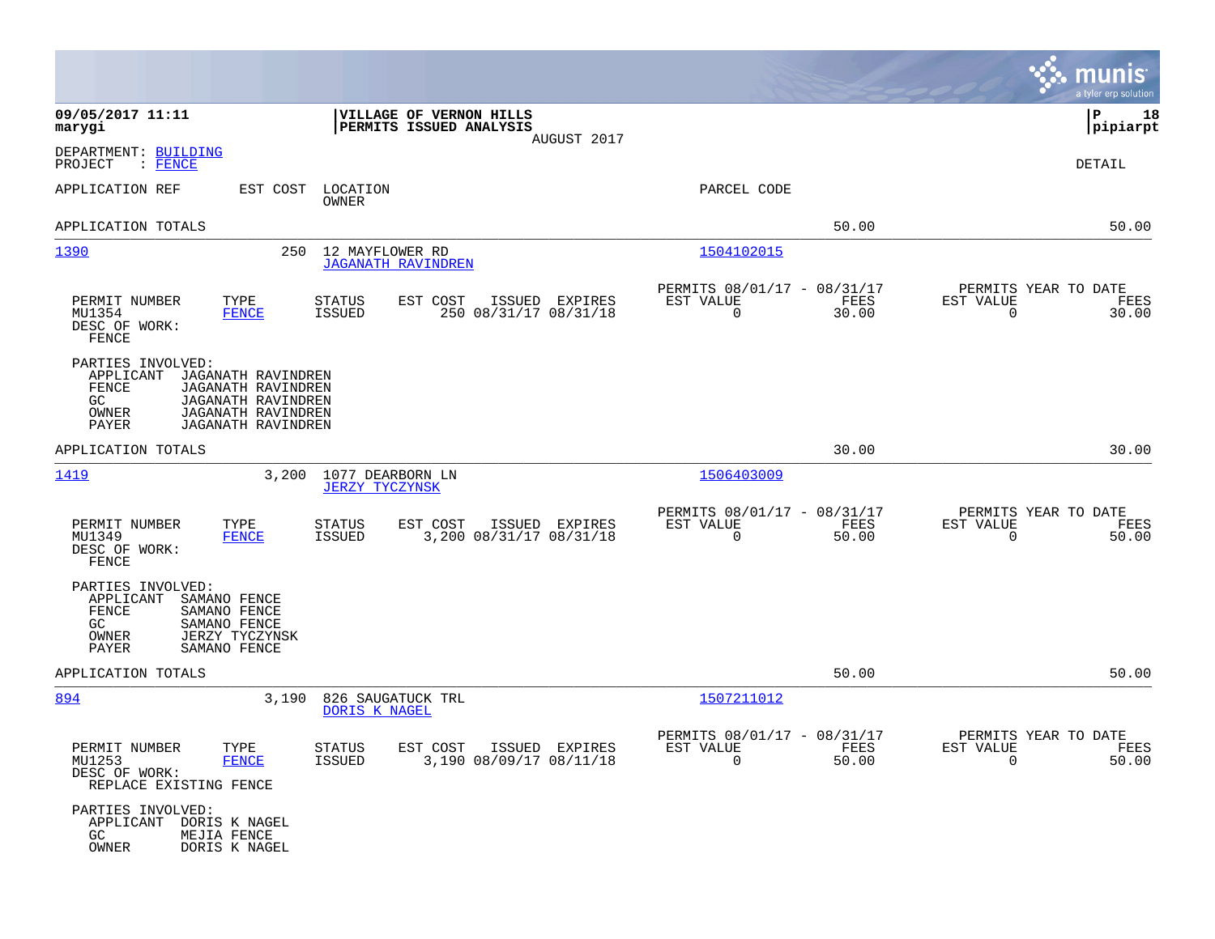**09/05/2017 11:11**
**marygi**

**VILLAGE OF VERNON HILLS**
**PERMITS ISSUED ANALYSIS**
AUGUST 2017

**P 18**
**pipiarpt**

DEPARTMENT: BUILDING
PROJECT : FENCE

DETAIL

| APPLICATION REF | EST COST | LOCATION / OWNER | PARCEL CODE | | |
|---|---|---|---|---|---|
| APPLICATION TOTALS | | | | 50.00 | 50.00 |
| 1390 | 250 | 12 MAYFLOWER RD / JAGANATH RAVINDREN | 1504102015 | | |

| PERMIT NUMBER | TYPE | STATUS | EST COST | ISSUED | EXPIRES | PERMITS 08/01/17 - 08/31/17 EST VALUE | FEES | PERMITS YEAR TO DATE EST VALUE | FEES |
|---|---|---|---|---|---|---|---|---|---|
| MU1354 | FENCE | ISSUED | 250 | 08/31/17 | 08/31/18 | 0 | 30.00 | 0 | 30.00 |

DESC OF WORK:
FENCE

PARTIES INVOLVED:
- APPLICANT JAGANATH RAVINDREN
- FENCE JAGANATH RAVINDREN
- GC JAGANATH RAVINDREN
- OWNER JAGANATH RAVINDREN
- PAYER JAGANATH RAVINDREN

| APPLICATION REF | EST COST | LOCATION / OWNER | PARCEL CODE | | |
|---|---|---|---|---|---|
| APPLICATION TOTALS | | | | 30.00 | 30.00 |
| 1419 | 3,200 | 1077 DEARBORN LN / JERZY TYCZYNSK | 1506403009 | | |

| PERMIT NUMBER | TYPE | STATUS | EST COST | ISSUED | EXPIRES | PERMITS 08/01/17 - 08/31/17 EST VALUE | FEES | PERMITS YEAR TO DATE EST VALUE | FEES |
|---|---|---|---|---|---|---|---|---|---|
| MU1349 | FENCE | ISSUED | 3,200 | 08/31/17 | 08/31/18 | 0 | 50.00 | 0 | 50.00 |

DESC OF WORK:
FENCE

PARTIES INVOLVED:
- APPLICANT SAMANO FENCE
- FENCE SAMANO FENCE
- GC SAMANO FENCE
- OWNER JERZY TYCZYNSK
- PAYER SAMANO FENCE

| APPLICATION REF | EST COST | LOCATION / OWNER | PARCEL CODE | | |
|---|---|---|---|---|---|
| APPLICATION TOTALS | | | | 50.00 | 50.00 |
| 894 | 3,190 | 826 SAUGATUCK TRL / DORIS K NAGEL | 1507211012 | | |

| PERMIT NUMBER | TYPE | STATUS | EST COST | ISSUED | EXPIRES | PERMITS 08/01/17 - 08/31/17 EST VALUE | FEES | PERMITS YEAR TO DATE EST VALUE | FEES |
|---|---|---|---|---|---|---|---|---|---|
| MU1253 | FENCE | ISSUED | 3,190 | 08/09/17 | 08/11/18 | 0 | 50.00 | 0 | 50.00 |

DESC OF WORK:
REPLACE EXISTING FENCE

PARTIES INVOLVED:
- APPLICANT DORIS K NAGEL
- GC MEJIA FENCE
- OWNER DORIS K NAGEL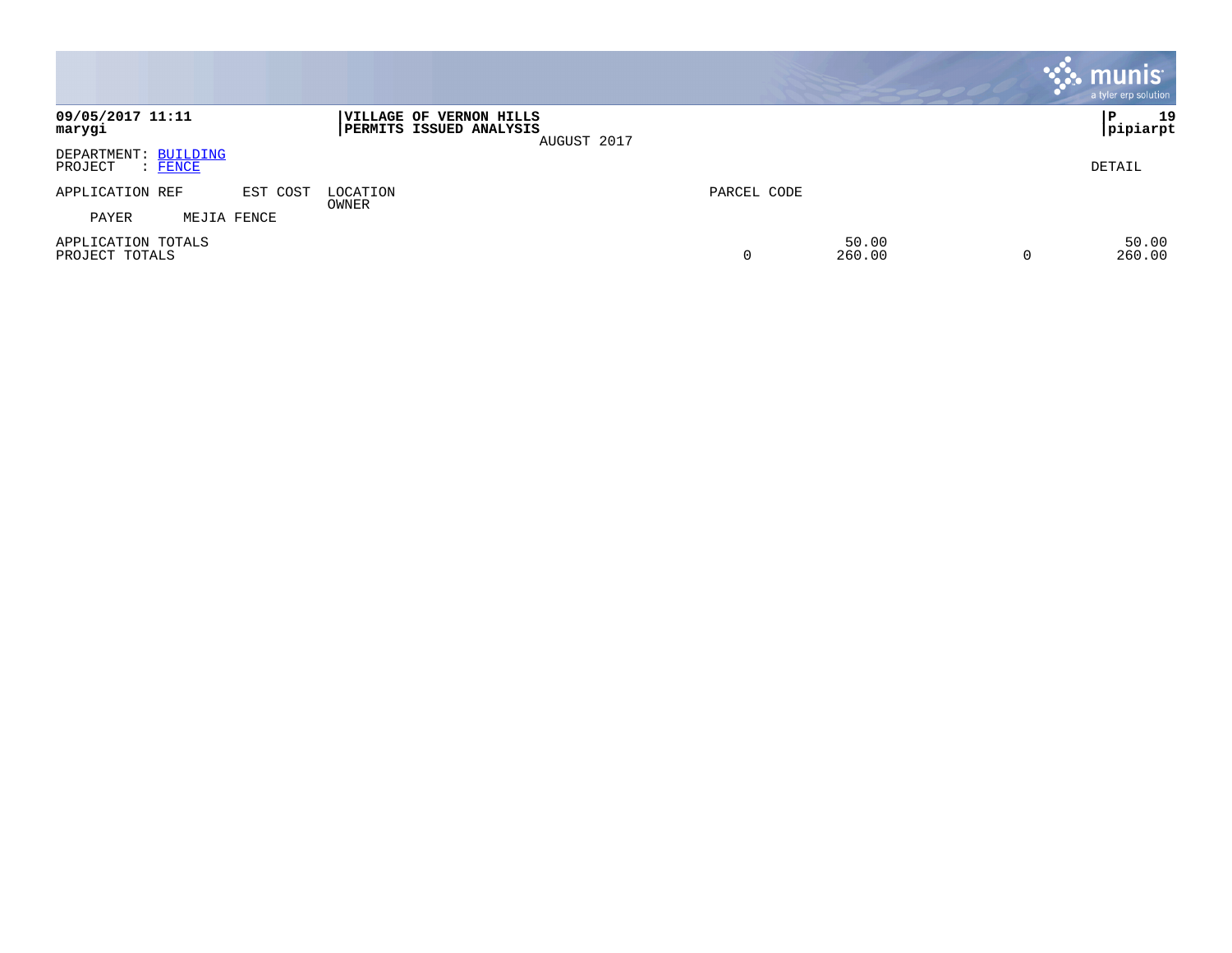09/05/2017 11:11
marygi

**VILLAGE OF VERNON HILLS**
**PERMITS ISSUED ANALYSIS**
AUGUST 2017

P 19
pipiarpt

DEPARTMENT: BUILDING
PROJECT : FENCE

DETAIL

| APPLICATION REF | EST COST | LOCATION / OWNER | PARCEL CODE | | | |
|---|---|---|---|---|---|---|
| PAYER | MEJIA FENCE | | | | | |
| APPLICATION TOTALS | | | | 50.00 | | 50.00 |
| PROJECT TOTALS | | | 0 | 260.00 | 0 | 260.00 |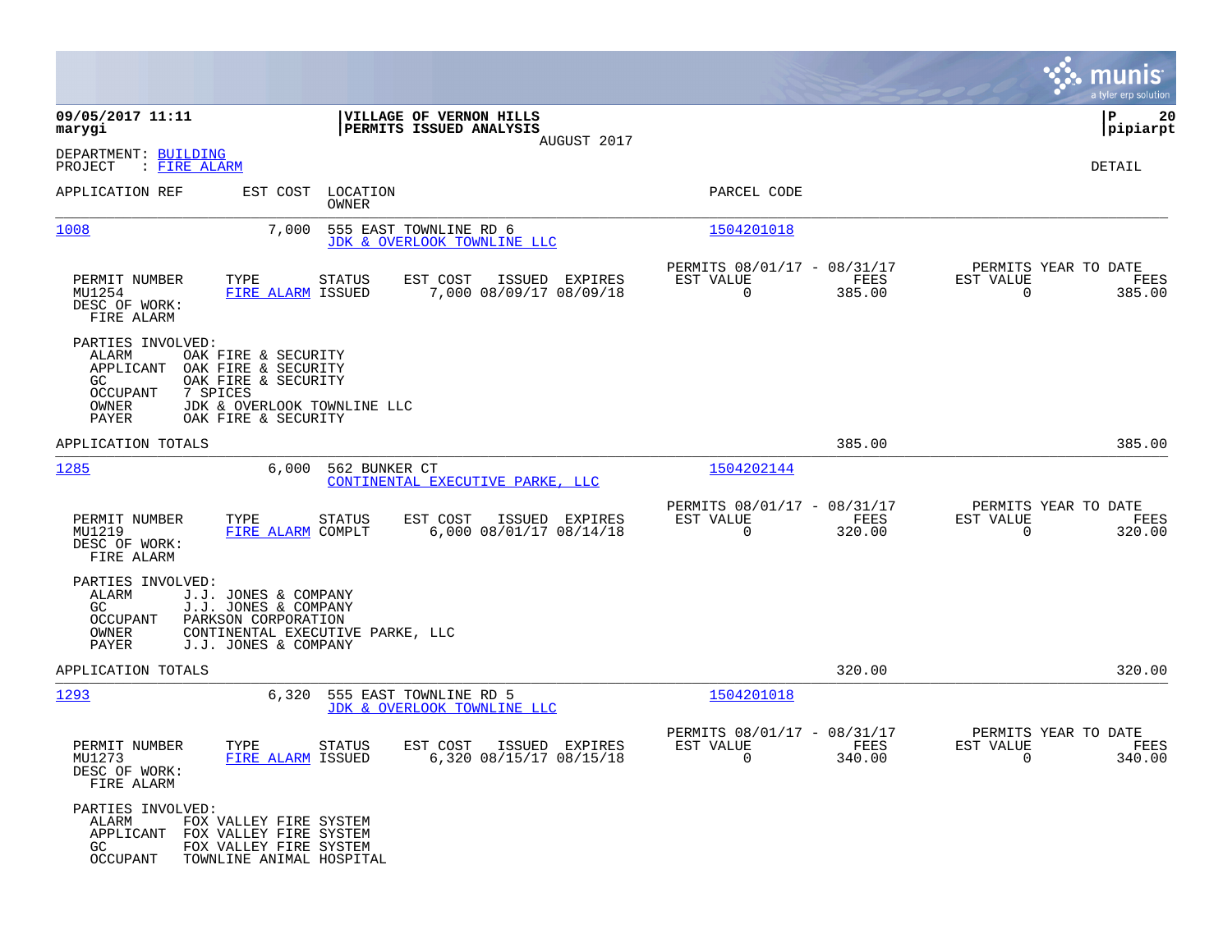**09/05/2017 11:11**
**marygi**

**VILLAGE OF VERNON HILLS**
**PERMITS ISSUED ANALYSIS**
AUGUST 2017

**P 20**
**pipiarpt**

DEPARTMENT: BUILDING
PROJECT : FIRE ALARM

DETAIL

| APPLICATION REF | EST COST | LOCATION / OWNER | PARCEL CODE |
|---|---|---|---|
| 1008 | 7,000 | 555 EAST TOWNLINE RD 6 / JDK & OVERLOOK TOWNLINE LLC | 1504201018 |

| PERMIT NUMBER | TYPE | STATUS | EST COST | ISSUED | EXPIRES | PERMITS 08/01/17 - 08/31/17 EST VALUE | FEES | PERMITS YEAR TO DATE EST VALUE | FEES |
|---|---|---|---|---|---|---|---|---|---|
| MU1254 | FIRE ALARM | ISSUED | 7,000 | 08/09/17 | 08/09/18 | 0 | 385.00 | 0 | 385.00 |

DESC OF WORK:
FIRE ALARM

PARTIES INVOLVED:
- ALARM: OAK FIRE & SECURITY
- APPLICANT: OAK FIRE & SECURITY
- GC: OAK FIRE & SECURITY
- OCCUPANT: 7 SPICES
- OWNER: JDK & OVERLOOK TOWNLINE LLC
- PAYER: OAK FIRE & SECURITY

APPLICATION TOTALS: 385.00 | 385.00

| APPLICATION REF | EST COST | LOCATION / OWNER | PARCEL CODE |
|---|---|---|---|
| 1285 | 6,000 | 562 BUNKER CT / CONTINENTAL EXECUTIVE PARKE, LLC | 1504202144 |

| PERMIT NUMBER | TYPE | STATUS | EST COST | ISSUED | EXPIRES | PERMITS 08/01/17 - 08/31/17 EST VALUE | FEES | PERMITS YEAR TO DATE EST VALUE | FEES |
|---|---|---|---|---|---|---|---|---|---|
| MU1219 | FIRE ALARM | COMPLT | 6,000 | 08/01/17 | 08/14/18 | 0 | 320.00 | 0 | 320.00 |

DESC OF WORK:
FIRE ALARM

PARTIES INVOLVED:
- ALARM: J.J. JONES & COMPANY
- GC: J.J. JONES & COMPANY
- OCCUPANT: PARKSON CORPORATION
- OWNER: CONTINENTAL EXECUTIVE PARKE, LLC
- PAYER: J.J. JONES & COMPANY

APPLICATION TOTALS: 320.00 | 320.00

| APPLICATION REF | EST COST | LOCATION / OWNER | PARCEL CODE |
|---|---|---|---|
| 1293 | 6,320 | 555 EAST TOWNLINE RD 5 / JDK & OVERLOOK TOWNLINE LLC | 1504201018 |

| PERMIT NUMBER | TYPE | STATUS | EST COST | ISSUED | EXPIRES | PERMITS 08/01/17 - 08/31/17 EST VALUE | FEES | PERMITS YEAR TO DATE EST VALUE | FEES |
|---|---|---|---|---|---|---|---|---|---|
| MU1273 | FIRE ALARM | ISSUED | 6,320 | 08/15/17 | 08/15/18 | 0 | 340.00 | 0 | 340.00 |

DESC OF WORK:
FIRE ALARM

PARTIES INVOLVED:
- ALARM: FOX VALLEY FIRE SYSTEM
- APPLICANT: FOX VALLEY FIRE SYSTEM
- GC: FOX VALLEY FIRE SYSTEM
- OCCUPANT: TOWNLINE ANIMAL HOSPITAL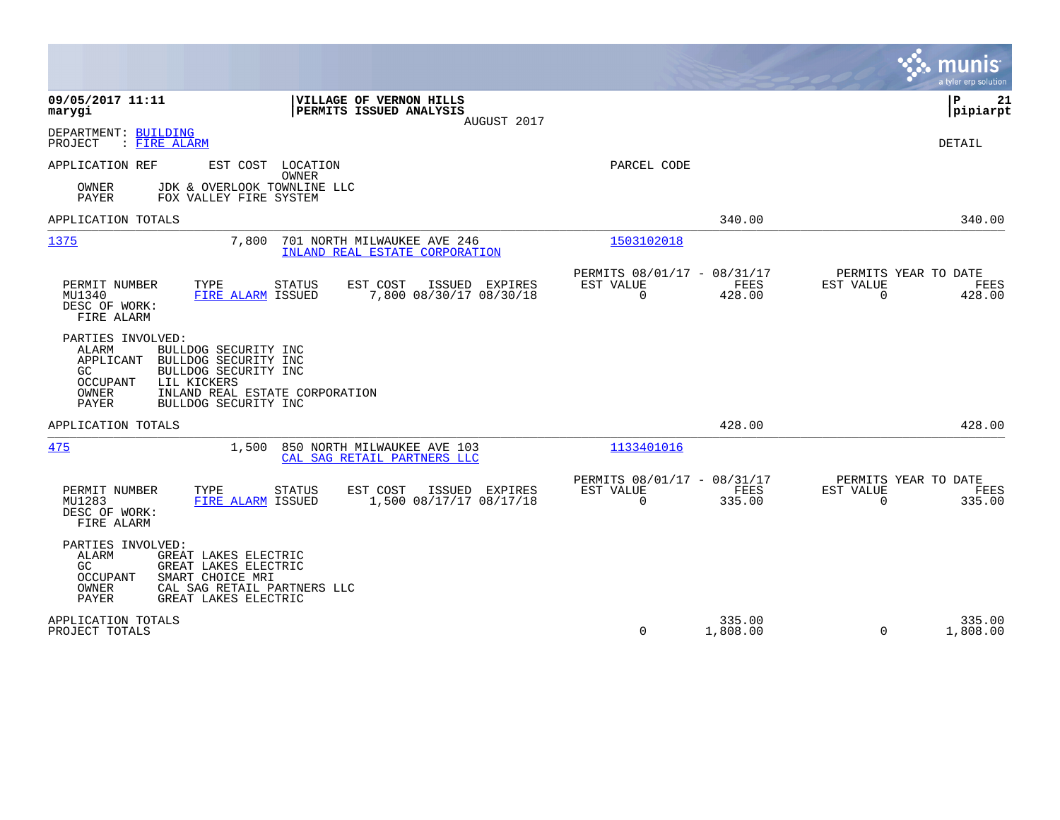**09/05/2017 11:11** | **VILLAGE OF VERNON HILLS** | **P 21**
**marygi** | **PERMITS ISSUED ANALYSIS** | **pipiarpt**

AUGUST 2017

DEPARTMENT: BUILDING
PROJECT : FIRE ALARM

DETAIL

APPLICATION REF | EST COST | LOCATION / OWNER | PARCEL CODE

OWNER JDK & OVERLOOK TOWNLINE LLC
PAYER FOX VALLEY FIRE SYSTEM

APPLICATION TOTALS 340.00 340.00

---

**1375** | 7,800 | 701 NORTH MILWAUKEE AVE 246 / INLAND REAL ESTATE CORPORATION | 1503102018

| PERMIT NUMBER | TYPE | STATUS | EST COST | ISSUED | EXPIRES | PERMITS 08/01/17 - 08/31/17 EST VALUE | FEES | PERMITS YEAR TO DATE EST VALUE | FEES |
|---|---|---|---|---|---|---|---|---|---|
| MU1340 | FIRE ALARM | ISSUED | 7,800 | 08/30/17 | 08/30/18 | 0 | 428.00 | 0 | 428.00 |

DESC OF WORK:
FIRE ALARM

PARTIES INVOLVED:
- ALARM BULLDOG SECURITY INC
- APPLICANT BULLDOG SECURITY INC
- GC BULLDOG SECURITY INC
- OCCUPANT LIL KICKERS
- OWNER INLAND REAL ESTATE CORPORATION
- PAYER BULLDOG SECURITY INC

APPLICATION TOTALS 428.00 428.00

---

**475** | 1,500 | 850 NORTH MILWAUKEE AVE 103 / CAL SAG RETAIL PARTNERS LLC | 1133401016

| PERMIT NUMBER | TYPE | STATUS | EST COST | ISSUED | EXPIRES | PERMITS 08/01/17 - 08/31/17 EST VALUE | FEES | PERMITS YEAR TO DATE EST VALUE | FEES |
|---|---|---|---|---|---|---|---|---|---|
| MU1283 | FIRE ALARM | ISSUED | 1,500 | 08/17/17 | 08/17/18 | 0 | 335.00 | 0 | 335.00 |

DESC OF WORK:
FIRE ALARM

PARTIES INVOLVED:
- ALARM GREAT LAKES ELECTRIC
- GC GREAT LAKES ELECTRIC
- OCCUPANT SMART CHOICE MRI
- OWNER CAL SAG RETAIL PARTNERS LLC
- PAYER GREAT LAKES ELECTRIC

| | EST VALUE | FEES | EST VALUE | FEES |
|---|---|---|---|---|
| APPLICATION TOTALS | | 335.00 | | 335.00 |
| PROJECT TOTALS | 0 | 1,808.00 | 0 | 1,808.00 |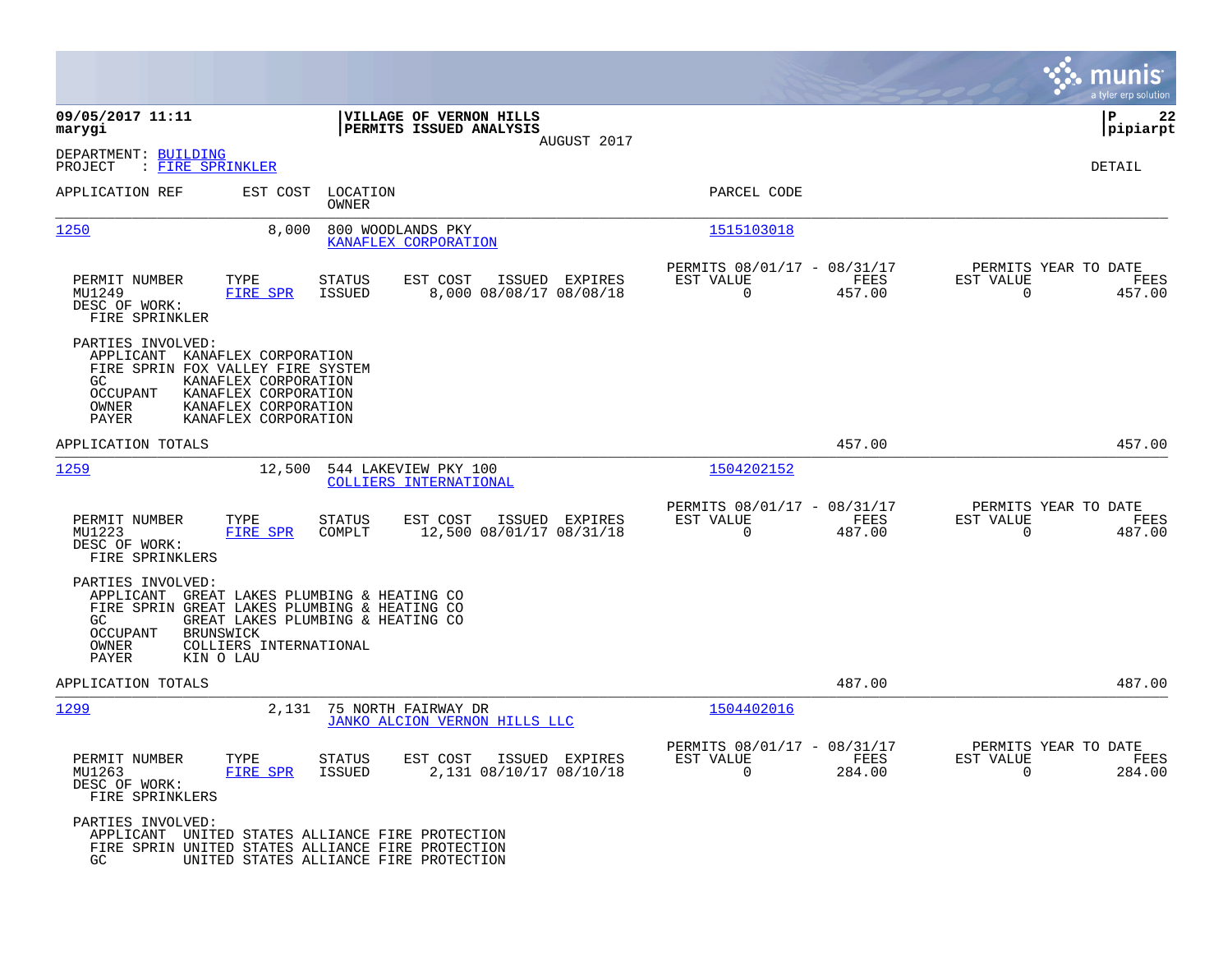**09/05/2017 11:11**
**marygi**

**VILLAGE OF VERNON HILLS**
**PERMITS ISSUED ANALYSIS**
AUGUST 2017

**P 22**
**pipiarpt**

DEPARTMENT: BUILDING
PROJECT : FIRE SPRINKLER

DETAIL

| APPLICATION REF | EST COST | LOCATION / OWNER | PARCEL CODE |
|---|---|---|---|
| 1250 | 8,000 | 800 WOODLANDS PKY / KANAFLEX CORPORATION | 1515103018 |

| PERMIT NUMBER | TYPE | STATUS | EST COST | ISSUED | EXPIRES | PERMITS 08/01/17 - 08/31/17 EST VALUE | FEES | PERMITS YEAR TO DATE EST VALUE | FEES |
|---|---|---|---|---|---|---|---|---|---|
| MU1249 | FIRE SPR | ISSUED | 8,000 | 08/08/17 | 08/08/18 | 0 | 457.00 | 0 | 457.00 |

DESC OF WORK:
FIRE SPRINKLER

PARTIES INVOLVED:
- APPLICANT KANAFLEX CORPORATION
- FIRE SPRIN FOX VALLEY FIRE SYSTEM
- GC KANAFLEX CORPORATION
- OCCUPANT KANAFLEX CORPORATION
- OWNER KANAFLEX CORPORATION
- PAYER KANAFLEX CORPORATION

APPLICATION TOTALS 457.00 457.00

| APPLICATION REF | EST COST | LOCATION / OWNER | PARCEL CODE |
|---|---|---|---|
| 1259 | 12,500 | 544 LAKEVIEW PKY 100 / COLLIERS INTERNATIONAL | 1504202152 |

| PERMIT NUMBER | TYPE | STATUS | EST COST | ISSUED | EXPIRES | PERMITS 08/01/17 - 08/31/17 EST VALUE | FEES | PERMITS YEAR TO DATE EST VALUE | FEES |
|---|---|---|---|---|---|---|---|---|---|
| MU1223 | FIRE SPR | COMPLT | 12,500 | 08/01/17 | 08/31/18 | 0 | 487.00 | 0 | 487.00 |

DESC OF WORK:
FIRE SPRINKLERS

PARTIES INVOLVED:
- APPLICANT GREAT LAKES PLUMBING & HEATING CO
- FIRE SPRIN GREAT LAKES PLUMBING & HEATING CO
- GC GREAT LAKES PLUMBING & HEATING CO
- OCCUPANT BRUNSWICK
- OWNER COLLIERS INTERNATIONAL
- PAYER KIN O LAU

APPLICATION TOTALS 487.00 487.00

| APPLICATION REF | EST COST | LOCATION / OWNER | PARCEL CODE |
|---|---|---|---|
| 1299 | 2,131 | 75 NORTH FAIRWAY DR / JANKO ALCION VERNON HILLS LLC | 1504402016 |

| PERMIT NUMBER | TYPE | STATUS | EST COST | ISSUED | EXPIRES | PERMITS 08/01/17 - 08/31/17 EST VALUE | FEES | PERMITS YEAR TO DATE EST VALUE | FEES |
|---|---|---|---|---|---|---|---|---|---|
| MU1263 | FIRE SPR | ISSUED | 2,131 | 08/10/17 | 08/10/18 | 0 | 284.00 | 0 | 284.00 |

DESC OF WORK:
FIRE SPRINKLERS

PARTIES INVOLVED:
- APPLICANT UNITED STATES ALLIANCE FIRE PROTECTION
- FIRE SPRIN UNITED STATES ALLIANCE FIRE PROTECTION
- GC UNITED STATES ALLIANCE FIRE PROTECTION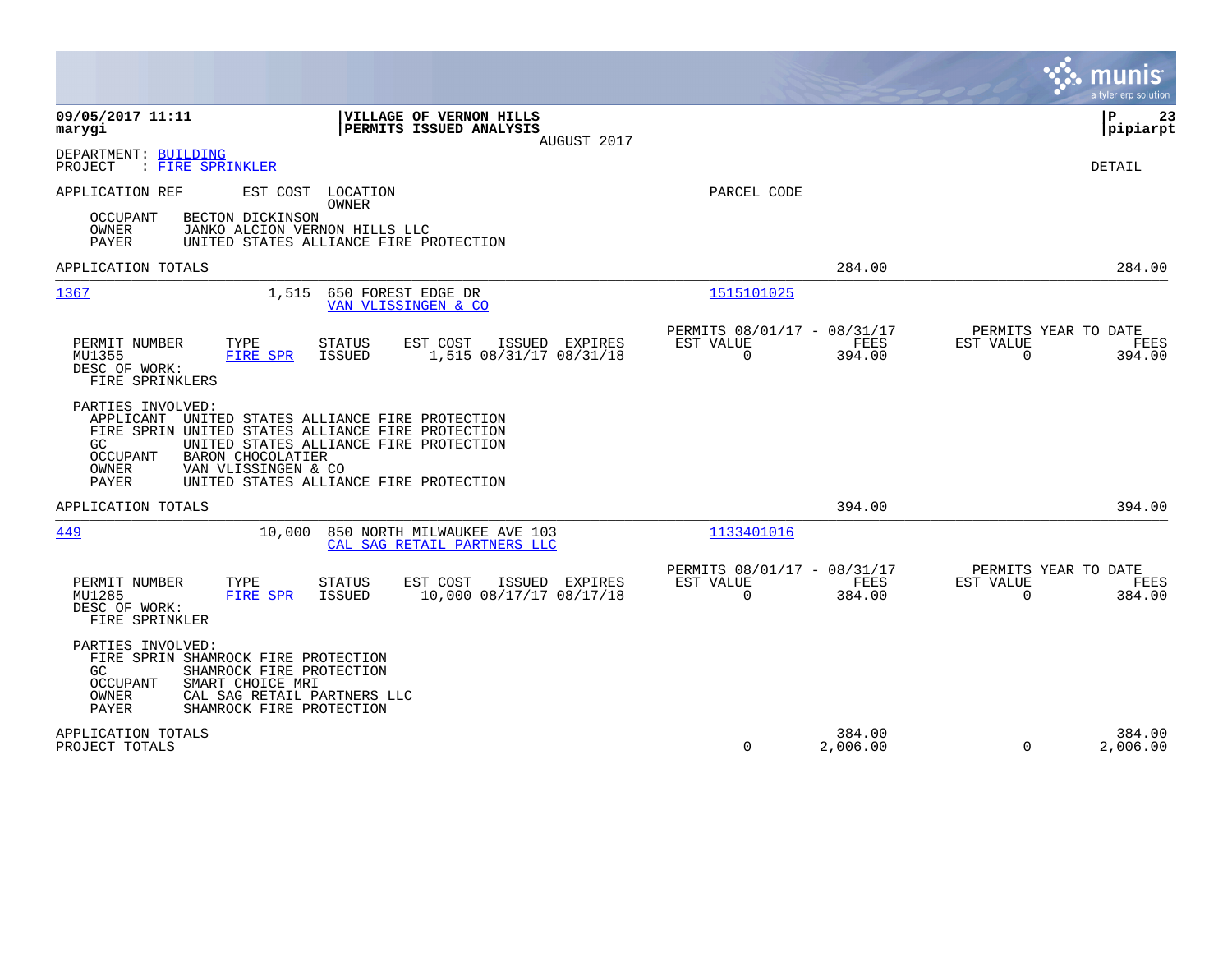09/05/2017 11:11 | VILLAGE OF VERNON HILLS | P 23
marygi | PERMITS ISSUED ANALYSIS | pipiarpt
AUGUST 2017

DEPARTMENT: BUILDING
PROJECT : FIRE SPRINKLER

DETAIL

APPLICATION REF | EST COST | LOCATION / OWNER | PARCEL CODE

OCCUPANT BECTON DICKINSON
OWNER JANKO ALCION VERNON HILLS LLC
PAYER UNITED STATES ALLIANCE FIRE PROTECTION

APPLICATION TOTALS 284.00 284.00

---

**1367** 1,515 650 FOREST EDGE DR — VAN VLISSINGEN & CO — 1515101025

| PERMIT NUMBER | TYPE | STATUS | EST COST | ISSUED | EXPIRES | PERMITS 08/01/17 - 08/31/17 EST VALUE | FEES | PERMITS YEAR TO DATE EST VALUE | FEES |
|---|---|---|---|---|---|---|---|---|---|
| MU1355 | FIRE SPR | ISSUED | 1,515 | 08/31/17 | 08/31/18 | 0 | 394.00 | 0 | 394.00 |

DESC OF WORK:
FIRE SPRINKLERS

PARTIES INVOLVED:
APPLICANT UNITED STATES ALLIANCE FIRE PROTECTION
FIRE SPRIN UNITED STATES ALLIANCE FIRE PROTECTION
GC UNITED STATES ALLIANCE FIRE PROTECTION
OCCUPANT BARON CHOCOLATIER
OWNER VAN VLISSINGEN & CO
PAYER UNITED STATES ALLIANCE FIRE PROTECTION

APPLICATION TOTALS 394.00 394.00

---

**449** 10,000 850 NORTH MILWAUKEE AVE 103 — CAL SAG RETAIL PARTNERS LLC — 1133401016

| PERMIT NUMBER | TYPE | STATUS | EST COST | ISSUED | EXPIRES | PERMITS 08/01/17 - 08/31/17 EST VALUE | FEES | PERMITS YEAR TO DATE EST VALUE | FEES |
|---|---|---|---|---|---|---|---|---|---|
| MU1285 | FIRE SPR | ISSUED | 10,000 | 08/17/17 | 08/17/18 | 0 | 384.00 | 0 | 384.00 |

DESC OF WORK:
FIRE SPRINKLER

PARTIES INVOLVED:
FIRE SPRIN SHAMROCK FIRE PROTECTION
GC SHAMROCK FIRE PROTECTION
OCCUPANT SMART CHOICE MRI
OWNER CAL SAG RETAIL PARTNERS LLC
PAYER SHAMROCK FIRE PROTECTION

| | EST VALUE | FEES | EST VALUE | FEES |
|---|---|---|---|---|
| APPLICATION TOTALS | | 384.00 | | 384.00 |
| PROJECT TOTALS | 0 | 2,006.00 | 0 | 2,006.00 |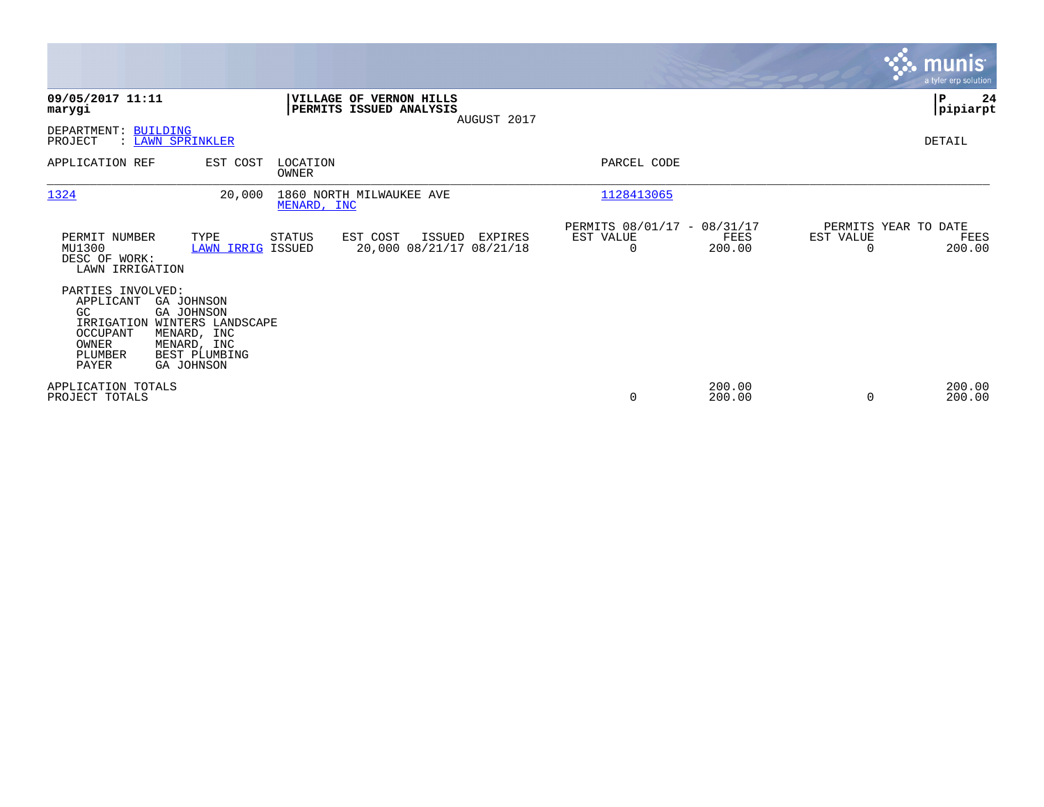09/05/2017 11:11
marygi

**VILLAGE OF VERNON HILLS**
**PERMITS ISSUED ANALYSIS**
AUGUST 2017

P 24
pipiarpt

DEPARTMENT: BUILDING
PROJECT : LAWN SPRINKLER

DETAIL

| APPLICATION REF | EST COST | LOCATION / OWNER | PARCEL CODE |
|---|---|---|---|
| 1324 | 20,000 | 1860 NORTH MILWAUKEE AVE / MENARD, INC | 1128413065 |

| PERMIT NUMBER | TYPE | STATUS | EST COST | ISSUED | EXPIRES | PERMITS 08/01/17 - 08/31/17 EST VALUE | FEES | PERMITS YEAR TO DATE EST VALUE | FEES |
|---|---|---|---|---|---|---|---|---|---|
| MU1300 | LAWN IRRIG | ISSUED | 20,000 | 08/21/17 | 08/21/18 | 0 | 200.00 | 0 | 200.00 |

DESC OF WORK:
LAWN IRRIGATION

PARTIES INVOLVED:

| ROLE | NAME |
|---|---|
| APPLICANT | GA JOHNSON |
| GC | GA JOHNSON |
| IRRIGATION | WINTERS LANDSCAPE |
| OCCUPANT | MENARD, INC |
| OWNER | MENARD, INC |
| PLUMBER | BEST PLUMBING |
| PAYER | GA JOHNSON |

| | EST VALUE | FEES | YTD EST VALUE | YTD FEES |
|---|---|---|---|---|
| APPLICATION TOTALS | | 200.00 | | 200.00 |
| PROJECT TOTALS | 0 | 200.00 | 0 | 200.00 |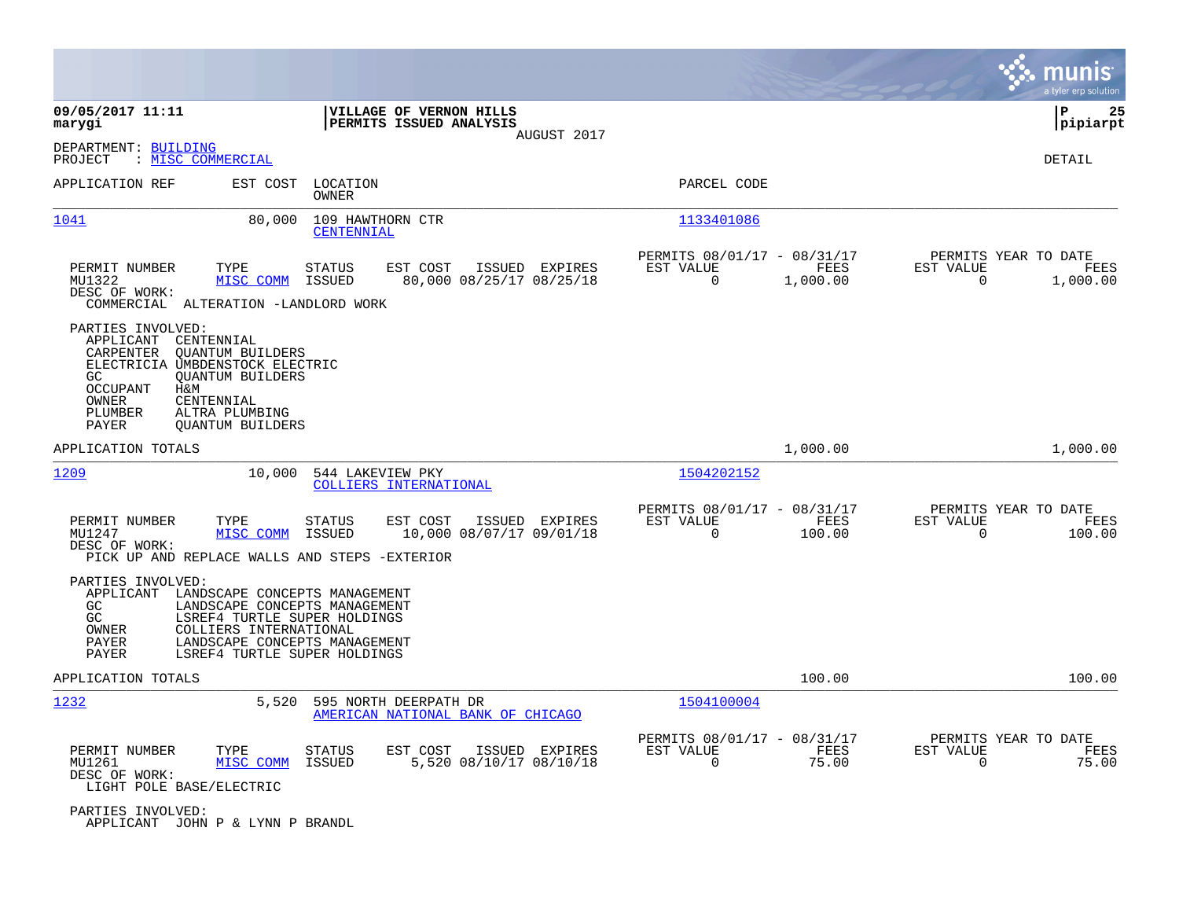**09/05/2017 11:11**
**marygi**

**VILLAGE OF VERNON HILLS**
**PERMITS ISSUED ANALYSIS**
AUGUST 2017

**P 25**
**pipiarpt**

DEPARTMENT: BUILDING
PROJECT : MISC COMMERCIAL

DETAIL

| APPLICATION REF | EST COST | LOCATION / OWNER | PARCEL CODE |
|---|---|---|---|
| 1041 | 80,000 | 109 HAWTHORN CTR / CENTENNIAL | 1133401086 |

| PERMIT NUMBER | TYPE | STATUS | EST COST | ISSUED | EXPIRES | PERMITS 08/01/17 - 08/31/17 EST VALUE | FEES | PERMITS YEAR TO DATE EST VALUE | FEES |
|---|---|---|---|---|---|---|---|---|---|
| MU1322 | MISC COMM | ISSUED | 80,000 | 08/25/17 | 08/25/18 | 0 | 1,000.00 | 0 | 1,000.00 |

DESC OF WORK:
COMMERCIAL ALTERATION -LANDLORD WORK

PARTIES INVOLVED:

| | |
|---|---|
| APPLICANT | CENTENNIAL |
| CARPENTER | QUANTUM BUILDERS |
| ELECTRICIA | UMBDENSTOCK ELECTRIC |
| GC | QUANTUM BUILDERS |
| OCCUPANT | H&M |
| OWNER | CENTENNIAL |
| PLUMBER | ALTRA PLUMBING |
| PAYER | QUANTUM BUILDERS |

APPLICATION TOTALS: 1,000.00 | 1,000.00

| APPLICATION REF | EST COST | LOCATION / OWNER | PARCEL CODE |
|---|---|---|---|
| 1209 | 10,000 | 544 LAKEVIEW PKY / COLLIERS INTERNATIONAL | 1504202152 |

| PERMIT NUMBER | TYPE | STATUS | EST COST | ISSUED | EXPIRES | PERMITS 08/01/17 - 08/31/17 EST VALUE | FEES | PERMITS YEAR TO DATE EST VALUE | FEES |
|---|---|---|---|---|---|---|---|---|---|
| MU1247 | MISC COMM | ISSUED | 10,000 | 08/07/17 | 09/01/18 | 0 | 100.00 | 0 | 100.00 |

DESC OF WORK:
PICK UP AND REPLACE WALLS AND STEPS -EXTERIOR

PARTIES INVOLVED:

| | |
|---|---|
| APPLICANT | LANDSCAPE CONCEPTS MANAGEMENT |
| GC | LANDSCAPE CONCEPTS MANAGEMENT |
| GC | LSREF4 TURTLE SUPER HOLDINGS |
| OWNER | COLLIERS INTERNATIONAL |
| PAYER | LANDSCAPE CONCEPTS MANAGEMENT |
| PAYER | LSREF4 TURTLE SUPER HOLDINGS |

APPLICATION TOTALS: 100.00 | 100.00

| APPLICATION REF | EST COST | LOCATION / OWNER | PARCEL CODE |
|---|---|---|---|
| 1232 | 5,520 | 595 NORTH DEERPATH DR / AMERICAN NATIONAL BANK OF CHICAGO | 1504100004 |

| PERMIT NUMBER | TYPE | STATUS | EST COST | ISSUED | EXPIRES | PERMITS 08/01/17 - 08/31/17 EST VALUE | FEES | PERMITS YEAR TO DATE EST VALUE | FEES |
|---|---|---|---|---|---|---|---|---|---|
| MU1261 | MISC COMM | ISSUED | 5,520 | 08/10/17 | 08/10/18 | 0 | 75.00 | 0 | 75.00 |

DESC OF WORK:
LIGHT POLE BASE/ELECTRIC

PARTIES INVOLVED:
APPLICANT JOHN P & LYNN P BRANDL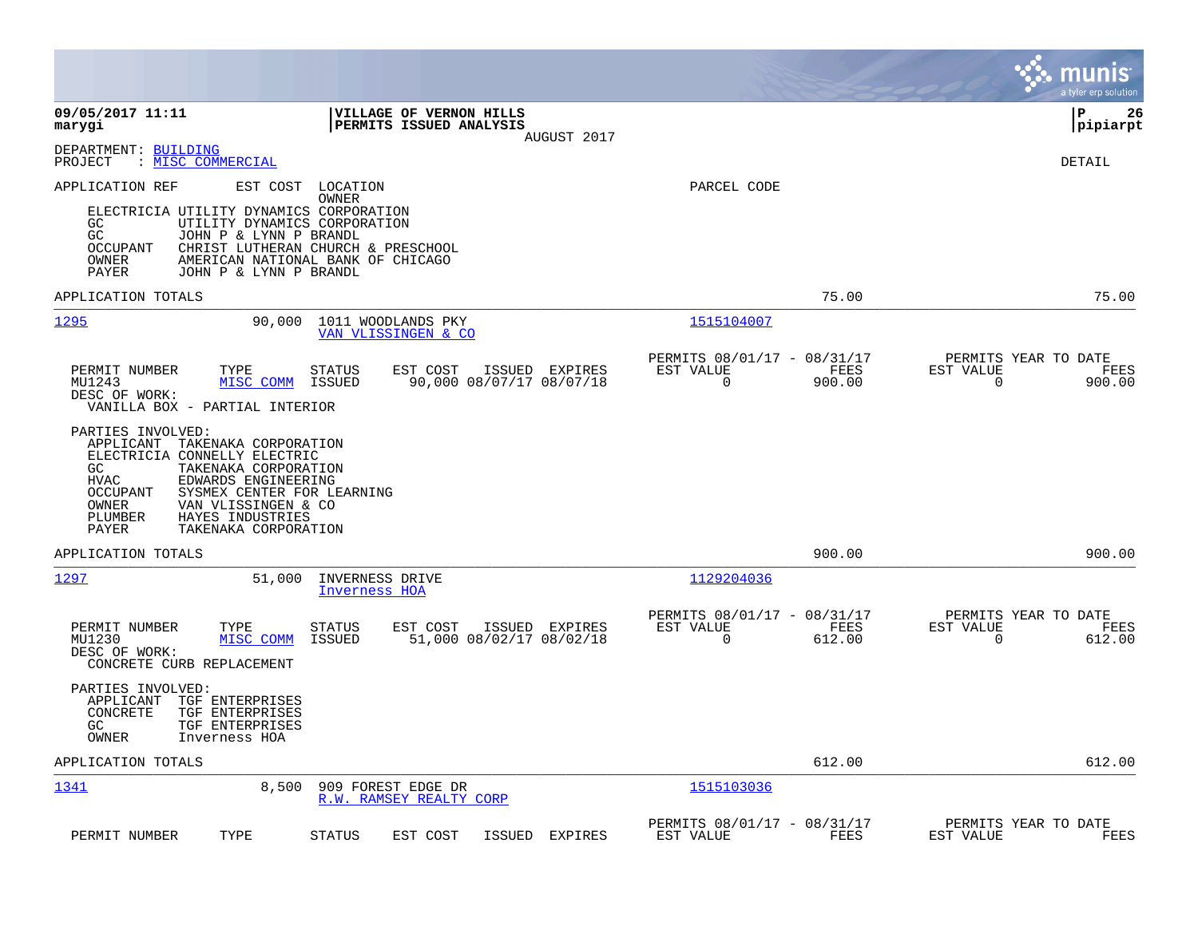**09/05/2017 11:11** | **VILLAGE OF VERNON HILLS** | **P 26**
**marygi** | **PERMITS ISSUED ANALYSIS** | **pipiarpt**
AUGUST 2017

DEPARTMENT: BUILDING
PROJECT : MISC COMMERCIAL

DETAIL

APPLICATION REF | EST COST | LOCATION / OWNER | PARCEL CODE

ELECTRICIA UTILITY DYNAMICS CORPORATION
GC UTILITY DYNAMICS CORPORATION
GC JOHN P & LYNN P BRANDL
OCCUPANT CHRIST LUTHERAN CHURCH & PRESCHOOL
OWNER AMERICAN NATIONAL BANK OF CHICAGO
PAYER JOHN P & LYNN P BRANDL

APPLICATION TOTALS 75.00 75.00

---

**1295** | 90,000 | 1011 WOODLANDS PKY / VAN VLISSINGEN & CO | 1515104007

| PERMIT NUMBER | TYPE | STATUS | EST COST | ISSUED | EXPIRES | PERMITS 08/01/17 - 08/31/17 EST VALUE | FEES | PERMITS YEAR TO DATE EST VALUE | FEES |
|---|---|---|---|---|---|---|---|---|---|
| MU1243 | MISC COMM | ISSUED | 90,000 | 08/07/17 | 08/07/18 | 0 | 900.00 | 0 | 900.00 |

DESC OF WORK:
VANILLA BOX - PARTIAL INTERIOR

PARTIES INVOLVED:
APPLICANT TAKENAKA CORPORATION
ELECTRICIA CONNELLY ELECTRIC
GC TAKENAKA CORPORATION
HVAC EDWARDS ENGINEERING
OCCUPANT SYSMEX CENTER FOR LEARNING
OWNER VAN VLISSINGEN & CO
PLUMBER HAYES INDUSTRIES
PAYER TAKENAKA CORPORATION

APPLICATION TOTALS 900.00 900.00

---

**1297** | 51,000 | INVERNESS DRIVE / Inverness HOA | 1129204036

| PERMIT NUMBER | TYPE | STATUS | EST COST | ISSUED | EXPIRES | PERMITS 08/01/17 - 08/31/17 EST VALUE | FEES | PERMITS YEAR TO DATE EST VALUE | FEES |
|---|---|---|---|---|---|---|---|---|---|
| MU1230 | MISC COMM | ISSUED | 51,000 | 08/02/17 | 08/02/18 | 0 | 612.00 | 0 | 612.00 |

DESC OF WORK:
CONCRETE CURB REPLACEMENT

PARTIES INVOLVED:
APPLICANT TGF ENTERPRISES
CONCRETE TGF ENTERPRISES
GC TGF ENTERPRISES
OWNER Inverness HOA

APPLICATION TOTALS 612.00 612.00

---

**1341** | 8,500 | 909 FOREST EDGE DR / R.W. RAMSEY REALTY CORP | 1515103036

| PERMIT NUMBER | TYPE | STATUS | EST COST | ISSUED | EXPIRES | PERMITS 08/01/17 - 08/31/17 EST VALUE | FEES | PERMITS YEAR TO DATE EST VALUE | FEES |
|---|---|---|---|---|---|---|---|---|---|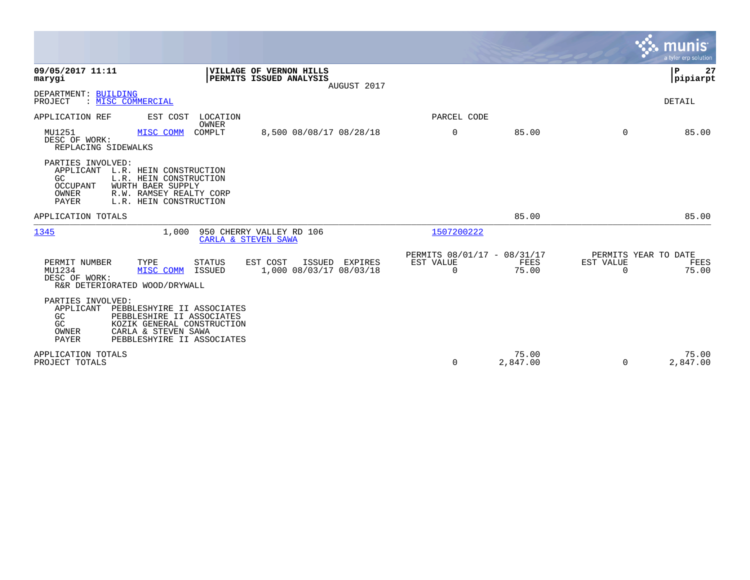**VILLAGE OF VERNON HILLS**
**PERMITS ISSUED ANALYSIS**
AUGUST 2017

**09/05/2017 11:11**
**marygi**

**pipiarpt**

DEPARTMENT: BUILDING
PROJECT : MISC COMMERCIAL

DETAIL

| APPLICATION REF | EST COST | LOCATION / OWNER | | PARCEL CODE | | | |
|---|---|---|---|---|---|---|---|
| MU1251 | MISC COMM | COMPLT | 8,500 08/08/17 08/28/18 | 0 | 85.00 | 0 | 85.00 |

DESC OF WORK:
REPLACING SIDEWALKS

PARTIES INVOLVED:
- APPLICANT L.R. HEIN CONSTRUCTION
- GC L.R. HEIN CONSTRUCTION
- OCCUPANT WURTH BAER SUPPLY
- OWNER R.W. RAMSEY REALTY CORP
- PAYER L.R. HEIN CONSTRUCTION

| | | | |
|---|---|---|---|
| APPLICATION TOTALS | | 85.00 | 85.00 |

1345 — 1,000 — 950 CHERRY VALLEY RD 106 — CARLA & STEVEN SAWA — 1507200222

| PERMIT NUMBER | TYPE | STATUS | EST COST | ISSUED | EXPIRES | PERMITS 08/01/17 - 08/31/17 EST VALUE | FEES | PERMITS YEAR TO DATE EST VALUE | FEES |
|---|---|---|---|---|---|---|---|---|---|
| MU1234 | MISC COMM | ISSUED | 1,000 | 08/03/17 | 08/03/18 | 0 | 75.00 | 0 | 75.00 |

DESC OF WORK:
R&R DETERIORATED WOOD/DRYWALL

PARTIES INVOLVED:
- APPLICANT PEBBLESHYIRE II ASSOCIATES
- GC PEBBLESHIRE II ASSOCIATES
- GC KOZIK GENERAL CONSTRUCTION
- OWNER CARLA & STEVEN SAWA
- PAYER PEBBLESHYIRE II ASSOCIATES

| | EST VALUE | FEES | EST VALUE | FEES |
|---|---|---|---|---|
| APPLICATION TOTALS | | 75.00 | | 75.00 |
| PROJECT TOTALS | 0 | 2,847.00 | 0 | 2,847.00 |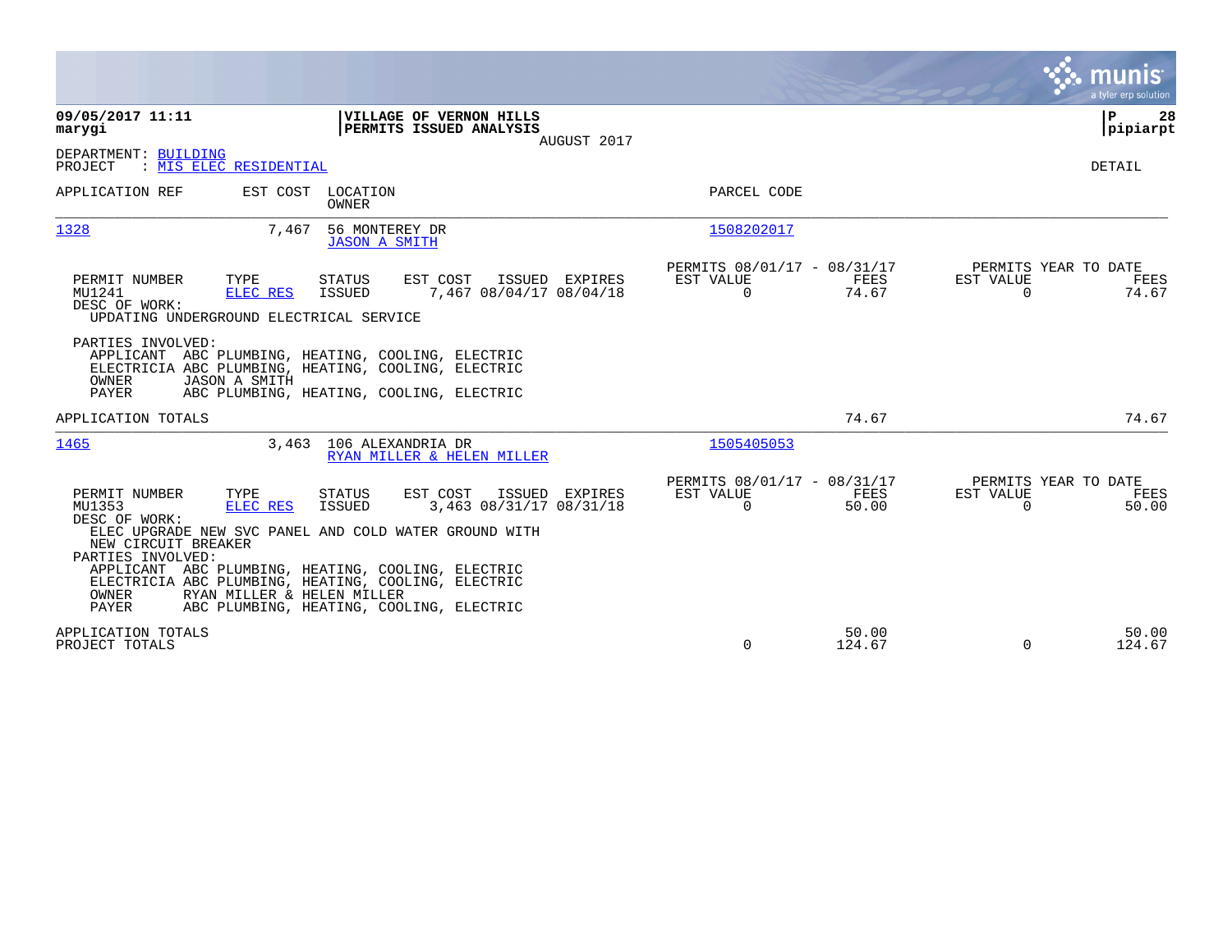**09/05/2017 11:11**
**marygi**

**VILLAGE OF VERNON HILLS**
**PERMITS ISSUED ANALYSIS**
AUGUST 2017

**P 28**
**pipiarpt**

DEPARTMENT: BUILDING
PROJECT : MIS ELEC RESIDENTIAL

DETAIL

| APPLICATION REF | EST COST | LOCATION / OWNER | PARCEL CODE |
|---|---|---|---|
| 1328 | 7,467 | 56 MONTEREY DR / JASON A SMITH | 1508202017 |

| PERMIT NUMBER | TYPE | STATUS | EST COST | ISSUED | EXPIRES | PERMITS 08/01/17 - 08/31/17 EST VALUE | FEES | PERMITS YEAR TO DATE EST VALUE | FEES |
|---|---|---|---|---|---|---|---|---|---|
| MU1241 | ELEC RES | ISSUED | 7,467 | 08/04/17 | 08/04/18 | 0 | 74.67 | 0 | 74.67 |

DESC OF WORK:
UPDATING UNDERGROUND ELECTRICAL SERVICE

PARTIES INVOLVED:
- APPLICANT ABC PLUMBING, HEATING, COOLING, ELECTRIC
- ELECTRICIA ABC PLUMBING, HEATING, COOLING, ELECTRIC
- OWNER JASON A SMITH
- PAYER ABC PLUMBING, HEATING, COOLING, ELECTRIC

APPLICATION TOTALS: 74.67 | 74.67

| APPLICATION REF | EST COST | LOCATION / OWNER | PARCEL CODE |
|---|---|---|---|
| 1465 | 3,463 | 106 ALEXANDRIA DR / RYAN MILLER & HELEN MILLER | 1505405053 |

| PERMIT NUMBER | TYPE | STATUS | EST COST | ISSUED | EXPIRES | PERMITS 08/01/17 - 08/31/17 EST VALUE | FEES | PERMITS YEAR TO DATE EST VALUE | FEES |
|---|---|---|---|---|---|---|---|---|---|
| MU1353 | ELEC RES | ISSUED | 3,463 | 08/31/17 | 08/31/18 | 0 | 50.00 | 0 | 50.00 |

DESC OF WORK:
ELEC UPGRADE NEW SVC PANEL AND COLD WATER GROUND WITH NEW CIRCUIT BREAKER

PARTIES INVOLVED:
- APPLICANT ABC PLUMBING, HEATING, COOLING, ELECTRIC
- ELECTRICIA ABC PLUMBING, HEATING, COOLING, ELECTRIC
- OWNER RYAN MILLER & HELEN MILLER
- PAYER ABC PLUMBING, HEATING, COOLING, ELECTRIC

| | EST VALUE | FEES | YTD EST VALUE | YTD FEES |
|---|---|---|---|---|
| APPLICATION TOTALS | | 50.00 | | 50.00 |
| PROJECT TOTALS | 0 | 124.67 | 0 | 124.67 |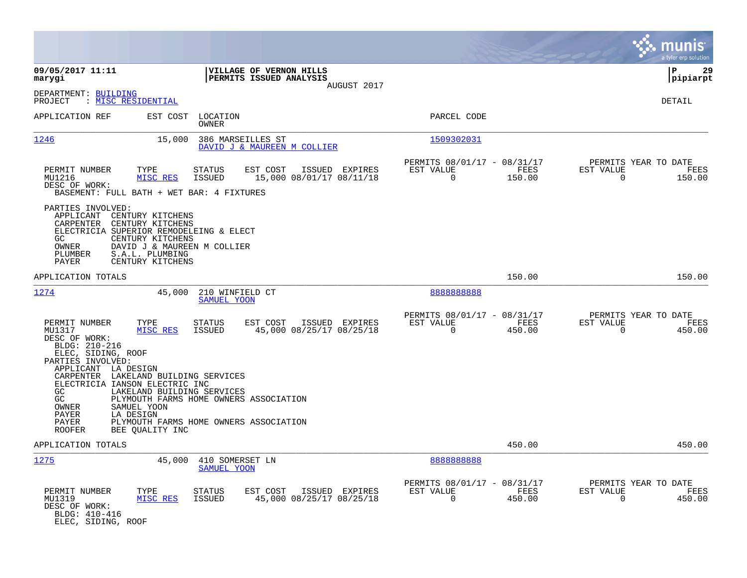**09/05/2017 11:11** | **VILLAGE OF VERNON HILLS** | **P 29**
**marygi** | **PERMITS ISSUED ANALYSIS** | **pipiarpt**

AUGUST 2017

DEPARTMENT: BUILDING
PROJECT : MISC RESIDENTIAL

DETAIL

| APPLICATION REF | EST COST | LOCATION / OWNER | PARCEL CODE |
|---|---|---|---|
| 1246 | 15,000 | 386 MARSEILLES ST / DAVID J & MAUREEN M COLLIER | 1509302031 |

| PERMIT NUMBER | TYPE | STATUS | EST COST | ISSUED | EXPIRES | PERMITS 08/01/17 - 08/31/17 EST VALUE | FEES | PERMITS YEAR TO DATE EST VALUE | FEES |
|---|---|---|---|---|---|---|---|---|---|
| MU1216 | MISC RES | ISSUED | 15,000 | 08/01/17 | 08/11/18 | 0 | 150.00 | 0 | 150.00 |

DESC OF WORK:
BASEMENT: FULL BATH + WET BAR: 4 FIXTURES

PARTIES INVOLVED:
- APPLICANT CENTURY KITCHENS
- CARPENTER CENTURY KITCHENS
- ELECTRICIA SUPERIOR REMODELEING & ELECT
- GC CENTURY KITCHENS
- OWNER DAVID J & MAUREEN M COLLIER
- PLUMBER S.A.L. PLUMBING
- PAYER CENTURY KITCHENS

APPLICATION TOTALS 150.00 150.00

| APPLICATION REF | EST COST | LOCATION / OWNER | PARCEL CODE |
|---|---|---|---|
| 1274 | 45,000 | 210 WINFIELD CT / SAMUEL YOON | 8888888888 |

| PERMIT NUMBER | TYPE | STATUS | EST COST | ISSUED | EXPIRES | PERMITS 08/01/17 - 08/31/17 EST VALUE | FEES | PERMITS YEAR TO DATE EST VALUE | FEES |
|---|---|---|---|---|---|---|---|---|---|
| MU1317 | MISC RES | ISSUED | 45,000 | 08/25/17 | 08/25/18 | 0 | 450.00 | 0 | 450.00 |

DESC OF WORK:
BLDG: 210-216
ELEC, SIDING, ROOF

PARTIES INVOLVED:
- APPLICANT LA DESIGN
- CARPENTER LAKELAND BUILDING SERVICES
- ELECTRICIA IANSON ELECTRIC INC
- GC LAKELAND BUILDING SERVICES
- GC PLYMOUTH FARMS HOME OWNERS ASSOCIATION
- OWNER SAMUEL YOON
- PAYER LA DESIGN
- PAYER PLYMOUTH FARMS HOME OWNERS ASSOCIATION
- ROOFER BEE QUALITY INC

APPLICATION TOTALS 450.00 450.00

| APPLICATION REF | EST COST | LOCATION / OWNER | PARCEL CODE |
|---|---|---|---|
| 1275 | 45,000 | 410 SOMERSET LN / SAMUEL YOON | 8888888888 |

| PERMIT NUMBER | TYPE | STATUS | EST COST | ISSUED | EXPIRES | PERMITS 08/01/17 - 08/31/17 EST VALUE | FEES | PERMITS YEAR TO DATE EST VALUE | FEES |
|---|---|---|---|---|---|---|---|---|---|
| MU1319 | MISC RES | ISSUED | 45,000 | 08/25/17 | 08/25/18 | 0 | 450.00 | 0 | 450.00 |

DESC OF WORK:
BLDG: 410-416
ELEC, SIDING, ROOF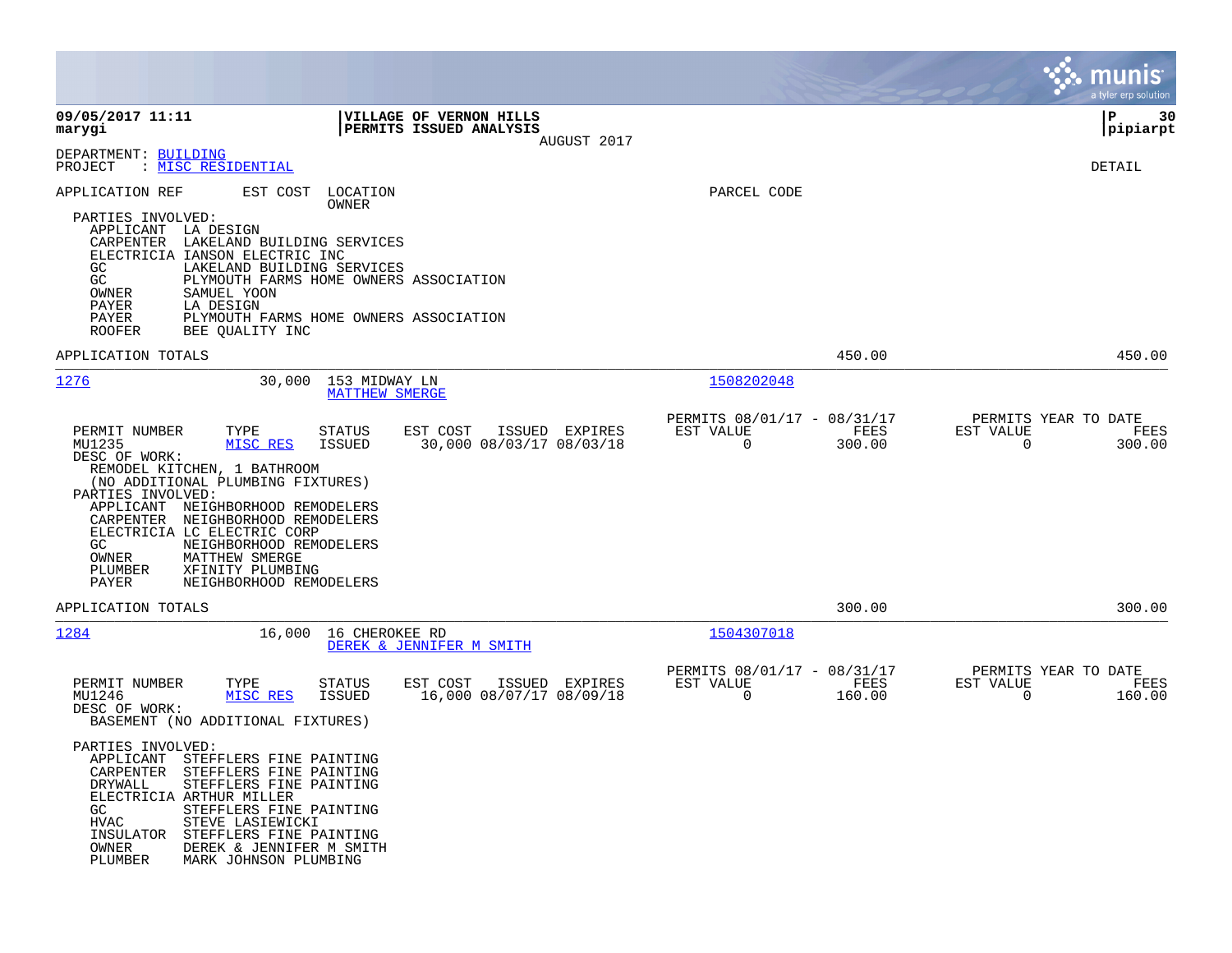**09/05/2017 11:11**
**marygi**

**VILLAGE OF VERNON HILLS**
**PERMITS ISSUED ANALYSIS**
AUGUST 2017

**P 30**
**pipiarpt**

DEPARTMENT: BUILDING
PROJECT : MISC RESIDENTIAL

DETAIL

APPLICATION REF | EST COST | LOCATION / OWNER | PARCEL CODE

PARTIES INVOLVED:
- APPLICANT LA DESIGN
- CARPENTER LAKELAND BUILDING SERVICES
- ELECTRICIA IANSON ELECTRIC INC
- GC LAKELAND BUILDING SERVICES
- GC PLYMOUTH FARMS HOME OWNERS ASSOCIATION
- OWNER SAMUEL YOON
- PAYER LA DESIGN
- PAYER PLYMOUTH FARMS HOME OWNERS ASSOCIATION
- ROOFER BEE QUALITY INC

APPLICATION TOTALS 450.00 450.00

---

**1276** 30,000 153 MIDWAY LN — MATTHEW SMERGE — Parcel 1508202048

| PERMIT NUMBER | TYPE | STATUS | EST COST | ISSUED | EXPIRES | PERMITS 08/01/17 - 08/31/17 EST VALUE | FEES | PERMITS YEAR TO DATE EST VALUE | FEES |
|---|---|---|---|---|---|---|---|---|---|
| MU1235 | MISC RES | ISSUED | 30,000 | 08/03/17 | 08/03/18 | 0 | 300.00 | 0 | 300.00 |

DESC OF WORK:
REMODEL KITCHEN, 1 BATHROOM
(NO ADDITIONAL PLUMBING FIXTURES)

PARTIES INVOLVED:
- APPLICANT NEIGHBORHOOD REMODELERS
- CARPENTER NEIGHBORHOOD REMODELERS
- ELECTRICIA LC ELECTRIC CORP
- GC NEIGHBORHOOD REMODELERS
- OWNER MATTHEW SMERGE
- PLUMBER XFINITY PLUMBING
- PAYER NEIGHBORHOOD REMODELERS

APPLICATION TOTALS 300.00 300.00

---

**1284** 16,000 16 CHEROKEE RD — DEREK & JENNIFER M SMITH — Parcel 1504307018

| PERMIT NUMBER | TYPE | STATUS | EST COST | ISSUED | EXPIRES | PERMITS 08/01/17 - 08/31/17 EST VALUE | FEES | PERMITS YEAR TO DATE EST VALUE | FEES |
|---|---|---|---|---|---|---|---|---|---|
| MU1246 | MISC RES | ISSUED | 16,000 | 08/07/17 | 08/09/18 | 0 | 160.00 | 0 | 160.00 |

DESC OF WORK:
BASEMENT (NO ADDITIONAL FIXTURES)

PARTIES INVOLVED:
- APPLICANT STEFFLERS FINE PAINTING
- CARPENTER STEFFLERS FINE PAINTING
- DRYWALL STEFFLERS FINE PAINTING
- ELECTRICIA ARTHUR MILLER
- GC STEFFLERS FINE PAINTING
- HVAC STEVE LASIEWICKI
- INSULATOR STEFFLERS FINE PAINTING
- OWNER DEREK & JENNIFER M SMITH
- PLUMBER MARK JOHNSON PLUMBING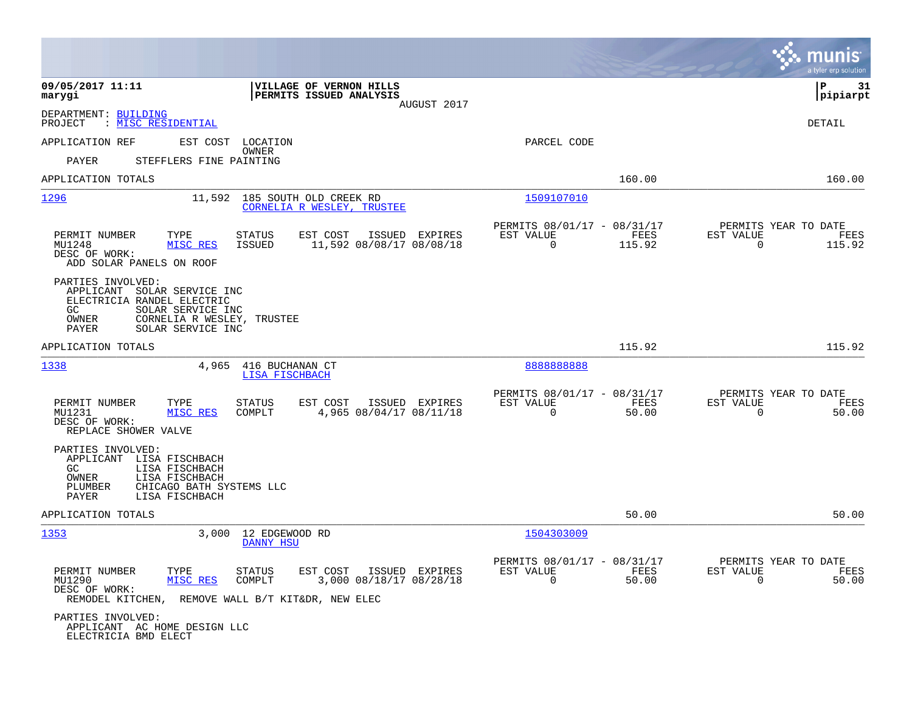**VILLAGE OF VERNON HILLS**
**PERMITS ISSUED ANALYSIS**
AUGUST 2017

09/05/2017 11:11
marygi

P 31
pipiarpt

DEPARTMENT: BUILDING
PROJECT : MISC RESIDENTIAL

DETAIL

APPLICATION REF | EST COST | LOCATION / OWNER | PARCEL CODE

PAYER STEFFLERS FINE PAINTING

APPLICATION TOTALS 160.00 160.00

---

**1296** 11,592 185 SOUTH OLD CREEK RD — CORNELIA R WESLEY, TRUSTEE — Parcel 1509107010

| PERMIT NUMBER | TYPE | STATUS | EST COST | ISSUED | EXPIRES | PERMITS 08/01/17 - 08/31/17 EST VALUE | FEES | PERMITS YEAR TO DATE EST VALUE | FEES |
|---|---|---|---|---|---|---|---|---|---|
| MU1248 | MISC RES | ISSUED | 11,592 | 08/08/17 | 08/08/18 | 0 | 115.92 | 0 | 115.92 |

DESC OF WORK:
ADD SOLAR PANELS ON ROOF

PARTIES INVOLVED:
- APPLICANT SOLAR SERVICE INC
- ELECTRICIA RANDEL ELECTRIC
- GC SOLAR SERVICE INC
- OWNER CORNELIA R WESLEY, TRUSTEE
- PAYER SOLAR SERVICE INC

APPLICATION TOTALS 115.92 115.92

---

**1338** 4,965 416 BUCHANAN CT — LISA FISCHBACH — Parcel 8888888888

| PERMIT NUMBER | TYPE | STATUS | EST COST | ISSUED | EXPIRES | PERMITS 08/01/17 - 08/31/17 EST VALUE | FEES | PERMITS YEAR TO DATE EST VALUE | FEES |
|---|---|---|---|---|---|---|---|---|---|
| MU1231 | MISC RES | COMPLT | 4,965 | 08/04/17 | 08/11/18 | 0 | 50.00 | 0 | 50.00 |

DESC OF WORK:
REPLACE SHOWER VALVE

PARTIES INVOLVED:
- APPLICANT LISA FISCHBACH
- GC LISA FISCHBACH
- OWNER LISA FISCHBACH
- PLUMBER CHICAGO BATH SYSTEMS LLC
- PAYER LISA FISCHBACH

APPLICATION TOTALS 50.00 50.00

---

**1353** 3,000 12 EDGEWOOD RD — DANNY HSU — Parcel 1504303009

| PERMIT NUMBER | TYPE | STATUS | EST COST | ISSUED | EXPIRES | PERMITS 08/01/17 - 08/31/17 EST VALUE | FEES | PERMITS YEAR TO DATE EST VALUE | FEES |
|---|---|---|---|---|---|---|---|---|---|
| MU1290 | MISC RES | COMPLT | 3,000 | 08/18/17 | 08/28/18 | 0 | 50.00 | 0 | 50.00 |

DESC OF WORK:
REMODEL KITCHEN, REMOVE WALL B/T KIT&DR, NEW ELEC

PARTIES INVOLVED:
- APPLICANT AC HOME DESIGN LLC
- ELECTRICIA BMD ELECT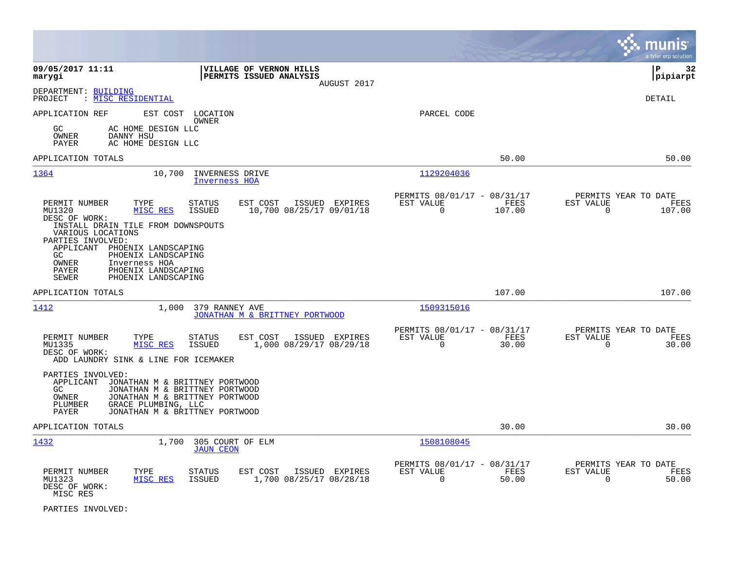09/05/2017 11:11 | VILLAGE OF VERNON HILLS | P 32
marygi | PERMITS ISSUED ANALYSIS | pipiarpt
AUGUST 2017

DEPARTMENT: BUILDING
PROJECT : MISC RESIDENTIAL

DETAIL

APPLICATION REF   EST COST   LOCATION / OWNER   PARCEL CODE

GC AC HOME DESIGN LLC
OWNER DANNY HSU
PAYER AC HOME DESIGN LLC

APPLICATION TOTALS 50.00 50.00

---

**1364** 10,700 INVERNESS DRIVE — Inverness HOA — Parcel 1129204036

| PERMIT NUMBER | TYPE | STATUS | EST COST | ISSUED | EXPIRES | PERMITS 08/01/17 - 08/31/17 EST VALUE | FEES | PERMITS YEAR TO DATE EST VALUE | FEES |
|---|---|---|---|---|---|---|---|---|---|
| MU1320 | MISC RES | ISSUED | 10,700 | 08/25/17 | 09/01/18 | 0 | 107.00 | 0 | 107.00 |

DESC OF WORK:
INSTALL DRAIN TILE FROM DOWNSPOUTS
VARIOUS LOCATIONS

PARTIES INVOLVED:
APPLICANT PHOENIX LANDSCAPING
GC PHOENIX LANDSCAPING
OWNER Inverness HOA
PAYER PHOENIX LANDSCAPING
SEWER PHOENIX LANDSCAPING

APPLICATION TOTALS 107.00 107.00

---

**1412** 1,000 379 RANNEY AVE — JONATHAN M & BRITTNEY PORTWOOD — Parcel 1509315016

| PERMIT NUMBER | TYPE | STATUS | EST COST | ISSUED | EXPIRES | PERMITS 08/01/17 - 08/31/17 EST VALUE | FEES | PERMITS YEAR TO DATE EST VALUE | FEES |
|---|---|---|---|---|---|---|---|---|---|
| MU1335 | MISC RES | ISSUED | 1,000 | 08/29/17 | 08/29/18 | 0 | 30.00 | 0 | 30.00 |

DESC OF WORK:
ADD LAUNDRY SINK & LINE FOR ICEMAKER

PARTIES INVOLVED:
APPLICANT JONATHAN M & BRITTNEY PORTWOOD
GC JONATHAN M & BRITTNEY PORTWOOD
OWNER JONATHAN M & BRITTNEY PORTWOOD
PLUMBER GRACE PLUMBING, LLC
PAYER JONATHAN M & BRITTNEY PORTWOOD

APPLICATION TOTALS 30.00 30.00

---

**1432** 1,700 305 COURT OF ELM — JAUN CEON — Parcel 1508108045

| PERMIT NUMBER | TYPE | STATUS | EST COST | ISSUED | EXPIRES | PERMITS 08/01/17 - 08/31/17 EST VALUE | FEES | PERMITS YEAR TO DATE EST VALUE | FEES |
|---|---|---|---|---|---|---|---|---|---|
| MU1323 | MISC RES | ISSUED | 1,700 | 08/25/17 | 08/28/18 | 0 | 50.00 | 0 | 50.00 |

DESC OF WORK:
MISC RES

PARTIES INVOLVED: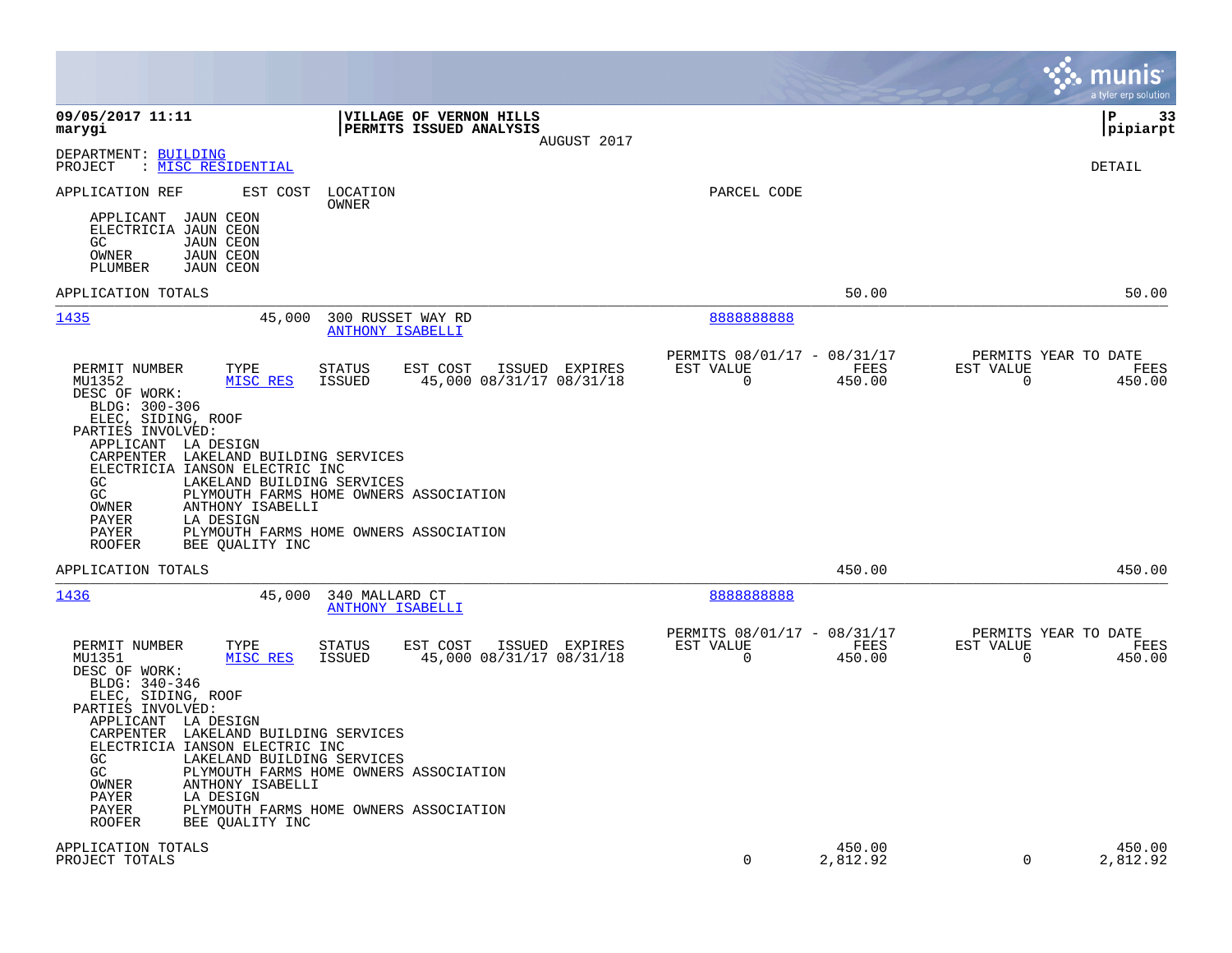**09/05/2017 11:11**
**marygi**

**VILLAGE OF VERNON HILLS**
**PERMITS ISSUED ANALYSIS**
AUGUST 2017

**P 33**
**pipiarpt**

DEPARTMENT: BUILDING
PROJECT : MISC RESIDENTIAL

DETAIL

APPLICATION REF | EST COST | LOCATION / OWNER | PARCEL CODE

APPLICANT JAUN CEON
ELECTRICIA JAUN CEON
GC JAUN CEON
OWNER JAUN CEON
PLUMBER JAUN CEON

APPLICATION TOTALS 50.00 50.00

---

**1435** 45,000 300 RUSSET WAY RD — ANTHONY ISABELLI — Parcel 8888888888

| PERMIT NUMBER | TYPE | STATUS | EST COST | ISSUED | EXPIRES | PERMITS 08/01/17 - 08/31/17 EST VALUE | FEES | PERMITS YEAR TO DATE EST VALUE | FEES |
|---|---|---|---|---|---|---|---|---|---|
| MU1352 | MISC RES | ISSUED | 45,000 | 08/31/17 | 08/31/18 | 0 | 450.00 | 0 | 450.00 |

DESC OF WORK:
BLDG: 300-306
ELEC, SIDING, ROOF

PARTIES INVOLVED:
APPLICANT LA DESIGN
CARPENTER LAKELAND BUILDING SERVICES
ELECTRICIA IANSON ELECTRIC INC
GC LAKELAND BUILDING SERVICES
GC PLYMOUTH FARMS HOME OWNERS ASSOCIATION
OWNER ANTHONY ISABELLI
PAYER LA DESIGN
PAYER PLYMOUTH FARMS HOME OWNERS ASSOCIATION
ROOFER BEE QUALITY INC

APPLICATION TOTALS 450.00 450.00

---

**1436** 45,000 340 MALLARD CT — ANTHONY ISABELLI — Parcel 8888888888

| PERMIT NUMBER | TYPE | STATUS | EST COST | ISSUED | EXPIRES | PERMITS 08/01/17 - 08/31/17 EST VALUE | FEES | PERMITS YEAR TO DATE EST VALUE | FEES |
|---|---|---|---|---|---|---|---|---|---|
| MU1351 | MISC RES | ISSUED | 45,000 | 08/31/17 | 08/31/18 | 0 | 450.00 | 0 | 450.00 |

DESC OF WORK:
BLDG: 340-346
ELEC, SIDING, ROOF

PARTIES INVOLVED:
APPLICANT LA DESIGN
CARPENTER LAKELAND BUILDING SERVICES
ELECTRICIA IANSON ELECTRIC INC
GC LAKELAND BUILDING SERVICES
GC PLYMOUTH FARMS HOME OWNERS ASSOCIATION
OWNER ANTHONY ISABELLI
PAYER LA DESIGN
PAYER PLYMOUTH FARMS HOME OWNERS ASSOCIATION
ROOFER BEE QUALITY INC

| | EST VALUE | FEES | YTD EST VALUE | YTD FEES |
|---|---|---|---|---|
| APPLICATION TOTALS | | 450.00 | | 450.00 |
| PROJECT TOTALS | 0 | 2,812.92 | 0 | 2,812.92 |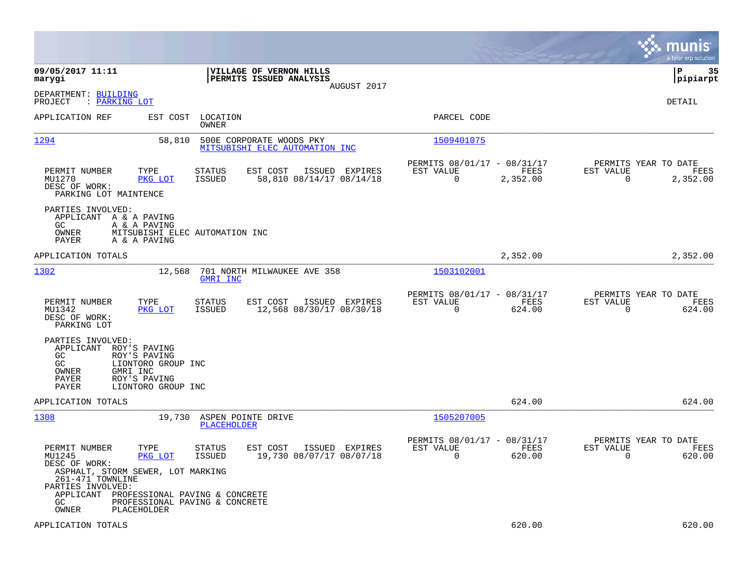**09/05/2017 11:11** | **VILLAGE OF VERNON HILLS** | **P 35**
**marygi** | **PERMITS ISSUED ANALYSIS** | **pipiarpt**

AUGUST 2017

DEPARTMENT: BUILDING
PROJECT : PARKING LOT

DETAIL

| APPLICATION REF | EST COST | LOCATION / OWNER | PARCEL CODE |
|---|---|---|---|
| 1294 | 58,810 | 500E CORPORATE WOODS PKY / MITSUBISHI ELEC AUTOMATION INC | 1509401075 |

| PERMIT NUMBER | TYPE | STATUS | EST COST | ISSUED | EXPIRES | PERMITS 08/01/17 - 08/31/17 EST VALUE | FEES | PERMITS YEAR TO DATE EST VALUE | FEES |
|---|---|---|---|---|---|---|---|---|---|
| MU1270 | PKG LOT | ISSUED | 58,810 | 08/14/17 | 08/14/18 | 0 | 2,352.00 | 0 | 2,352.00 |

DESC OF WORK:
PARKING LOT MAINTENCE

PARTIES INVOLVED:
- APPLICANT A & A PAVING
- GC A & A PAVING
- OWNER MITSUBISHI ELEC AUTOMATION INC
- PAYER A & A PAVING

APPLICATION TOTALS 2,352.00 2,352.00

| APPLICATION REF | EST COST | LOCATION / OWNER | PARCEL CODE |
|---|---|---|---|
| 1302 | 12,568 | 701 NORTH MILWAUKEE AVE 358 / GMRI INC | 1503102001 |

| PERMIT NUMBER | TYPE | STATUS | EST COST | ISSUED | EXPIRES | PERMITS 08/01/17 - 08/31/17 EST VALUE | FEES | PERMITS YEAR TO DATE EST VALUE | FEES |
|---|---|---|---|---|---|---|---|---|---|
| MU1342 | PKG LOT | ISSUED | 12,568 | 08/30/17 | 08/30/18 | 0 | 624.00 | 0 | 624.00 |

DESC OF WORK:
PARKING LOT

PARTIES INVOLVED:
- APPLICANT ROY'S PAVING
- GC ROY'S PAVING
- GC LIONTORO GROUP INC
- OWNER GMRI INC
- PAYER ROY'S PAVING
- PAYER LIONTORO GROUP INC

APPLICATION TOTALS 624.00 624.00

| APPLICATION REF | EST COST | LOCATION / OWNER | PARCEL CODE |
|---|---|---|---|
| 1308 | 19,730 | ASPEN POINTE DRIVE / PLACEHOLDER | 1505207005 |

| PERMIT NUMBER | TYPE | STATUS | EST COST | ISSUED | EXPIRES | PERMITS 08/01/17 - 08/31/17 EST VALUE | FEES | PERMITS YEAR TO DATE EST VALUE | FEES |
|---|---|---|---|---|---|---|---|---|---|
| MU1245 | PKG LOT | ISSUED | 19,730 | 08/07/17 | 08/07/18 | 0 | 620.00 | 0 | 620.00 |

DESC OF WORK:
ASPHALT, STORM SEWER, LOT MARKING
261-471 TOWNLINE

PARTIES INVOLVED:
- APPLICANT PROFESSIONAL PAVING & CONCRETE
- GC PROFESSIONAL PAVING & CONCRETE
- OWNER PLACEHOLDER

APPLICATION TOTALS 620.00 620.00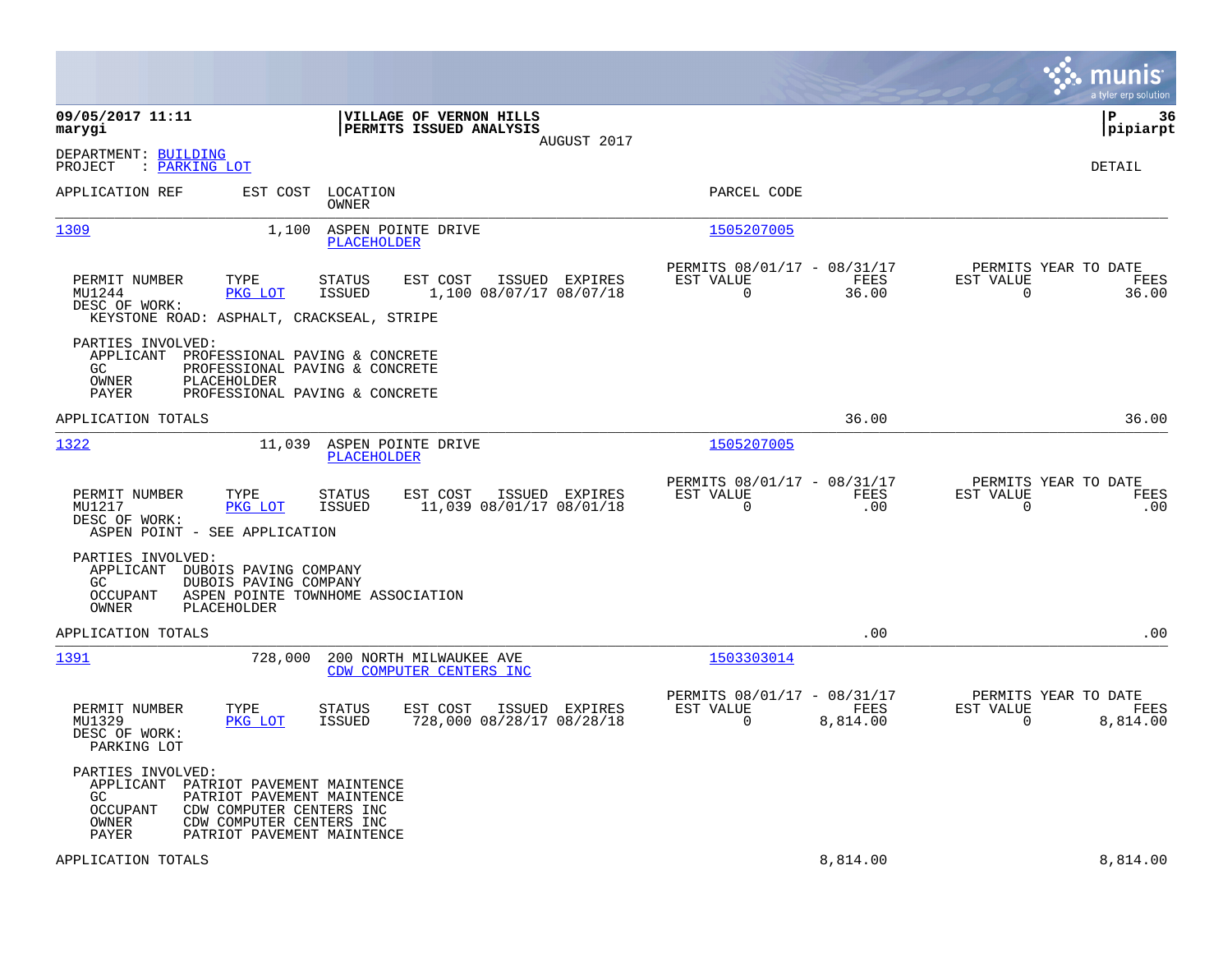09/05/2017 11:11
marygi

**VILLAGE OF VERNON HILLS**
**PERMITS ISSUED ANALYSIS**
AUGUST 2017

P 36
pipiarpt

DEPARTMENT: BUILDING
PROJECT : PARKING LOT

DETAIL

| APPLICATION REF | EST COST | LOCATION / OWNER | PARCEL CODE |
|---|---|---|---|
| 1309 | 1,100 | ASPEN POINTE DRIVE / PLACEHOLDER | 1505207005 |

| PERMIT NUMBER | TYPE | STATUS | EST COST | ISSUED | EXPIRES | PERMITS 08/01/17 - 08/31/17 EST VALUE | FEES | PERMITS YEAR TO DATE EST VALUE | FEES |
|---|---|---|---|---|---|---|---|---|---|
| MU1244 | PKG LOT | ISSUED | 1,100 | 08/07/17 | 08/07/18 | 0 | 36.00 | 0 | 36.00 |

DESC OF WORK:
KEYSTONE ROAD: ASPHALT, CRACKSEAL, STRIPE

PARTIES INVOLVED:
- APPLICANT PROFESSIONAL PAVING & CONCRETE
- GC PROFESSIONAL PAVING & CONCRETE
- OWNER PLACEHOLDER
- PAYER PROFESSIONAL PAVING & CONCRETE

APPLICATION TOTALS 36.00 36.00

| APPLICATION REF | EST COST | LOCATION / OWNER | PARCEL CODE |
|---|---|---|---|
| 1322 | 11,039 | ASPEN POINTE DRIVE / PLACEHOLDER | 1505207005 |

| PERMIT NUMBER | TYPE | STATUS | EST COST | ISSUED | EXPIRES | PERMITS 08/01/17 - 08/31/17 EST VALUE | FEES | PERMITS YEAR TO DATE EST VALUE | FEES |
|---|---|---|---|---|---|---|---|---|---|
| MU1217 | PKG LOT | ISSUED | 11,039 | 08/01/17 | 08/01/18 | 0 | .00 | 0 | .00 |

DESC OF WORK:
ASPEN POINT - SEE APPLICATION

PARTIES INVOLVED:
- APPLICANT DUBOIS PAVING COMPANY
- GC DUBOIS PAVING COMPANY
- OCCUPANT ASPEN POINTE TOWNHOME ASSOCIATION
- OWNER PLACEHOLDER

APPLICATION TOTALS .00 .00

| APPLICATION REF | EST COST | LOCATION / OWNER | PARCEL CODE |
|---|---|---|---|
| 1391 | 728,000 | 200 NORTH MILWAUKEE AVE / CDW COMPUTER CENTERS INC | 1503303014 |

| PERMIT NUMBER | TYPE | STATUS | EST COST | ISSUED | EXPIRES | PERMITS 08/01/17 - 08/31/17 EST VALUE | FEES | PERMITS YEAR TO DATE EST VALUE | FEES |
|---|---|---|---|---|---|---|---|---|---|
| MU1329 | PKG LOT | ISSUED | 728,000 | 08/28/17 | 08/28/18 | 0 | 8,814.00 | 0 | 8,814.00 |

DESC OF WORK:
PARKING LOT

PARTIES INVOLVED:
- APPLICANT PATRIOT PAVEMENT MAINTENCE
- GC PATRIOT PAVEMENT MAINTENCE
- OCCUPANT CDW COMPUTER CENTERS INC
- OWNER CDW COMPUTER CENTERS INC
- PAYER PATRIOT PAVEMENT MAINTENCE

APPLICATION TOTALS 8,814.00 8,814.00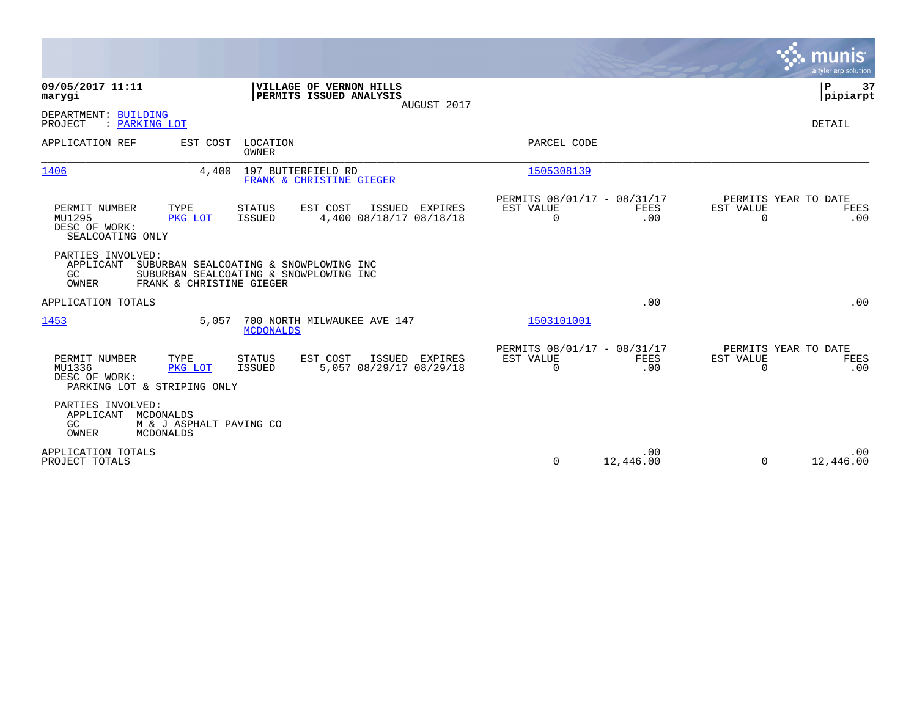**09/05/2017 11:11**
**marygi**

**VILLAGE OF VERNON HILLS**
**PERMITS ISSUED ANALYSIS**
AUGUST 2017

**P 37**
**pipiarpt**

DEPARTMENT: BUILDING
PROJECT : PARKING LOT

DETAIL

| APPLICATION REF | EST COST | LOCATION / OWNER | PARCEL CODE |
|---|---|---|---|
| 1406 | 4,400 | 197 BUTTERFIELD RD / FRANK & CHRISTINE GIEGER | 1505308139 |

| PERMIT NUMBER | TYPE | STATUS | EST COST | ISSUED | EXPIRES | PERMITS 08/01/17 - 08/31/17 EST VALUE | FEES | PERMITS YEAR TO DATE EST VALUE | FEES |
|---|---|---|---|---|---|---|---|---|---|
| MU1295 | PKG LOT | ISSUED | 4,400 | 08/18/17 | 08/18/18 | 0 | .00 | 0 | .00 |

DESC OF WORK:
SEALCOATING ONLY

PARTIES INVOLVED:
APPLICANT SUBURBAN SEALCOATING & SNOWPLOWING INC
GC SUBURBAN SEALCOATING & SNOWPLOWING INC
OWNER FRANK & CHRISTINE GIEGER

APPLICATION TOTALS .00 .00

| APPLICATION REF | EST COST | LOCATION / OWNER | PARCEL CODE |
|---|---|---|---|
| 1453 | 5,057 | 700 NORTH MILWAUKEE AVE 147 / MCDONALDS | 1503101001 |

| PERMIT NUMBER | TYPE | STATUS | EST COST | ISSUED | EXPIRES | PERMITS 08/01/17 - 08/31/17 EST VALUE | FEES | PERMITS YEAR TO DATE EST VALUE | FEES |
|---|---|---|---|---|---|---|---|---|---|
| MU1336 | PKG LOT | ISSUED | 5,057 | 08/29/17 | 08/29/18 | 0 | .00 | 0 | .00 |

DESC OF WORK:
PARKING LOT & STRIPING ONLY

PARTIES INVOLVED:
APPLICANT MCDONALDS
GC M & J ASPHALT PAVING CO
OWNER MCDONALDS

| | EST VALUE | FEES | EST VALUE | FEES |
|---|---|---|---|---|
| APPLICATION TOTALS | | .00 | | .00 |
| PROJECT TOTALS | 0 | 12,446.00 | 0 | 12,446.00 |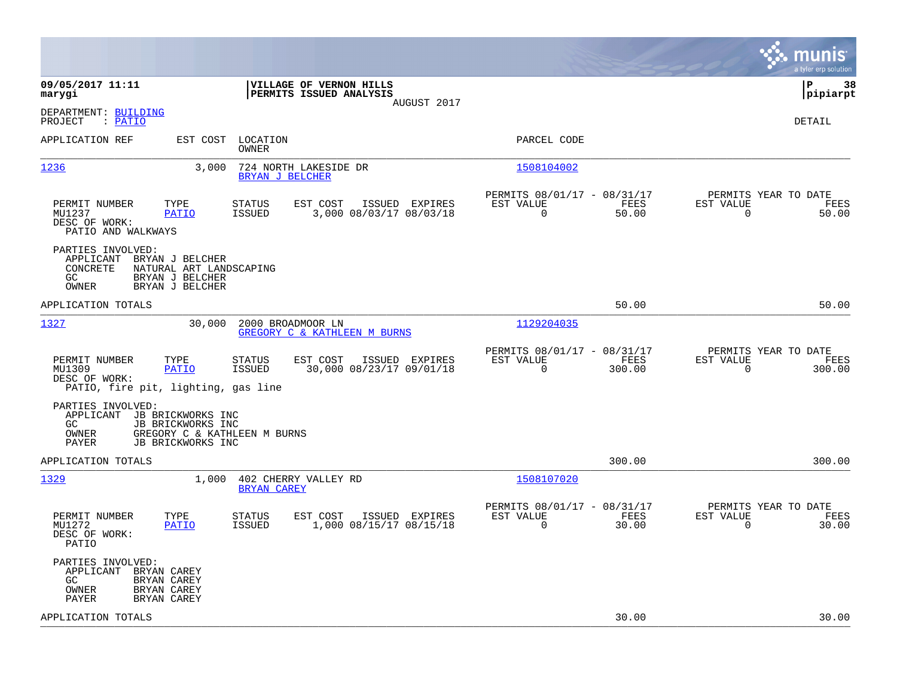**09/05/2017 11:11**
**marygi**

**VILLAGE OF VERNON HILLS**
**PERMITS ISSUED ANALYSIS**
AUGUST 2017

**P 38**
**pipiarpt**

DEPARTMENT: BUILDING
PROJECT : PATIO

DETAIL

| APPLICATION REF | EST COST | LOCATION / OWNER | PARCEL CODE |
|---|---|---|---|
| 1236 | 3,000 | 724 NORTH LAKESIDE DR / BRYAN J BELCHER | 1508104002 |

| PERMIT NUMBER | TYPE | STATUS | EST COST | ISSUED | EXPIRES | PERMITS 08/01/17 - 08/31/17 EST VALUE | FEES | PERMITS YEAR TO DATE EST VALUE | FEES |
|---|---|---|---|---|---|---|---|---|---|
| MU1237 | PATIO | ISSUED | 3,000 | 08/03/17 | 08/03/18 | 0 | 50.00 | 0 | 50.00 |

DESC OF WORK:
PATIO AND WALKWAYS

PARTIES INVOLVED:
- APPLICANT BRYAN J BELCHER
- CONCRETE NATURAL ART LANDSCAPING
- GC BRYAN J BELCHER
- OWNER BRYAN J BELCHER

APPLICATION TOTALS 50.00 50.00

| APPLICATION REF | EST COST | LOCATION / OWNER | PARCEL CODE |
|---|---|---|---|
| 1327 | 30,000 | 2000 BROADMOOR LN / GREGORY C & KATHLEEN M BURNS | 1129204035 |

| PERMIT NUMBER | TYPE | STATUS | EST COST | ISSUED | EXPIRES | PERMITS 08/01/17 - 08/31/17 EST VALUE | FEES | PERMITS YEAR TO DATE EST VALUE | FEES |
|---|---|---|---|---|---|---|---|---|---|
| MU1309 | PATIO | ISSUED | 30,000 | 08/23/17 | 09/01/18 | 0 | 300.00 | 0 | 300.00 |

DESC OF WORK:
PATIO, fire pit, lighting, gas line

PARTIES INVOLVED:
- APPLICANT JB BRICKWORKS INC
- GC JB BRICKWORKS INC
- OWNER GREGORY C & KATHLEEN M BURNS
- PAYER JB BRICKWORKS INC

APPLICATION TOTALS 300.00 300.00

| APPLICATION REF | EST COST | LOCATION / OWNER | PARCEL CODE |
|---|---|---|---|
| 1329 | 1,000 | 402 CHERRY VALLEY RD / BRYAN CAREY | 1508107020 |

| PERMIT NUMBER | TYPE | STATUS | EST COST | ISSUED | EXPIRES | PERMITS 08/01/17 - 08/31/17 EST VALUE | FEES | PERMITS YEAR TO DATE EST VALUE | FEES |
|---|---|---|---|---|---|---|---|---|---|
| MU1272 | PATIO | ISSUED | 1,000 | 08/15/17 | 08/15/18 | 0 | 30.00 | 0 | 30.00 |

DESC OF WORK:
PATIO

PARTIES INVOLVED:
- APPLICANT BRYAN CAREY
- GC BRYAN CAREY
- OWNER BRYAN CAREY
- PAYER BRYAN CAREY

APPLICATION TOTALS 30.00 30.00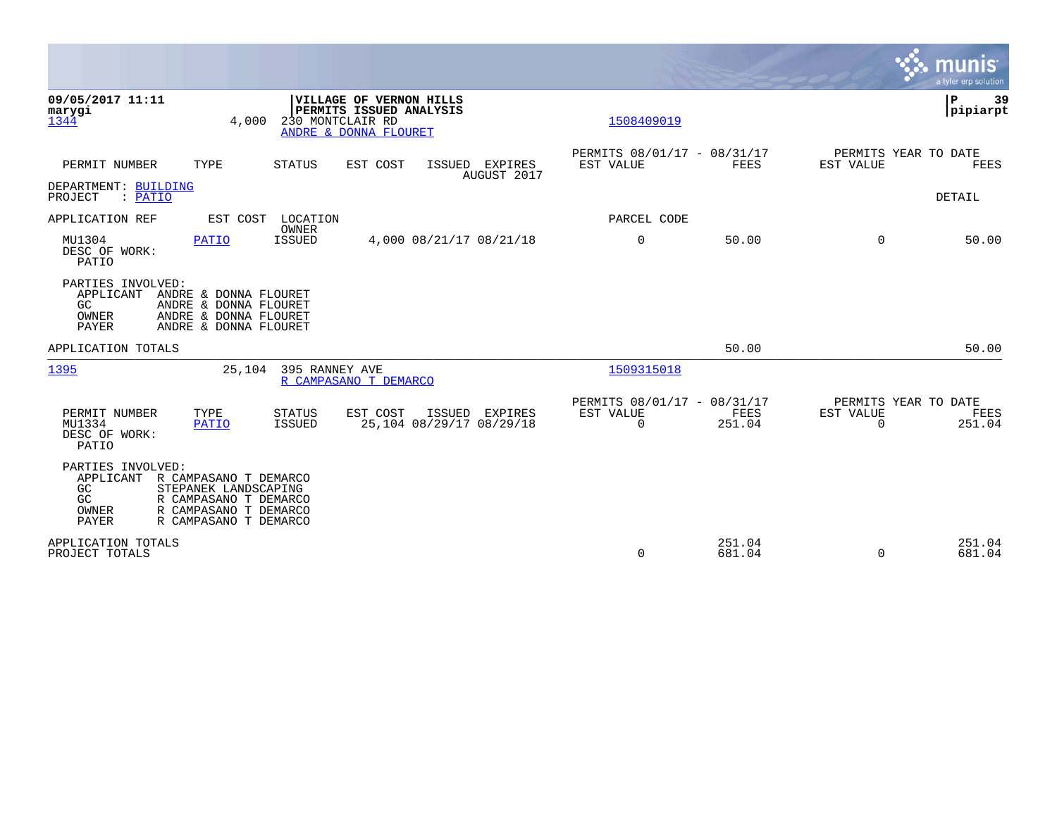09/05/2017 11:11
marygi

**VILLAGE OF VERNON HILLS**
**PERMITS ISSUED ANALYSIS**

pipiarpt

1344 4,000 230 MONTCLAIR RD
ANDRE & DONNA FLOURET
1508409019

| PERMIT NUMBER | TYPE | STATUS | EST COST | ISSUED | EXPIRES | PERMITS 08/01/17 - 08/31/17 EST VALUE | FEES | PERMITS YEAR TO DATE EST VALUE | FEES |
|---|---|---|---|---|---|---|---|---|---|
| | | | | AUGUST 2017 | | | | | |

DEPARTMENT: BUILDING
PROJECT : PATIO

DETAIL

| APPLICATION REF | EST COST | LOCATION / OWNER | | | | PARCEL CODE | | | |
|---|---|---|---|---|---|---|---|---|---|
| MU1304 | PATIO | ISSUED | 4,000 | 08/21/17 | 08/21/18 | 0 | 50.00 | 0 | 50.00 |

DESC OF WORK:
PATIO

PARTIES INVOLVED:
APPLICANT ANDRE & DONNA FLOURET
GC ANDRE & DONNA FLOURET
OWNER ANDRE & DONNA FLOURET
PAYER ANDRE & DONNA FLOURET

APPLICATION TOTALS 50.00 50.00

---

1395 25,104 395 RANNEY AVE
R CAMPASANO T DEMARCO
1509315018

| PERMIT NUMBER | TYPE | STATUS | EST COST | ISSUED | EXPIRES | PERMITS 08/01/17 - 08/31/17 EST VALUE | FEES | PERMITS YEAR TO DATE EST VALUE | FEES |
|---|---|---|---|---|---|---|---|---|---|
| MU1334 | PATIO | ISSUED | 25,104 | 08/29/17 | 08/29/18 | 0 | 251.04 | 0 | 251.04 |

DESC OF WORK:
PATIO

PARTIES INVOLVED:
APPLICANT R CAMPASANO T DEMARCO
GC STEPANEK LANDSCAPING
GC R CAMPASANO T DEMARCO
OWNER R CAMPASANO T DEMARCO
PAYER R CAMPASANO T DEMARCO

| | EST VALUE | FEES | EST VALUE | FEES |
|---|---|---|---|---|
| APPLICATION TOTALS | | 251.04 | | 251.04 |
| PROJECT TOTALS | 0 | 681.04 | 0 | 681.04 |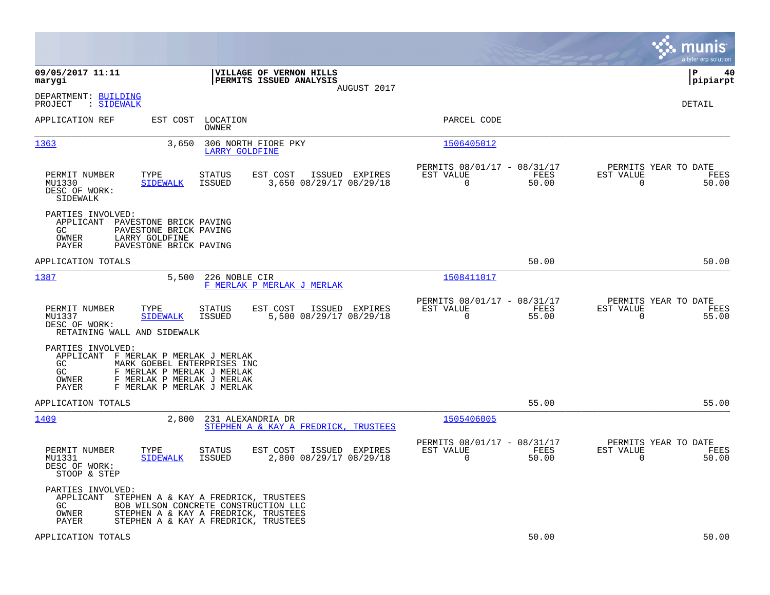**09/05/2017 11:11** | **VILLAGE OF VERNON HILLS** | **P 40**
**marygi** | **PERMITS ISSUED ANALYSIS** | **pipiarpt**
AUGUST 2017

DEPARTMENT: BUILDING
PROJECT : SIDEWALK

DETAIL

| APPLICATION REF | EST COST | LOCATION / OWNER | PARCEL CODE |
|---|---|---|---|
| 1363 | 3,650 | 306 NORTH FIORE PKY / LARRY GOLDFINE | 1506405012 |

| PERMIT NUMBER | TYPE | STATUS | EST COST | ISSUED | EXPIRES | PERMITS 08/01/17 - 08/31/17 EST VALUE | FEES | PERMITS YEAR TO DATE EST VALUE | FEES |
|---|---|---|---|---|---|---|---|---|---|
| MU1330 | SIDEWALK | ISSUED | 3,650 | 08/29/17 | 08/29/18 | 0 | 50.00 | 0 | 50.00 |

DESC OF WORK:
SIDEWALK

PARTIES INVOLVED:
APPLICANT PAVESTONE BRICK PAVING
GC PAVESTONE BRICK PAVING
OWNER LARRY GOLDFINE
PAYER PAVESTONE BRICK PAVING

APPLICATION TOTALS 50.00 50.00

| APPLICATION REF | EST COST | LOCATION / OWNER | PARCEL CODE |
|---|---|---|---|
| 1387 | 5,500 | 226 NOBLE CIR / F MERLAK P MERLAK J MERLAK | 1508411017 |

| PERMIT NUMBER | TYPE | STATUS | EST COST | ISSUED | EXPIRES | PERMITS 08/01/17 - 08/31/17 EST VALUE | FEES | PERMITS YEAR TO DATE EST VALUE | FEES |
|---|---|---|---|---|---|---|---|---|---|
| MU1337 | SIDEWALK | ISSUED | 5,500 | 08/29/17 | 08/29/18 | 0 | 55.00 | 0 | 55.00 |

DESC OF WORK:
RETAINING WALL AND SIDEWALK

PARTIES INVOLVED:
APPLICANT F MERLAK P MERLAK J MERLAK
GC MARK GOEBEL ENTERPRISES INC
GC F MERLAK P MERLAK J MERLAK
OWNER F MERLAK P MERLAK J MERLAK
PAYER F MERLAK P MERLAK J MERLAK

APPLICATION TOTALS 55.00 55.00

| APPLICATION REF | EST COST | LOCATION / OWNER | PARCEL CODE |
|---|---|---|---|
| 1409 | 2,800 | 231 ALEXANDRIA DR / STEPHEN A & KAY A FREDRICK, TRUSTEES | 1505406005 |

| PERMIT NUMBER | TYPE | STATUS | EST COST | ISSUED | EXPIRES | PERMITS 08/01/17 - 08/31/17 EST VALUE | FEES | PERMITS YEAR TO DATE EST VALUE | FEES |
|---|---|---|---|---|---|---|---|---|---|
| MU1331 | SIDEWALK | ISSUED | 2,800 | 08/29/17 | 08/29/18 | 0 | 50.00 | 0 | 50.00 |

DESC OF WORK:
STOOP & STEP

PARTIES INVOLVED:
APPLICANT STEPHEN A & KAY A FREDRICK, TRUSTEES
GC BOB WILSON CONCRETE CONSTRUCTION LLC
OWNER STEPHEN A & KAY A FREDRICK, TRUSTEES
PAYER STEPHEN A & KAY A FREDRICK, TRUSTEES

APPLICATION TOTALS 50.00 50.00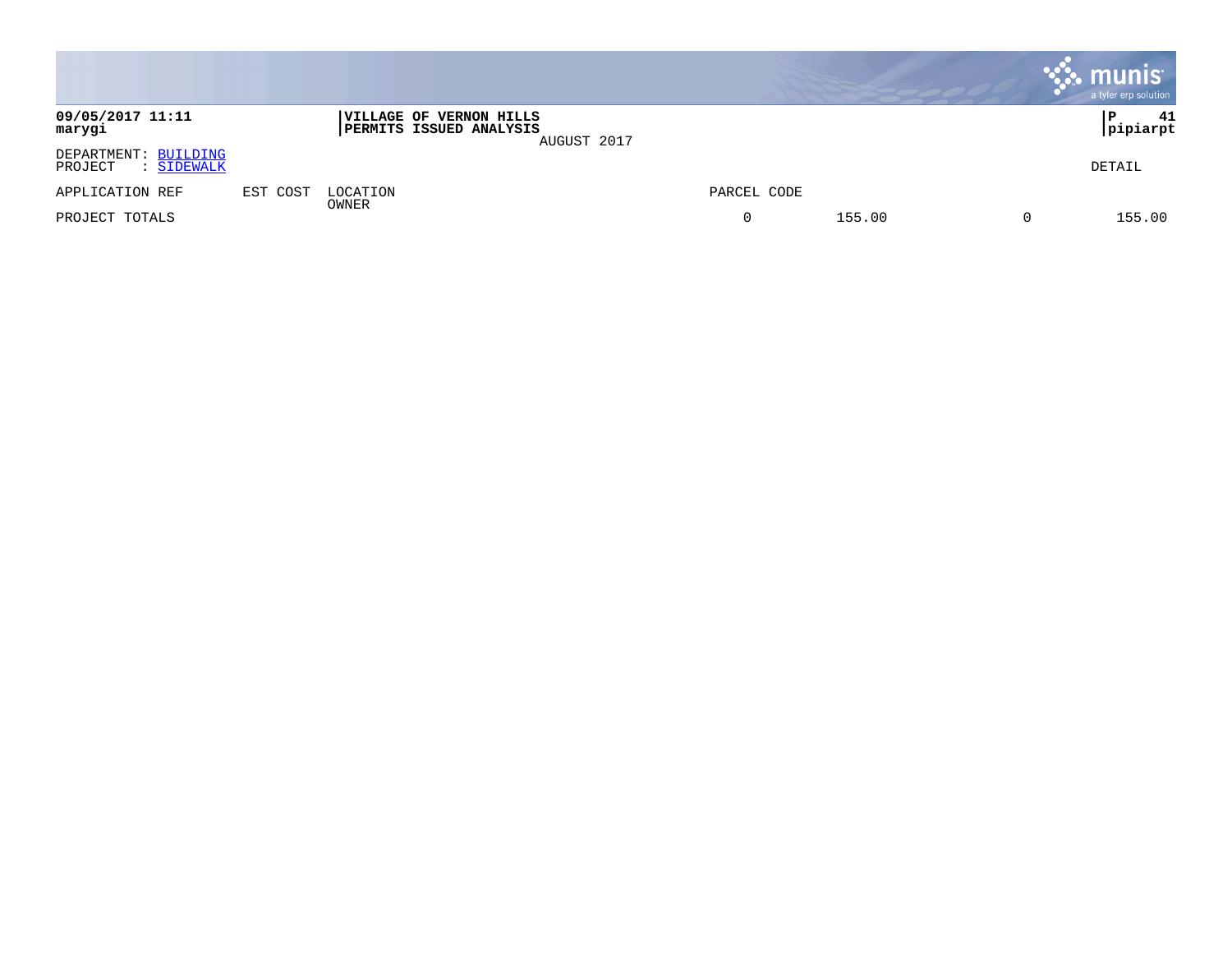**09/05/2017 11:11**
**marygi**

**VILLAGE OF VERNON HILLS**
**PERMITS ISSUED ANALYSIS**
AUGUST 2017

**P 41**
**pipiarpt**

DEPARTMENT: BUILDING
PROJECT : SIDEWALK

DETAIL

| APPLICATION REF | EST COST | LOCATION / OWNER | PARCEL CODE | | | |
|---|---|---|---|---|---|---|
| PROJECT TOTALS | | | 0 | 155.00 | 0 | 155.00 |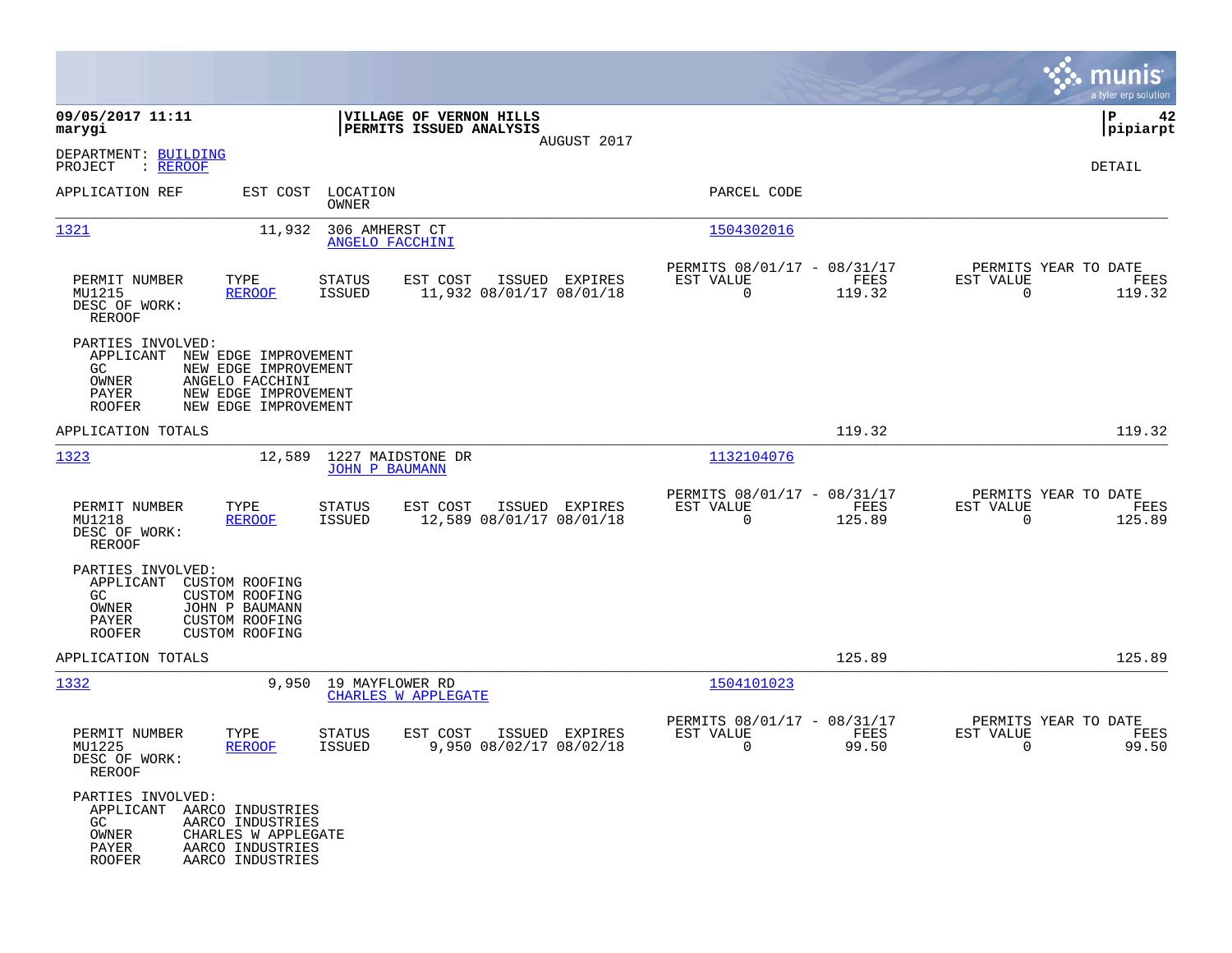**09/05/2017 11:11** **VILLAGE OF VERNON HILLS**
**marygi** **PERMITS ISSUED ANALYSIS**
AUGUST 2017
**pipiarpt**

DEPARTMENT: BUILDING
PROJECT : REROOF

DETAIL

| APPLICATION REF | EST COST | LOCATION / OWNER | PARCEL CODE |
|---|---|---|---|
| 1321 | 11,932 | 306 AMHERST CT / ANGELO FACCHINI | 1504302016 |

| PERMIT NUMBER | TYPE | STATUS | EST COST | ISSUED | EXPIRES | PERMITS 08/01/17 - 08/31/17 EST VALUE | FEES | PERMITS YEAR TO DATE EST VALUE | FEES |
|---|---|---|---|---|---|---|---|---|---|
| MU1215 | REROOF | ISSUED | 11,932 | 08/01/17 | 08/01/18 | 0 | 119.32 | 0 | 119.32 |

DESC OF WORK:
REROOF

PARTIES INVOLVED:
- APPLICANT NEW EDGE IMPROVEMENT
- GC NEW EDGE IMPROVEMENT
- OWNER ANGELO FACCHINI
- PAYER NEW EDGE IMPROVEMENT
- ROOFER NEW EDGE IMPROVEMENT

APPLICATION TOTALS 119.32 119.32

| APPLICATION REF | EST COST | LOCATION / OWNER | PARCEL CODE |
|---|---|---|---|
| 1323 | 12,589 | 1227 MAIDSTONE DR / JOHN P BAUMANN | 1132104076 |

| PERMIT NUMBER | TYPE | STATUS | EST COST | ISSUED | EXPIRES | PERMITS 08/01/17 - 08/31/17 EST VALUE | FEES | PERMITS YEAR TO DATE EST VALUE | FEES |
|---|---|---|---|---|---|---|---|---|---|
| MU1218 | REROOF | ISSUED | 12,589 | 08/01/17 | 08/01/18 | 0 | 125.89 | 0 | 125.89 |

DESC OF WORK:
REROOF

PARTIES INVOLVED:
- APPLICANT CUSTOM ROOFING
- GC CUSTOM ROOFING
- OWNER JOHN P BAUMANN
- PAYER CUSTOM ROOFING
- ROOFER CUSTOM ROOFING

APPLICATION TOTALS 125.89 125.89

| APPLICATION REF | EST COST | LOCATION / OWNER | PARCEL CODE |
|---|---|---|---|
| 1332 | 9,950 | 19 MAYFLOWER RD / CHARLES W APPLEGATE | 1504101023 |

| PERMIT NUMBER | TYPE | STATUS | EST COST | ISSUED | EXPIRES | PERMITS 08/01/17 - 08/31/17 EST VALUE | FEES | PERMITS YEAR TO DATE EST VALUE | FEES |
|---|---|---|---|---|---|---|---|---|---|
| MU1225 | REROOF | ISSUED | 9,950 | 08/02/17 | 08/02/18 | 0 | 99.50 | 0 | 99.50 |

DESC OF WORK:
REROOF

PARTIES INVOLVED:
- APPLICANT AARCO INDUSTRIES
- GC AARCO INDUSTRIES
- OWNER CHARLES W APPLEGATE
- PAYER AARCO INDUSTRIES
- ROOFER AARCO INDUSTRIES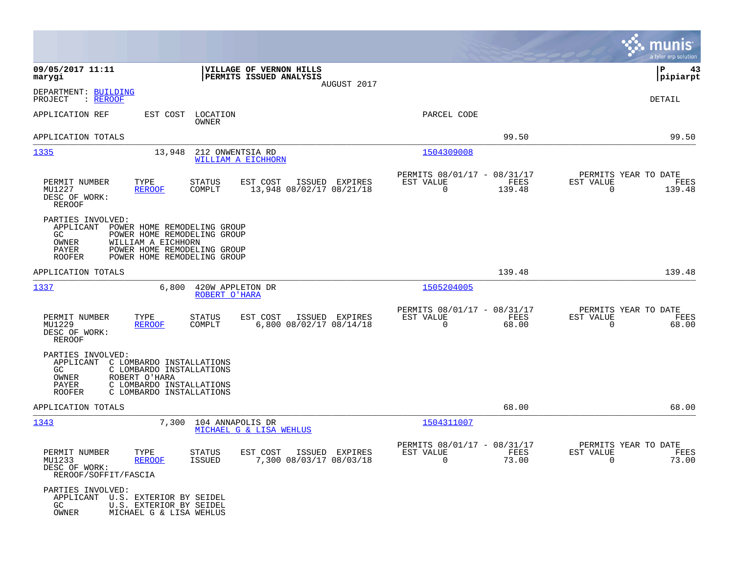**09/05/2017 11:11**
**marygi**

**VILLAGE OF VERNON HILLS**
**PERMITS ISSUED ANALYSIS**
AUGUST 2017

**P 43**
**pipiarpt**

DEPARTMENT: BUILDING
PROJECT : REROOF

DETAIL

| APPLICATION REF | EST COST | LOCATION / OWNER | PARCEL CODE | | |
|---|---|---|---|---|---|
| APPLICATION TOTALS | | | | 99.50 | 99.50 |

---

**1335** — 13,948 — 212 ONWENTSIA RD — WILLIAM A EICHHORN — 1504309008

| PERMIT NUMBER | TYPE | STATUS | EST COST | ISSUED | EXPIRES | PERMITS 08/01/17 - 08/31/17 EST VALUE | FEES | PERMITS YEAR TO DATE EST VALUE | FEES |
|---|---|---|---|---|---|---|---|---|---|
| MU1227 | REROOF | COMPLT | 13,948 | 08/02/17 | 08/21/18 | 0 | 139.48 | 0 | 139.48 |

DESC OF WORK:
REROOF

PARTIES INVOLVED:
- APPLICANT POWER HOME REMODELING GROUP
- GC POWER HOME REMODELING GROUP
- OWNER WILLIAM A EICHHORN
- PAYER POWER HOME REMODELING GROUP
- ROOFER POWER HOME REMODELING GROUP

APPLICATION TOTALS 139.48 139.48

---

**1337** — 6,800 — 420W APPLETON DR — ROBERT O'HARA — 1505204005

| PERMIT NUMBER | TYPE | STATUS | EST COST | ISSUED | EXPIRES | PERMITS 08/01/17 - 08/31/17 EST VALUE | FEES | PERMITS YEAR TO DATE EST VALUE | FEES |
|---|---|---|---|---|---|---|---|---|---|
| MU1229 | REROOF | COMPLT | 6,800 | 08/02/17 | 08/14/18 | 0 | 68.00 | 0 | 68.00 |

DESC OF WORK:
REROOF

PARTIES INVOLVED:
- APPLICANT C LOMBARDO INSTALLATIONS
- GC C LOMBARDO INSTALLATIONS
- OWNER ROBERT O'HARA
- PAYER C LOMBARDO INSTALLATIONS
- ROOFER C LOMBARDO INSTALLATIONS

APPLICATION TOTALS 68.00 68.00

---

**1343** — 7,300 — 104 ANNAPOLIS DR — MICHAEL G & LISA WEHLUS — 1504311007

| PERMIT NUMBER | TYPE | STATUS | EST COST | ISSUED | EXPIRES | PERMITS 08/01/17 - 08/31/17 EST VALUE | FEES | PERMITS YEAR TO DATE EST VALUE | FEES |
|---|---|---|---|---|---|---|---|---|---|
| MU1233 | REROOF | ISSUED | 7,300 | 08/03/17 | 08/03/18 | 0 | 73.00 | 0 | 73.00 |

DESC OF WORK:
REROOF/SOFFIT/FASCIA

PARTIES INVOLVED:
- APPLICANT U.S. EXTERIOR BY SEIDEL
- GC U.S. EXTERIOR BY SEIDEL
- OWNER MICHAEL G & LISA WEHLUS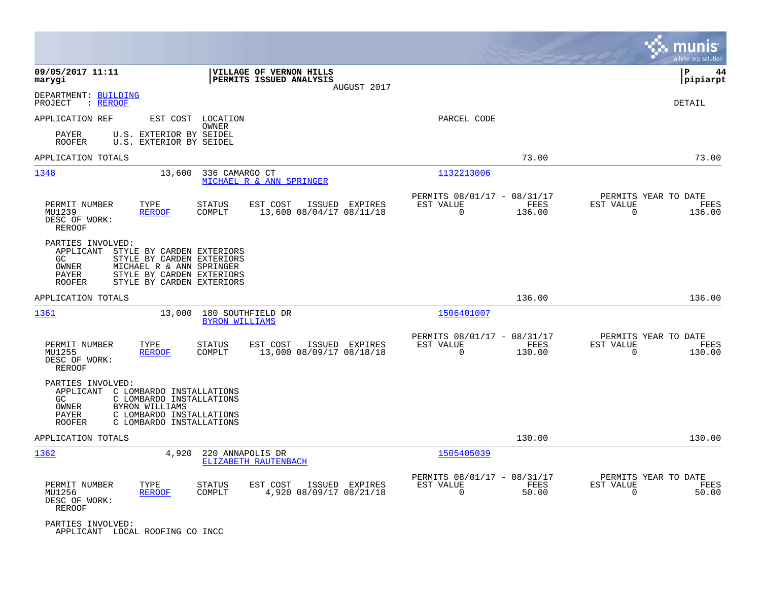**09/05/2017 11:11**
**marygi**

**VILLAGE OF VERNON HILLS**
**PERMITS ISSUED ANALYSIS**
AUGUST 2017

**P 44**
**pipiarpt**

DEPARTMENT: BUILDING
PROJECT : REROOF

DETAIL

| APPLICATION REF | EST COST | LOCATION / OWNER | PARCEL CODE |
|---|---|---|---|

PAYER U.S. EXTERIOR BY SEIDEL
ROOFER U.S. EXTERIOR BY SEIDEL

APPLICATION TOTALS 73.00 73.00

---

**1348** 13,600 336 CAMARGO CT — MICHAEL R & ANN SPRINGER — Parcel 1132213006

| PERMIT NUMBER | TYPE | STATUS | EST COST | ISSUED | EXPIRES | PERMITS 08/01/17 - 08/31/17 EST VALUE | FEES | PERMITS YEAR TO DATE EST VALUE | FEES |
|---|---|---|---|---|---|---|---|---|---|
| MU1239 | REROOF | COMPLT | 13,600 | 08/04/17 | 08/11/18 | 0 | 136.00 | 0 | 136.00 |

DESC OF WORK:
REROOF

PARTIES INVOLVED:
- APPLICANT STYLE BY CARDEN EXTERIORS
- GC STYLE BY CARDEN EXTERIORS
- OWNER MICHAEL R & ANN SPRINGER
- PAYER STYLE BY CARDEN EXTERIORS
- ROOFER STYLE BY CARDEN EXTERIORS

APPLICATION TOTALS 136.00 136.00

---

**1361** 13,000 180 SOUTHFIELD DR — BYRON WILLIAMS — Parcel 1506401007

| PERMIT NUMBER | TYPE | STATUS | EST COST | ISSUED | EXPIRES | PERMITS 08/01/17 - 08/31/17 EST VALUE | FEES | PERMITS YEAR TO DATE EST VALUE | FEES |
|---|---|---|---|---|---|---|---|---|---|
| MU1255 | REROOF | COMPLT | 13,000 | 08/09/17 | 08/18/18 | 0 | 130.00 | 0 | 130.00 |

DESC OF WORK:
REROOF

PARTIES INVOLVED:
- APPLICANT C LOMBARDO INSTALLATIONS
- GC C LOMBARDO INSTALLATIONS
- OWNER BYRON WILLIAMS
- PAYER C LOMBARDO INSTALLATIONS
- ROOFER C LOMBARDO INSTALLATIONS

APPLICATION TOTALS 130.00 130.00

---

**1362** 4,920 220 ANNAPOLIS DR — ELIZABETH RAUTENBACH — Parcel 1505405039

| PERMIT NUMBER | TYPE | STATUS | EST COST | ISSUED | EXPIRES | PERMITS 08/01/17 - 08/31/17 EST VALUE | FEES | PERMITS YEAR TO DATE EST VALUE | FEES |
|---|---|---|---|---|---|---|---|---|---|
| MU1256 | REROOF | COMPLT | 4,920 | 08/09/17 | 08/21/18 | 0 | 50.00 | 0 | 50.00 |

DESC OF WORK:
REROOF

PARTIES INVOLVED:
- APPLICANT LOCAL ROOFING CO INCC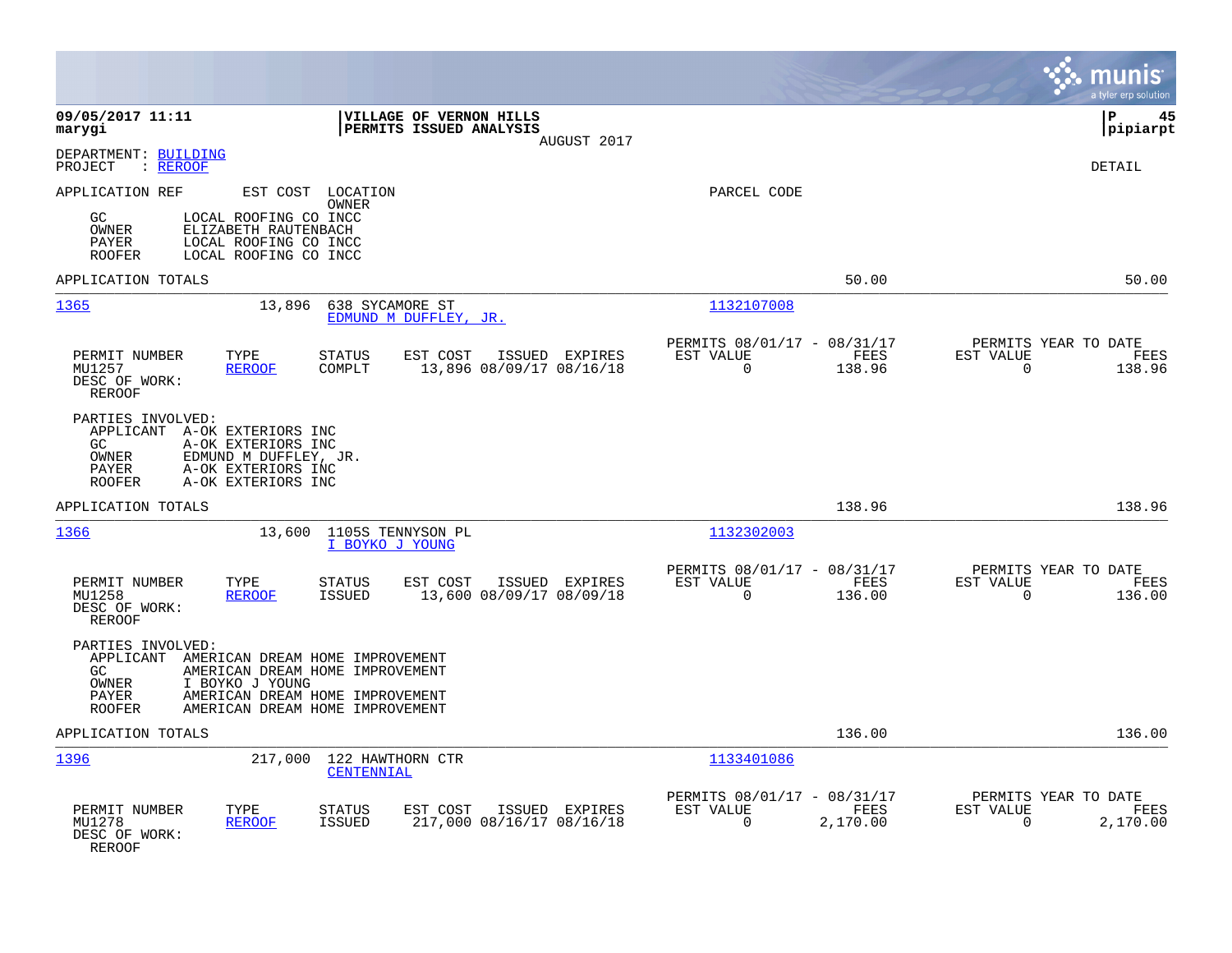**09/05/2017 11:11** | **VILLAGE OF VERNON HILLS** | **P 45**
**marygi** | **PERMITS ISSUED ANALYSIS** | **pipiarpt**
AUGUST 2017

DEPARTMENT: BUILDING
PROJECT : REROOF

DETAIL

APPLICATION REF    EST COST    LOCATION / OWNER    PARCEL CODE

GC    LOCAL ROOFING CO INCC
OWNER    ELIZABETH RAUTENBACH
PAYER    LOCAL ROOFING CO INCC
ROOFER    LOCAL ROOFING CO INCC

APPLICATION TOTALS    50.00    50.00

---

**1365**    13,896    638 SYCAMORE ST
EDMUND M DUFFLEY, JR.    1132107008

| PERMIT NUMBER | TYPE | STATUS | EST COST | ISSUED | EXPIRES | PERMITS 08/01/17 - 08/31/17 EST VALUE | FEES | PERMITS YEAR TO DATE EST VALUE | FEES |
|---|---|---|---|---|---|---|---|---|---|
| MU1257 | REROOF | COMPLT | 13,896 | 08/09/17 | 08/16/18 | 0 | 138.96 | 0 | 138.96 |

DESC OF WORK:
REROOF

PARTIES INVOLVED:
APPLICANT    A-OK EXTERIORS INC
GC    A-OK EXTERIORS INC
OWNER    EDMUND M DUFFLEY, JR.
PAYER    A-OK EXTERIORS INC
ROOFER    A-OK EXTERIORS INC

APPLICATION TOTALS    138.96    138.96

---

**1366**    13,600    1105S TENNYSON PL
I BOYKO J YOUNG    1132302003

| PERMIT NUMBER | TYPE | STATUS | EST COST | ISSUED | EXPIRES | PERMITS 08/01/17 - 08/31/17 EST VALUE | FEES | PERMITS YEAR TO DATE EST VALUE | FEES |
|---|---|---|---|---|---|---|---|---|---|
| MU1258 | REROOF | ISSUED | 13,600 | 08/09/17 | 08/09/18 | 0 | 136.00 | 0 | 136.00 |

DESC OF WORK:
REROOF

PARTIES INVOLVED:
APPLICANT    AMERICAN DREAM HOME IMPROVEMENT
GC    AMERICAN DREAM HOME IMPROVEMENT
OWNER    I BOYKO J YOUNG
PAYER    AMERICAN DREAM HOME IMPROVEMENT
ROOFER    AMERICAN DREAM HOME IMPROVEMENT

APPLICATION TOTALS    136.00    136.00

---

**1396**    217,000    122 HAWTHORN CTR
CENTENNIAL    1133401086

| PERMIT NUMBER | TYPE | STATUS | EST COST | ISSUED | EXPIRES | PERMITS 08/01/17 - 08/31/17 EST VALUE | FEES | PERMITS YEAR TO DATE EST VALUE | FEES |
|---|---|---|---|---|---|---|---|---|---|
| MU1278 | REROOF | ISSUED | 217,000 | 08/16/17 | 08/16/18 | 0 | 2,170.00 | 0 | 2,170.00 |

DESC OF WORK:
REROOF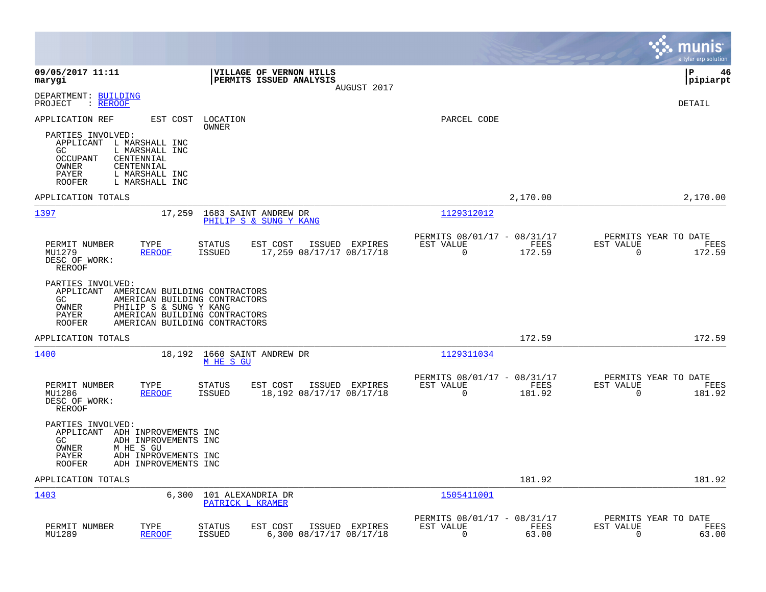**09/05/2017 11:11**
**marygi**

**VILLAGE OF VERNON HILLS**
**PERMITS ISSUED ANALYSIS**
AUGUST 2017

**P 46**
**pipiarpt**

DEPARTMENT: BUILDING
PROJECT : REROOF

DETAIL

APPLICATION REF | EST COST | LOCATION / OWNER | PARCEL CODE

PARTIES INVOLVED:
- APPLICANT L MARSHALL INC
- GC L MARSHALL INC
- OCCUPANT CENTENNIAL
- OWNER CENTENNIAL
- PAYER L MARSHALL INC
- ROOFER L MARSHALL INC

APPLICATION TOTALS 2,170.00 2,170.00

---

**1397** 17,259 1683 SAINT ANDREW DR — PHILIP S & SUNG Y KANG — 1129312012

| PERMIT NUMBER | TYPE | STATUS | EST COST | ISSUED | EXPIRES | PERMITS 08/01/17 - 08/31/17 EST VALUE | FEES | PERMITS YEAR TO DATE EST VALUE | FEES |
|---|---|---|---|---|---|---|---|---|---|
| MU1279 | REROOF | ISSUED | 17,259 | 08/17/17 | 08/17/18 | 0 | 172.59 | 0 | 172.59 |

DESC OF WORK:
REROOF

PARTIES INVOLVED:
- APPLICANT AMERICAN BUILDING CONTRACTORS
- GC AMERICAN BUILDING CONTRACTORS
- OWNER PHILIP S & SUNG Y KANG
- PAYER AMERICAN BUILDING CONTRACTORS
- ROOFER AMERICAN BUILDING CONTRACTORS

APPLICATION TOTALS 172.59 172.59

---

**1400** 18,192 1660 SAINT ANDREW DR — M HE S GU — 1129311034

| PERMIT NUMBER | TYPE | STATUS | EST COST | ISSUED | EXPIRES | PERMITS 08/01/17 - 08/31/17 EST VALUE | FEES | PERMITS YEAR TO DATE EST VALUE | FEES |
|---|---|---|---|---|---|---|---|---|---|
| MU1286 | REROOF | ISSUED | 18,192 | 08/17/17 | 08/17/18 | 0 | 181.92 | 0 | 181.92 |

DESC OF WORK:
REROOF

PARTIES INVOLVED:
- APPLICANT ADH INPROVEMENTS INC
- GC ADH INPROVEMENTS INC
- OWNER M HE S GU
- PAYER ADH INPROVEMENTS INC
- ROOFER ADH INPROVEMENTS INC

APPLICATION TOTALS 181.92 181.92

---

**1403** 6,300 101 ALEXANDRIA DR — PATRICK L KRAMER — 1505411001

| PERMIT NUMBER | TYPE | STATUS | EST COST | ISSUED | EXPIRES | PERMITS 08/01/17 - 08/31/17 EST VALUE | FEES | PERMITS YEAR TO DATE EST VALUE | FEES |
|---|---|---|---|---|---|---|---|---|---|
| MU1289 | REROOF | ISSUED | 6,300 | 08/17/17 | 08/17/18 | 0 | 63.00 | 0 | 63.00 |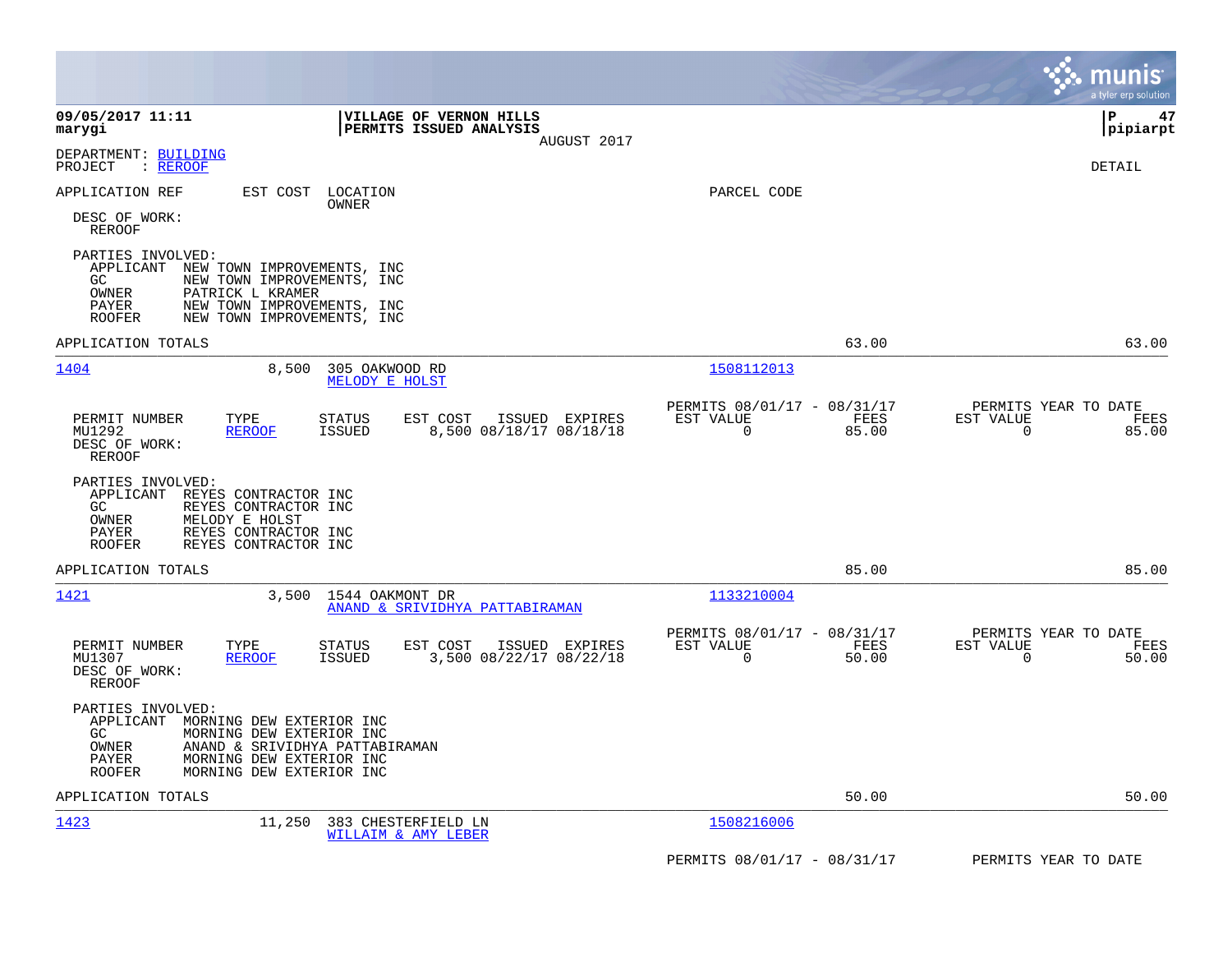**09/05/2017 11:11**
**marygi**

**VILLAGE OF VERNON HILLS**
**PERMITS ISSUED ANALYSIS**
AUGUST 2017

**P 47**
**pipiarpt**

DEPARTMENT: BUILDING
PROJECT : REROOF

DETAIL

APPLICATION REF | EST COST | LOCATION / OWNER | PARCEL CODE

DESC OF WORK:
REROOF

PARTIES INVOLVED:
APPLICANT NEW TOWN IMPROVEMENTS, INC
GC NEW TOWN IMPROVEMENTS, INC
OWNER PATRICK L KRAMER
PAYER NEW TOWN IMPROVEMENTS, INC
ROOFER NEW TOWN IMPROVEMENTS, INC

APPLICATION TOTALS 63.00 63.00

---

**1404** 8,500 305 OAKWOOD RD — MELODY E HOLST — 1508112013

| PERMIT NUMBER | TYPE | STATUS | EST COST | ISSUED | EXPIRES | PERMITS 08/01/17 - 08/31/17 EST VALUE | FEES | PERMITS YEAR TO DATE EST VALUE | FEES |
|---|---|---|---|---|---|---|---|---|---|
| MU1292 | REROOF | ISSUED | 8,500 | 08/18/17 | 08/18/18 | 0 | 85.00 | 0 | 85.00 |

DESC OF WORK:
REROOF

PARTIES INVOLVED:
APPLICANT REYES CONTRACTOR INC
GC REYES CONTRACTOR INC
OWNER MELODY E HOLST
PAYER REYES CONTRACTOR INC
ROOFER REYES CONTRACTOR INC

APPLICATION TOTALS 85.00 85.00

---

**1421** 3,500 1544 OAKMONT DR — ANAND & SRIVIDHYA PATTABIRAMAN — 1133210004

| PERMIT NUMBER | TYPE | STATUS | EST COST | ISSUED | EXPIRES | PERMITS 08/01/17 - 08/31/17 EST VALUE | FEES | PERMITS YEAR TO DATE EST VALUE | FEES |
|---|---|---|---|---|---|---|---|---|---|
| MU1307 | REROOF | ISSUED | 3,500 | 08/22/17 | 08/22/18 | 0 | 50.00 | 0 | 50.00 |

DESC OF WORK:
REROOF

PARTIES INVOLVED:
APPLICANT MORNING DEW EXTERIOR INC
GC MORNING DEW EXTERIOR INC
OWNER ANAND & SRIVIDHYA PATTABIRAMAN
PAYER MORNING DEW EXTERIOR INC
ROOFER MORNING DEW EXTERIOR INC

APPLICATION TOTALS 50.00 50.00

---

**1423** 11,250 383 CHESTERFIELD LN — WILLAIM & AMY LEBER — 1508216006

PERMITS 08/01/17 - 08/31/17 PERMITS YEAR TO DATE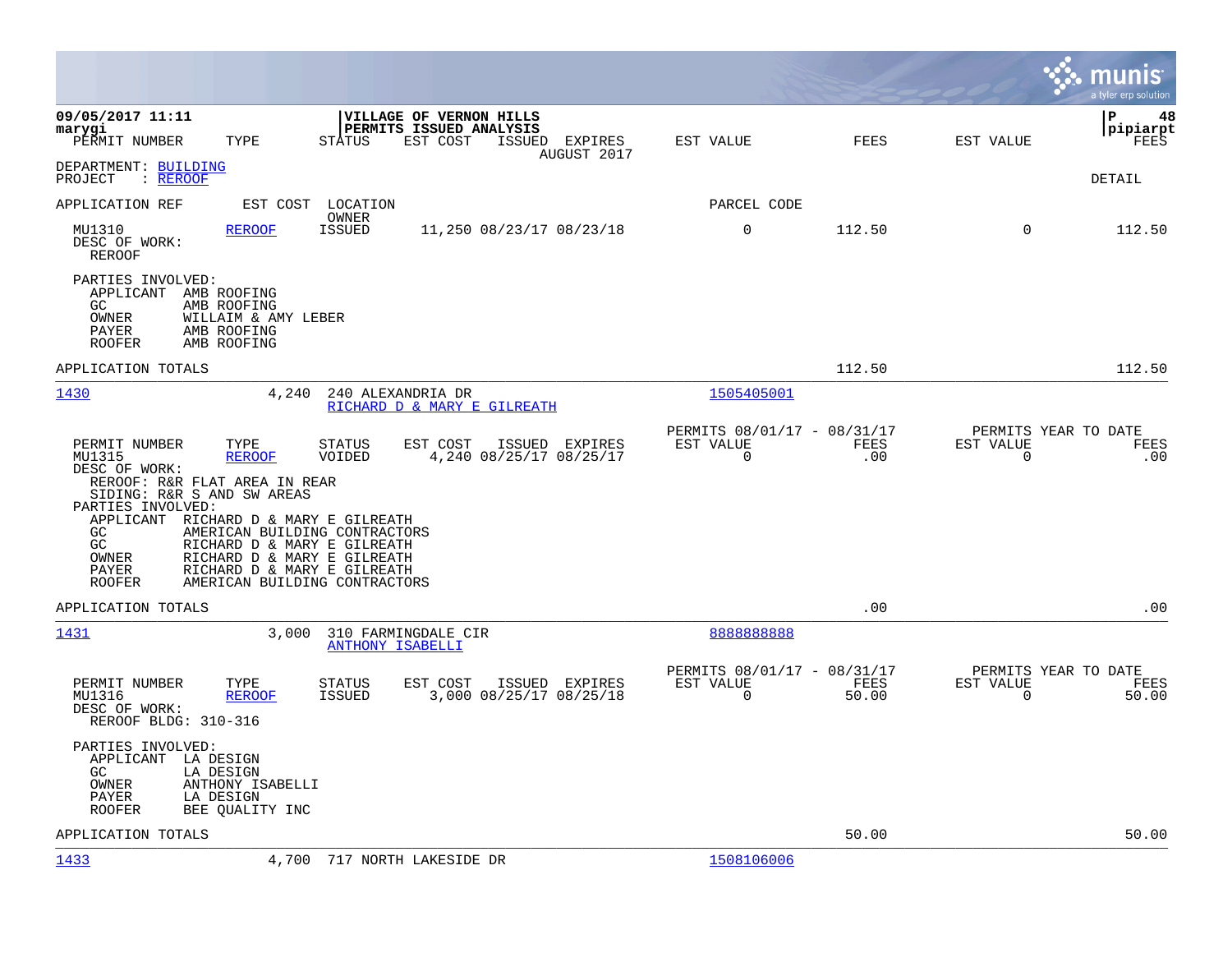09/05/2017 11:11
marygi

**VILLAGE OF VERNON HILLS**
**PERMITS ISSUED ANALYSIS**
AUGUST 2017

P 48
pipiarpt

DEPARTMENT: BUILDING
PROJECT : REROOF

DETAIL

| PERMIT NUMBER | TYPE | STATUS | EST COST | ISSUED | EXPIRES | EST VALUE | FEES | EST VALUE | FEES |
|---|---|---|---|---|---|---|---|---|---|
| MU1310 | REROOF | ISSUED | 11,250 | 08/23/17 | 08/23/18 | 0 | 112.50 | 0 | 112.50 |

DESC OF WORK:
REROOF

PARTIES INVOLVED:
- APPLICANT AMB ROOFING
- GC AMB ROOFING
- OWNER WILLAIM & AMY LEBER
- PAYER AMB ROOFING
- ROOFER AMB ROOFING

APPLICATION TOTALS — FEES 112.50 — YEAR TO DATE FEES 112.50

---

| APPLICATION REF | EST COST | LOCATION / OWNER | PARCEL CODE |
|---|---|---|---|
| 1430 | 4,240 | 240 ALEXANDRIA DR / RICHARD D & MARY E GILREATH | 1505405001 |

| PERMIT NUMBER | TYPE | STATUS | EST COST | ISSUED | EXPIRES | PERMITS 08/01/17 - 08/31/17 EST VALUE | FEES | PERMITS YEAR TO DATE EST VALUE | FEES |
|---|---|---|---|---|---|---|---|---|---|
| MU1315 | REROOF | VOIDED | 4,240 | 08/25/17 | 08/25/17 | 0 | .00 | 0 | .00 |

DESC OF WORK:
REROOF: R&R FLAT AREA IN REAR
SIDING: R&R S AND SW AREAS

PARTIES INVOLVED:
- APPLICANT RICHARD D & MARY E GILREATH
- GC AMERICAN BUILDING CONTRACTORS
- GC RICHARD D & MARY E GILREATH
- OWNER RICHARD D & MARY E GILREATH
- PAYER RICHARD D & MARY E GILREATH
- ROOFER AMERICAN BUILDING CONTRACTORS

APPLICATION TOTALS — FEES .00 — YEAR TO DATE FEES .00

---

| APPLICATION REF | EST COST | LOCATION / OWNER | PARCEL CODE |
|---|---|---|---|
| 1431 | 3,000 | 310 FARMINGDALE CIR / ANTHONY ISABELLI | 8888888888 |

| PERMIT NUMBER | TYPE | STATUS | EST COST | ISSUED | EXPIRES | PERMITS 08/01/17 - 08/31/17 EST VALUE | FEES | PERMITS YEAR TO DATE EST VALUE | FEES |
|---|---|---|---|---|---|---|---|---|---|
| MU1316 | REROOF | ISSUED | 3,000 | 08/25/17 | 08/25/18 | 0 | 50.00 | 0 | 50.00 |

DESC OF WORK:
REROOF BLDG: 310-316

PARTIES INVOLVED:
- APPLICANT LA DESIGN
- GC LA DESIGN
- OWNER ANTHONY ISABELLI
- PAYER LA DESIGN
- ROOFER BEE QUALITY INC

APPLICATION TOTALS — FEES 50.00 — YEAR TO DATE FEES 50.00

---

| APPLICATION REF | EST COST | LOCATION | PARCEL CODE |
|---|---|---|---|
| 1433 | 4,700 | 717 NORTH LAKESIDE DR | 1508106006 |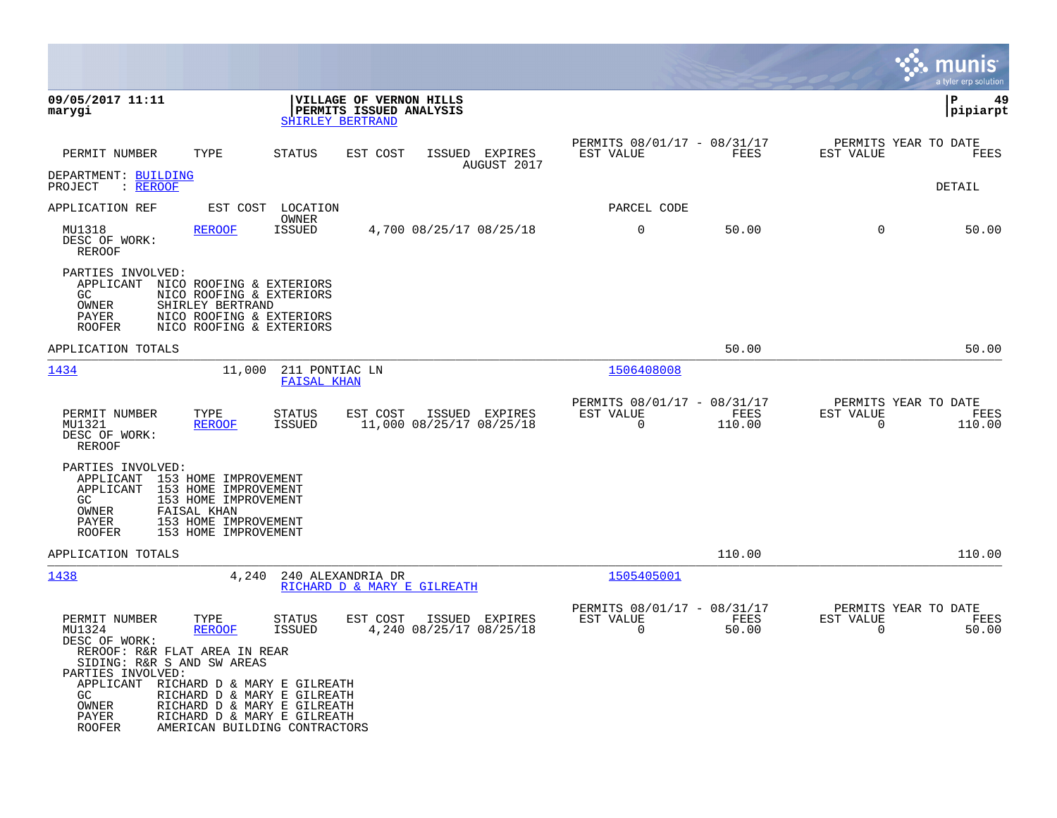**09/05/2017 11:11**
**marygi**

**VILLAGE OF VERNON HILLS**
**PERMITS ISSUED ANALYSIS**
SHIRLEY BERTRAND

**P 49**
**pipiarpt**

| PERMIT NUMBER | TYPE | STATUS | EST COST | ISSUED | EXPIRES | PERMITS 08/01/17 - 08/31/17 EST VALUE | FEES | PERMITS YEAR TO DATE EST VALUE | FEES |
|---|---|---|---|---|---|---|---|---|---|
| | | | | | AUGUST 2017 | | | | |

DEPARTMENT: BUILDING
PROJECT : REROOF

DETAIL

APPLICATION REF | EST COST | LOCATION / OWNER | PARCEL CODE

| PERMIT NUMBER | TYPE | STATUS | EST COST | ISSUED | EXPIRES | EST VALUE | FEES | EST VALUE | FEES |
|---|---|---|---|---|---|---|---|---|---|
| MU1318 | REROOF | ISSUED | 4,700 | 08/25/17 | 08/25/18 | 0 | 50.00 | 0 | 50.00 |

DESC OF WORK:
REROOF

PARTIES INVOLVED:
- APPLICANT NICO ROOFING & EXTERIORS
- GC NICO ROOFING & EXTERIORS
- OWNER SHIRLEY BERTRAND
- PAYER NICO ROOFING & EXTERIORS
- ROOFER NICO ROOFING & EXTERIORS

APPLICATION TOTALS: 50.00 | 50.00

---

**1434** | 11,000 | 211 PONTIAC LN | FAISAL KHAN | 1506408008

| PERMIT NUMBER | TYPE | STATUS | EST COST | ISSUED | EXPIRES | EST VALUE | FEES | EST VALUE | FEES |
|---|---|---|---|---|---|---|---|---|---|
| MU1321 | REROOF | ISSUED | 11,000 | 08/25/17 | 08/25/18 | 0 | 110.00 | 0 | 110.00 |

DESC OF WORK:
REROOF

PARTIES INVOLVED:
- APPLICANT 153 HOME IMPROVEMENT
- APPLICANT 153 HOME IMPROVEMENT
- GC 153 HOME IMPROVEMENT
- OWNER FAISAL KHAN
- PAYER 153 HOME IMPROVEMENT
- ROOFER 153 HOME IMPROVEMENT

APPLICATION TOTALS: 110.00 | 110.00

---

**1438** | 4,240 | 240 ALEXANDRIA DR | RICHARD D & MARY E GILREATH | 1505405001

| PERMIT NUMBER | TYPE | STATUS | EST COST | ISSUED | EXPIRES | EST VALUE | FEES | EST VALUE | FEES |
|---|---|---|---|---|---|---|---|---|---|
| MU1324 | REROOF | ISSUED | 4,240 | 08/25/17 | 08/25/18 | 0 | 50.00 | 0 | 50.00 |

DESC OF WORK:
REROOF: R&R FLAT AREA IN REAR
SIDING: R&R S AND SW AREAS

PARTIES INVOLVED:
- APPLICANT RICHARD D & MARY E GILREATH
- GC RICHARD D & MARY E GILREATH
- OWNER RICHARD D & MARY E GILREATH
- PAYER RICHARD D & MARY E GILREATH
- ROOFER AMERICAN BUILDING CONTRACTORS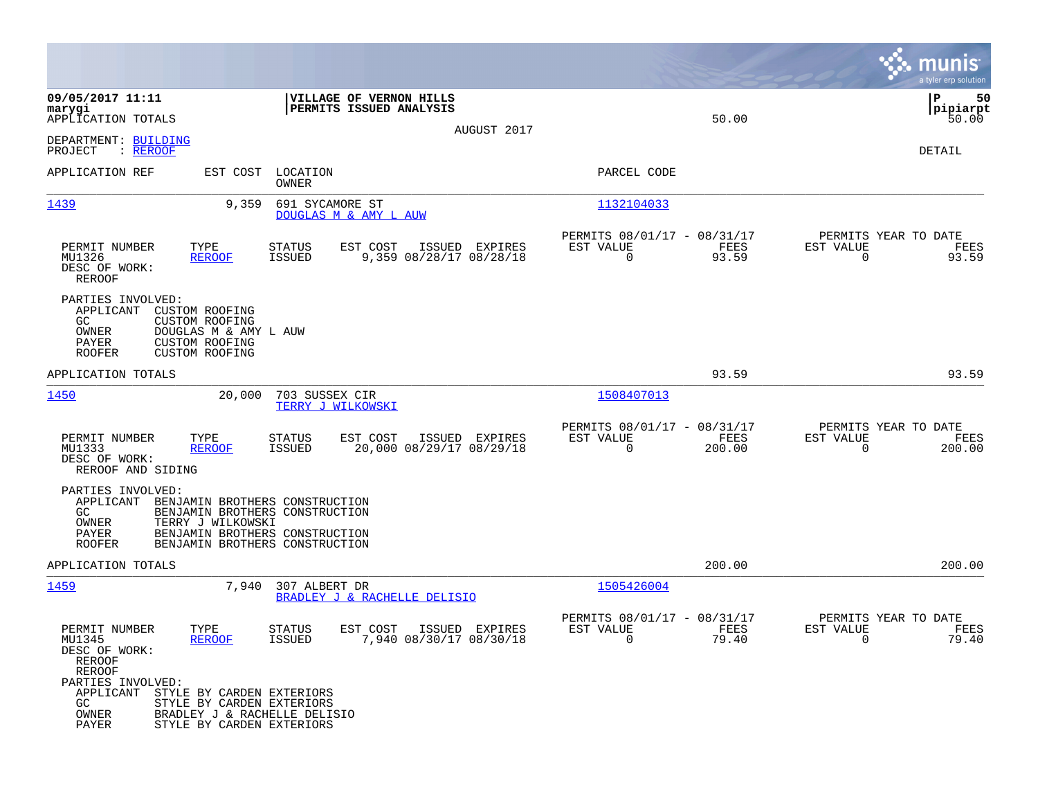**VILLAGE OF VERNON HILLS**
**PERMITS ISSUED ANALYSIS**

AUGUST 2017

APPLICATION TOTALS 50.00 50.00

DEPARTMENT: BUILDING
PROJECT : REROOF

DETAIL

| APPLICATION REF | EST COST | LOCATION / OWNER | PARCEL CODE |
|---|---|---|---|
| 1439 | 9,359 | 691 SYCAMORE ST / DOUGLAS M & AMY L AUW | 1132104033 |

| PERMIT NUMBER | TYPE | STATUS | EST COST | ISSUED | EXPIRES | PERMITS 08/01/17 - 08/31/17 EST VALUE | FEES | PERMITS YEAR TO DATE EST VALUE | FEES |
|---|---|---|---|---|---|---|---|---|---|
| MU1326 | REROOF | ISSUED | 9,359 | 08/28/17 | 08/28/18 | 0 | 93.59 | 0 | 93.59 |

DESC OF WORK:
REROOF

PARTIES INVOLVED:
- APPLICANT CUSTOM ROOFING
- GC CUSTOM ROOFING
- OWNER DOUGLAS M & AMY L AUW
- PAYER CUSTOM ROOFING
- ROOFER CUSTOM ROOFING

APPLICATION TOTALS 93.59 93.59

| APPLICATION REF | EST COST | LOCATION / OWNER | PARCEL CODE |
|---|---|---|---|
| 1450 | 20,000 | 703 SUSSEX CIR / TERRY J WILKOWSKI | 1508407013 |

| PERMIT NUMBER | TYPE | STATUS | EST COST | ISSUED | EXPIRES | PERMITS 08/01/17 - 08/31/17 EST VALUE | FEES | PERMITS YEAR TO DATE EST VALUE | FEES |
|---|---|---|---|---|---|---|---|---|---|
| MU1333 | REROOF | ISSUED | 20,000 | 08/29/17 | 08/29/18 | 0 | 200.00 | 0 | 200.00 |

DESC OF WORK:
REROOF AND SIDING

PARTIES INVOLVED:
- APPLICANT BENJAMIN BROTHERS CONSTRUCTION
- GC BENJAMIN BROTHERS CONSTRUCTION
- OWNER TERRY J WILKOWSKI
- PAYER BENJAMIN BROTHERS CONSTRUCTION
- ROOFER BENJAMIN BROTHERS CONSTRUCTION

APPLICATION TOTALS 200.00 200.00

| APPLICATION REF | EST COST | LOCATION / OWNER | PARCEL CODE |
|---|---|---|---|
| 1459 | 7,940 | 307 ALBERT DR / BRADLEY J & RACHELLE DELISIO | 1505426004 |

| PERMIT NUMBER | TYPE | STATUS | EST COST | ISSUED | EXPIRES | PERMITS 08/01/17 - 08/31/17 EST VALUE | FEES | PERMITS YEAR TO DATE EST VALUE | FEES |
|---|---|---|---|---|---|---|---|---|---|
| MU1345 | REROOF | ISSUED | 7,940 | 08/30/17 | 08/30/18 | 0 | 79.40 | 0 | 79.40 |

DESC OF WORK:
REROOF
REROOF

PARTIES INVOLVED:
- APPLICANT STYLE BY CARDEN EXTERIORS
- GC STYLE BY CARDEN EXTERIORS
- OWNER BRADLEY J & RACHELLE DELISIO
- PAYER STYLE BY CARDEN EXTERIORS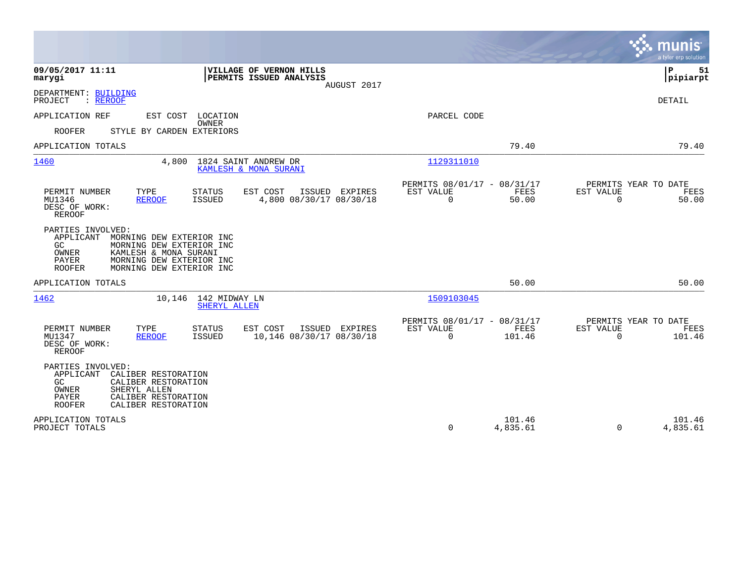**09/05/2017 11:11**
**marygi**

**VILLAGE OF VERNON HILLS**
**PERMITS ISSUED ANALYSIS**
AUGUST 2017

**P 51**
**pipiarpt**

DEPARTMENT: BUILDING
PROJECT : REROOF

DETAIL

APPLICATION REF　EST COST　LOCATION / OWNER　PARCEL CODE

ROOFER　STYLE BY CARDEN EXTERIORS

APPLICATION TOTALS　79.40　79.40

---

**1460**　4,800　1824 SAINT ANDREW DR　KAMLESH & MONA SURANI　1129311010

| PERMIT NUMBER | TYPE | STATUS | EST COST | ISSUED | EXPIRES | PERMITS 08/01/17 - 08/31/17 EST VALUE | FEES | PERMITS YEAR TO DATE EST VALUE | FEES |
|---|---|---|---|---|---|---|---|---|---|
| MU1346 | REROOF | ISSUED | 4,800 | 08/30/17 | 08/30/18 | 0 | 50.00 | 0 | 50.00 |

DESC OF WORK:
REROOF

PARTIES INVOLVED:
- APPLICANT　MORNING DEW EXTERIOR INC
- GC　MORNING DEW EXTERIOR INC
- OWNER　KAMLESH & MONA SURANI
- PAYER　MORNING DEW EXTERIOR INC
- ROOFER　MORNING DEW EXTERIOR INC

APPLICATION TOTALS　50.00　50.00

---

**1462**　10,146　142 MIDWAY LN　SHERYL ALLEN　1509103045

| PERMIT NUMBER | TYPE | STATUS | EST COST | ISSUED | EXPIRES | PERMITS 08/01/17 - 08/31/17 EST VALUE | FEES | PERMITS YEAR TO DATE EST VALUE | FEES |
|---|---|---|---|---|---|---|---|---|---|
| MU1347 | REROOF | ISSUED | 10,146 | 08/30/17 | 08/30/18 | 0 | 101.46 | 0 | 101.46 |

DESC OF WORK:
REROOF

PARTIES INVOLVED:
- APPLICANT　CALIBER RESTORATION
- GC　CALIBER RESTORATION
- OWNER　SHERYL ALLEN
- PAYER　CALIBER RESTORATION
- ROOFER　CALIBER RESTORATION

| | EST VALUE | FEES | YTD EST VALUE | YTD FEES |
|---|---|---|---|---|
| APPLICATION TOTALS | | 101.46 | | 101.46 |
| PROJECT TOTALS | 0 | 4,835.61 | 0 | 4,835.61 |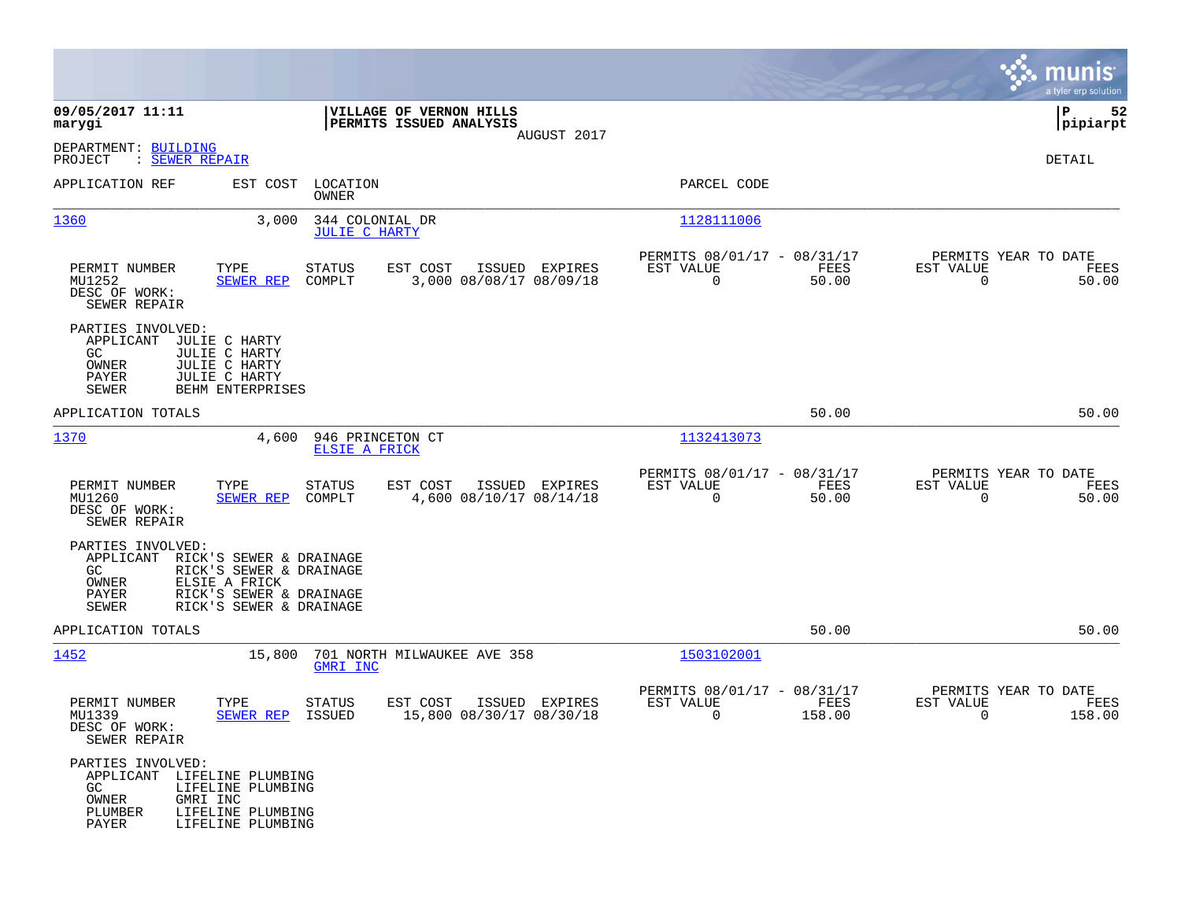**09/05/2017 11:11**
**marygi**

**VILLAGE OF VERNON HILLS**
**PERMITS ISSUED ANALYSIS**
AUGUST 2017

**P 52**
**pipiarpt**

DEPARTMENT: BUILDING
PROJECT : SEWER REPAIR

DETAIL

| APPLICATION REF | EST COST | LOCATION / OWNER | PARCEL CODE |
|---|---|---|---|
| 1360 | 3,000 | 344 COLONIAL DR / JULIE C HARTY | 1128111006 |

| PERMIT NUMBER | TYPE | STATUS | EST COST | ISSUED | EXPIRES | PERMITS 08/01/17 - 08/31/17 EST VALUE | FEES | PERMITS YEAR TO DATE EST VALUE | FEES |
|---|---|---|---|---|---|---|---|---|---|
| MU1252 | SEWER REP | COMPLT | 3,000 | 08/08/17 | 08/09/18 | 0 | 50.00 | 0 | 50.00 |

DESC OF WORK:
SEWER REPAIR

PARTIES INVOLVED:
- APPLICANT JULIE C HARTY
- GC JULIE C HARTY
- OWNER JULIE C HARTY
- PAYER JULIE C HARTY
- SEWER BEHM ENTERPRISES

APPLICATION TOTALS 50.00 50.00

| APPLICATION REF | EST COST | LOCATION / OWNER | PARCEL CODE |
|---|---|---|---|
| 1370 | 4,600 | 946 PRINCETON CT / ELSIE A FRICK | 1132413073 |

| PERMIT NUMBER | TYPE | STATUS | EST COST | ISSUED | EXPIRES | PERMITS 08/01/17 - 08/31/17 EST VALUE | FEES | PERMITS YEAR TO DATE EST VALUE | FEES |
|---|---|---|---|---|---|---|---|---|---|
| MU1260 | SEWER REP | COMPLT | 4,600 | 08/10/17 | 08/14/18 | 0 | 50.00 | 0 | 50.00 |

DESC OF WORK:
SEWER REPAIR

PARTIES INVOLVED:
- APPLICANT RICK'S SEWER & DRAINAGE
- GC RICK'S SEWER & DRAINAGE
- OWNER ELSIE A FRICK
- PAYER RICK'S SEWER & DRAINAGE
- SEWER RICK'S SEWER & DRAINAGE

APPLICATION TOTALS 50.00 50.00

| APPLICATION REF | EST COST | LOCATION / OWNER | PARCEL CODE |
|---|---|---|---|
| 1452 | 15,800 | 701 NORTH MILWAUKEE AVE 358 / GMRI INC | 1503102001 |

| PERMIT NUMBER | TYPE | STATUS | EST COST | ISSUED | EXPIRES | PERMITS 08/01/17 - 08/31/17 EST VALUE | FEES | PERMITS YEAR TO DATE EST VALUE | FEES |
|---|---|---|---|---|---|---|---|---|---|
| MU1339 | SEWER REP | ISSUED | 15,800 | 08/30/17 | 08/30/18 | 0 | 158.00 | 0 | 158.00 |

DESC OF WORK:
SEWER REPAIR

PARTIES INVOLVED:
- APPLICANT LIFELINE PLUMBING
- GC LIFELINE PLUMBING
- OWNER GMRI INC
- PLUMBER LIFELINE PLUMBING
- PAYER LIFELINE PLUMBING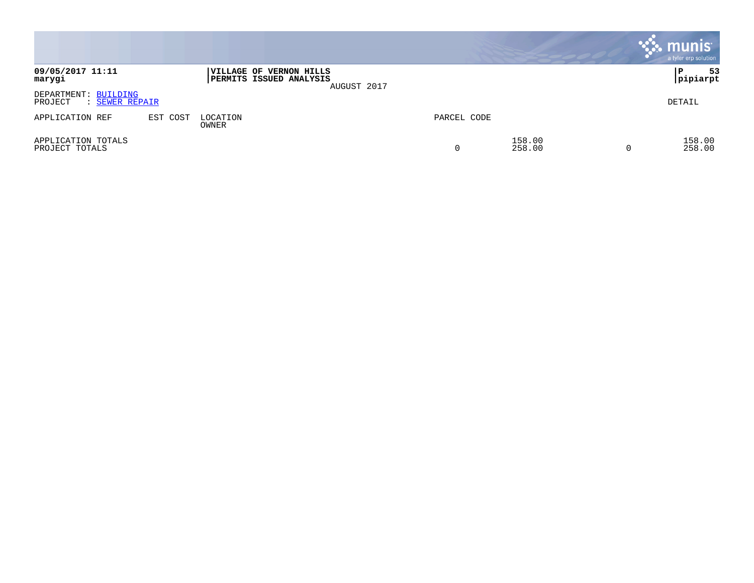09/05/2017 11:11
marygi

**VILLAGE OF VERNON HILLS**
**PERMITS ISSUED ANALYSIS**
AUGUST 2017

P 53
pipiarpt

DEPARTMENT: BUILDING
PROJECT : SEWER REPAIR

DETAIL

| APPLICATION REF | EST COST | LOCATION OWNER | PARCEL CODE | | | |
|---|---|---|---|---|---|---|
| APPLICATION TOTALS | | | | 158.00 | | 158.00 |
| PROJECT TOTALS | | | 0 | 258.00 | 0 | 258.00 |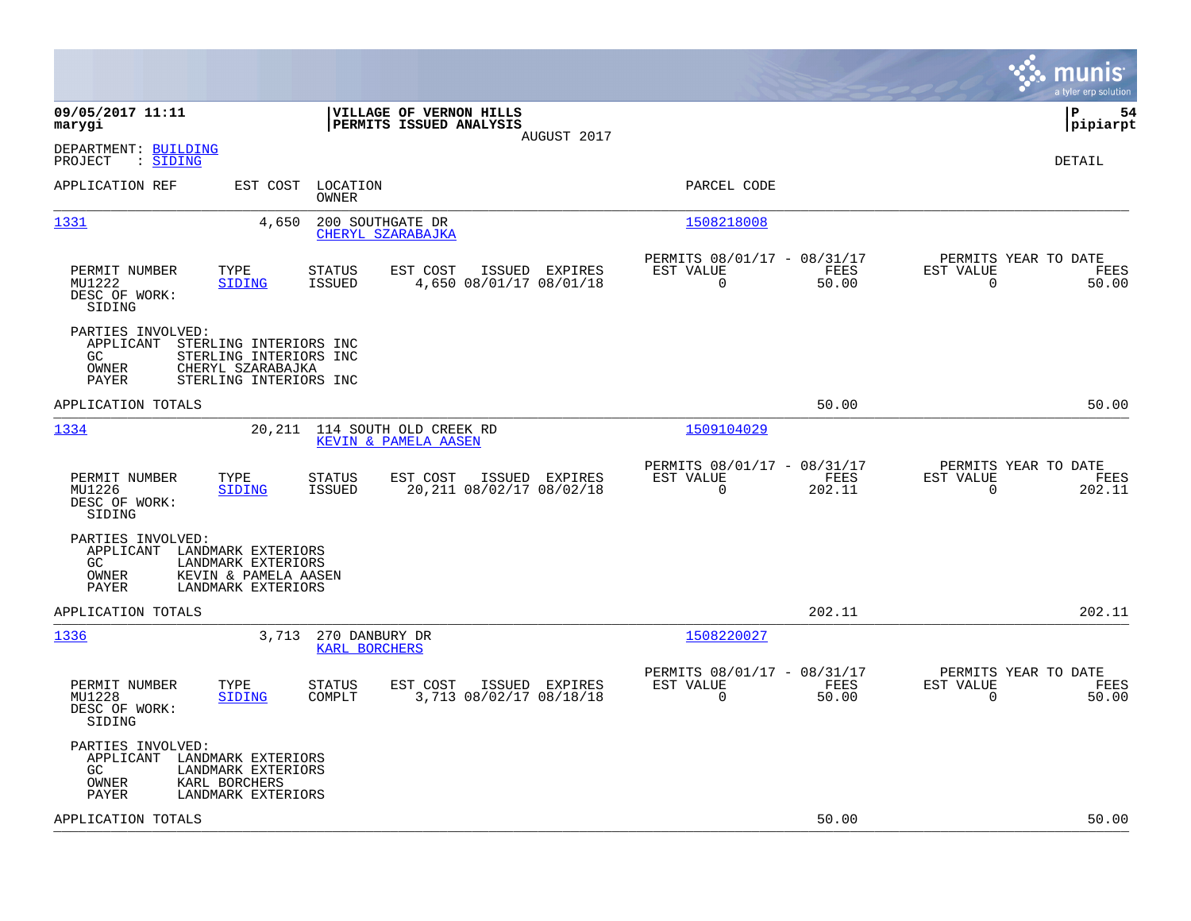**09/05/2017 11:11**
**marygi**

**VILLAGE OF VERNON HILLS**
**PERMITS ISSUED ANALYSIS**
AUGUST 2017

**P 54**
**pipiarpt**

DEPARTMENT: BUILDING
PROJECT : SIDING

DETAIL

| APPLICATION REF | EST COST | LOCATION / OWNER | PARCEL CODE |
|---|---|---|---|
| 1331 | 4,650 | 200 SOUTHGATE DR / CHERYL SZARABAJKA | 1508218008 |

| PERMIT NUMBER | TYPE | STATUS | EST COST | ISSUED | EXPIRES | PERMITS 08/01/17 - 08/31/17 EST VALUE | FEES | PERMITS YEAR TO DATE EST VALUE | FEES |
|---|---|---|---|---|---|---|---|---|---|
| MU1222 | SIDING | ISSUED | 4,650 | 08/01/17 | 08/01/18 | 0 | 50.00 | 0 | 50.00 |

DESC OF WORK:
SIDING

PARTIES INVOLVED:
- APPLICANT STERLING INTERIORS INC
- GC STERLING INTERIORS INC
- OWNER CHERYL SZARABAJKA
- PAYER STERLING INTERIORS INC

APPLICATION TOTALS 50.00 50.00

| APPLICATION REF | EST COST | LOCATION / OWNER | PARCEL CODE |
|---|---|---|---|
| 1334 | 20,211 | 114 SOUTH OLD CREEK RD / KEVIN & PAMELA AASEN | 1509104029 |

| PERMIT NUMBER | TYPE | STATUS | EST COST | ISSUED | EXPIRES | PERMITS 08/01/17 - 08/31/17 EST VALUE | FEES | PERMITS YEAR TO DATE EST VALUE | FEES |
|---|---|---|---|---|---|---|---|---|---|
| MU1226 | SIDING | ISSUED | 20,211 | 08/02/17 | 08/02/18 | 0 | 202.11 | 0 | 202.11 |

DESC OF WORK:
SIDING

PARTIES INVOLVED:
- APPLICANT LANDMARK EXTERIORS
- GC LANDMARK EXTERIORS
- OWNER KEVIN & PAMELA AASEN
- PAYER LANDMARK EXTERIORS

APPLICATION TOTALS 202.11 202.11

| APPLICATION REF | EST COST | LOCATION / OWNER | PARCEL CODE |
|---|---|---|---|
| 1336 | 3,713 | 270 DANBURY DR / KARL BORCHERS | 1508220027 |

| PERMIT NUMBER | TYPE | STATUS | EST COST | ISSUED | EXPIRES | PERMITS 08/01/17 - 08/31/17 EST VALUE | FEES | PERMITS YEAR TO DATE EST VALUE | FEES |
|---|---|---|---|---|---|---|---|---|---|
| MU1228 | SIDING | COMPLT | 3,713 | 08/02/17 | 08/18/18 | 0 | 50.00 | 0 | 50.00 |

DESC OF WORK:
SIDING

PARTIES INVOLVED:
- APPLICANT LANDMARK EXTERIORS
- GC LANDMARK EXTERIORS
- OWNER KARL BORCHERS
- PAYER LANDMARK EXTERIORS

APPLICATION TOTALS 50.00 50.00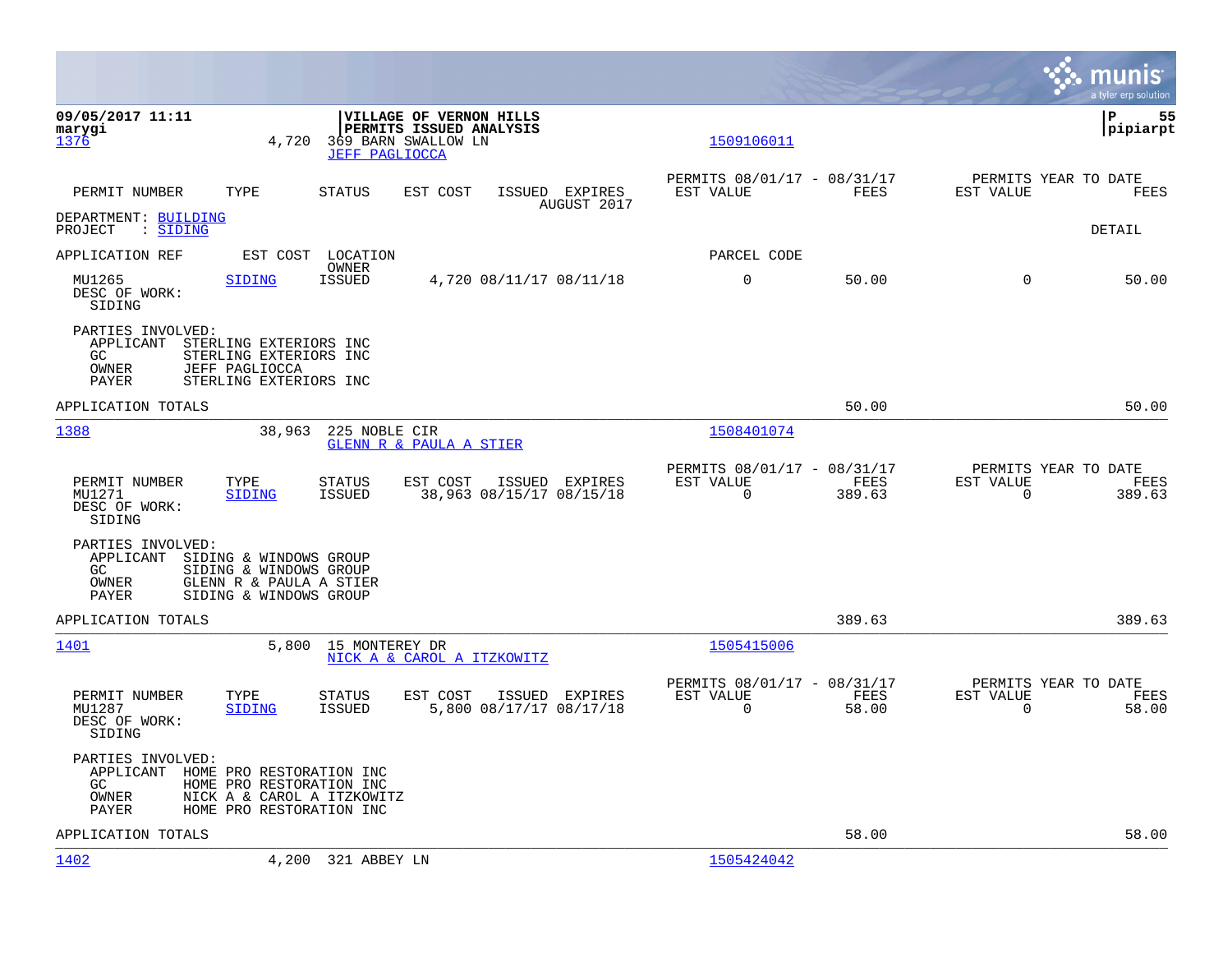**VILLAGE OF VERNON HILLS**
**PERMITS ISSUED ANALYSIS**

09/05/2017 11:11
marygi

P 55
pipiarpt

1376 | 4,720 | 369 BARN SWALLOW LN | JEFF PAGLIOCCA | 1509106011

| PERMIT NUMBER | TYPE | STATUS | EST COST | ISSUED | EXPIRES | PERMITS 08/01/17 - 08/31/17 EST VALUE | FEES | PERMITS YEAR TO DATE EST VALUE | FEES |
|---|---|---|---|---|---|---|---|---|---|

AUGUST 2017

DEPARTMENT: BUILDING
PROJECT : SIDING

DETAIL

| APPLICATION REF | EST COST | LOCATION / OWNER | | | PARCEL CODE | | | |
|---|---|---|---|---|---|---|---|---|
| MU1265 | SIDING | ISSUED | 4,720 08/11/17 | 08/11/18 | 0 | 50.00 | 0 | 50.00 |

DESC OF WORK:
SIDING

PARTIES INVOLVED:
- APPLICANT STERLING EXTERIORS INC
- GC STERLING EXTERIORS INC
- OWNER JEFF PAGLIOCCA
- PAYER STERLING EXTERIORS INC

APPLICATION TOTALS — 50.00 — 50.00

---

1388 | 38,963 | 225 NOBLE CIR | GLENN R & PAULA A STIER | 1508401074

| PERMIT NUMBER | TYPE | STATUS | EST COST | ISSUED | EXPIRES | PERMITS 08/01/17 - 08/31/17 EST VALUE | FEES | PERMITS YEAR TO DATE EST VALUE | FEES |
|---|---|---|---|---|---|---|---|---|---|
| MU1271 | SIDING | ISSUED | 38,963 | 08/15/17 | 08/15/18 | 0 | 389.63 | 0 | 389.63 |

DESC OF WORK:
SIDING

PARTIES INVOLVED:
- APPLICANT SIDING & WINDOWS GROUP
- GC SIDING & WINDOWS GROUP
- OWNER GLENN R & PAULA A STIER
- PAYER SIDING & WINDOWS GROUP

APPLICATION TOTALS — 389.63 — 389.63

---

1401 | 5,800 | 15 MONTEREY DR | NICK A & CAROL A ITZKOWITZ | 1505415006

| PERMIT NUMBER | TYPE | STATUS | EST COST | ISSUED | EXPIRES | PERMITS 08/01/17 - 08/31/17 EST VALUE | FEES | PERMITS YEAR TO DATE EST VALUE | FEES |
|---|---|---|---|---|---|---|---|---|---|
| MU1287 | SIDING | ISSUED | 5,800 | 08/17/17 | 08/17/18 | 0 | 58.00 | 0 | 58.00 |

DESC OF WORK:
SIDING

PARTIES INVOLVED:
- APPLICANT HOME PRO RESTORATION INC
- GC HOME PRO RESTORATION INC
- OWNER NICK A & CAROL A ITZKOWITZ
- PAYER HOME PRO RESTORATION INC

APPLICATION TOTALS — 58.00 — 58.00

---

1402 | 4,200 | 321 ABBEY LN | 1505424042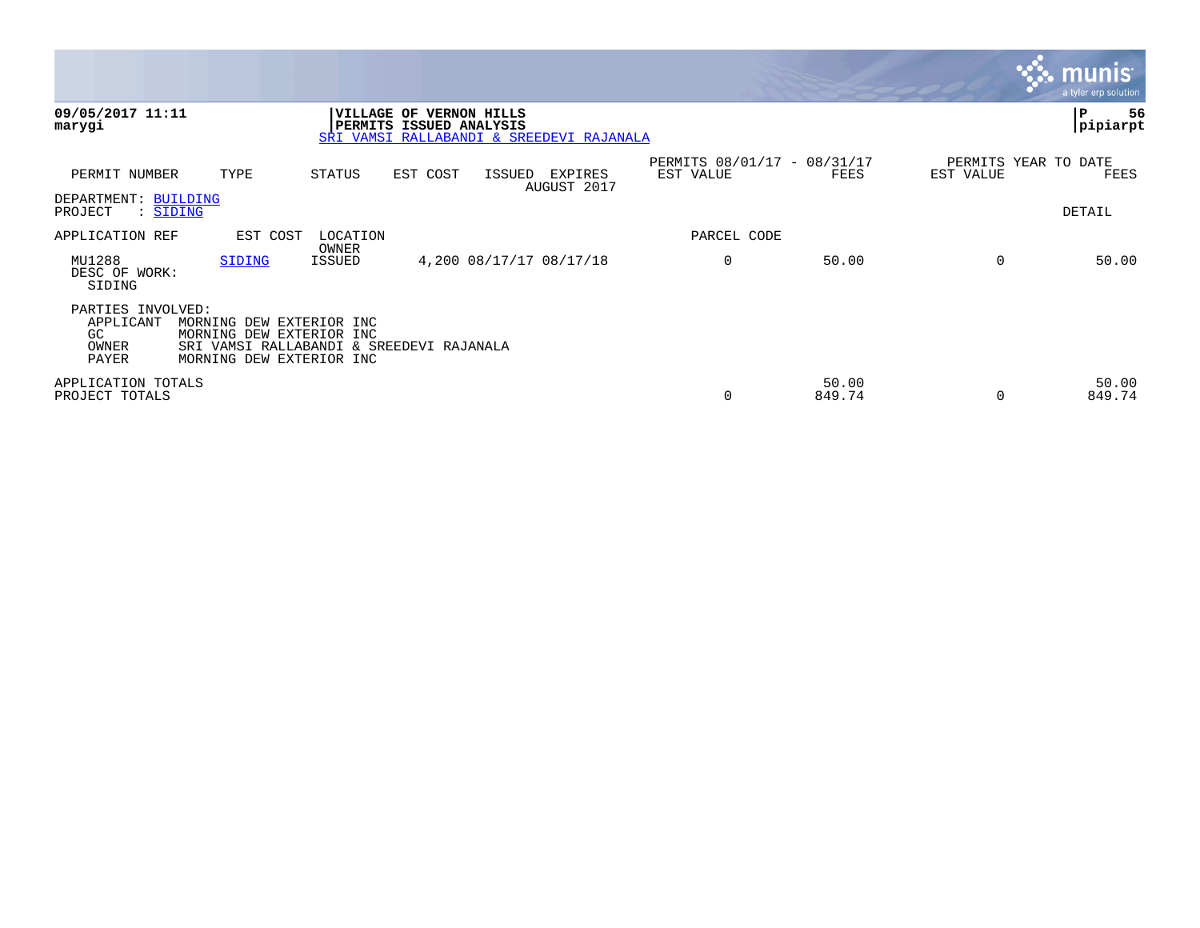**09/05/2017 11:11**
**marygi**

**VILLAGE OF VERNON HILLS**
**PERMITS ISSUED ANALYSIS**
SRI VAMSI RALLABANDI & SREEDEVI RAJANALA

**P 56**
**pipiarpt**

| PERMIT NUMBER | TYPE | STATUS | EST COST | ISSUED | EXPIRES | PERMITS 08/01/17 - 08/31/17 EST VALUE | FEES | PERMITS YEAR TO DATE EST VALUE | FEES |
|---|---|---|---|---|---|---|---|---|---|
| | | | | | AUGUST 2017 | | | | |

DEPARTMENT: BUILDING
PROJECT : SIDING

DETAIL

| APPLICATION REF | EST COST | LOCATION OWNER | | | PARCEL CODE | | | |
|---|---|---|---|---|---|---|---|---|
| MU1288 | SIDING | ISSUED | 4,200 | 08/17/17 08/17/18 | 0 | 50.00 | 0 | 50.00 |

DESC OF WORK:
SIDING

PARTIES INVOLVED:

| | |
|---|---|
| APPLICANT | MORNING DEW EXTERIOR INC |
| GC | MORNING DEW EXTERIOR INC |
| OWNER | SRI VAMSI RALLABANDI & SREEDEVI RAJANALA |
| PAYER | MORNING DEW EXTERIOR INC |

| | EST VALUE | FEES | EST VALUE | FEES |
|---|---|---|---|---|
| APPLICATION TOTALS | | 50.00 | | 50.00 |
| PROJECT TOTALS | 0 | 849.74 | 0 | 849.74 |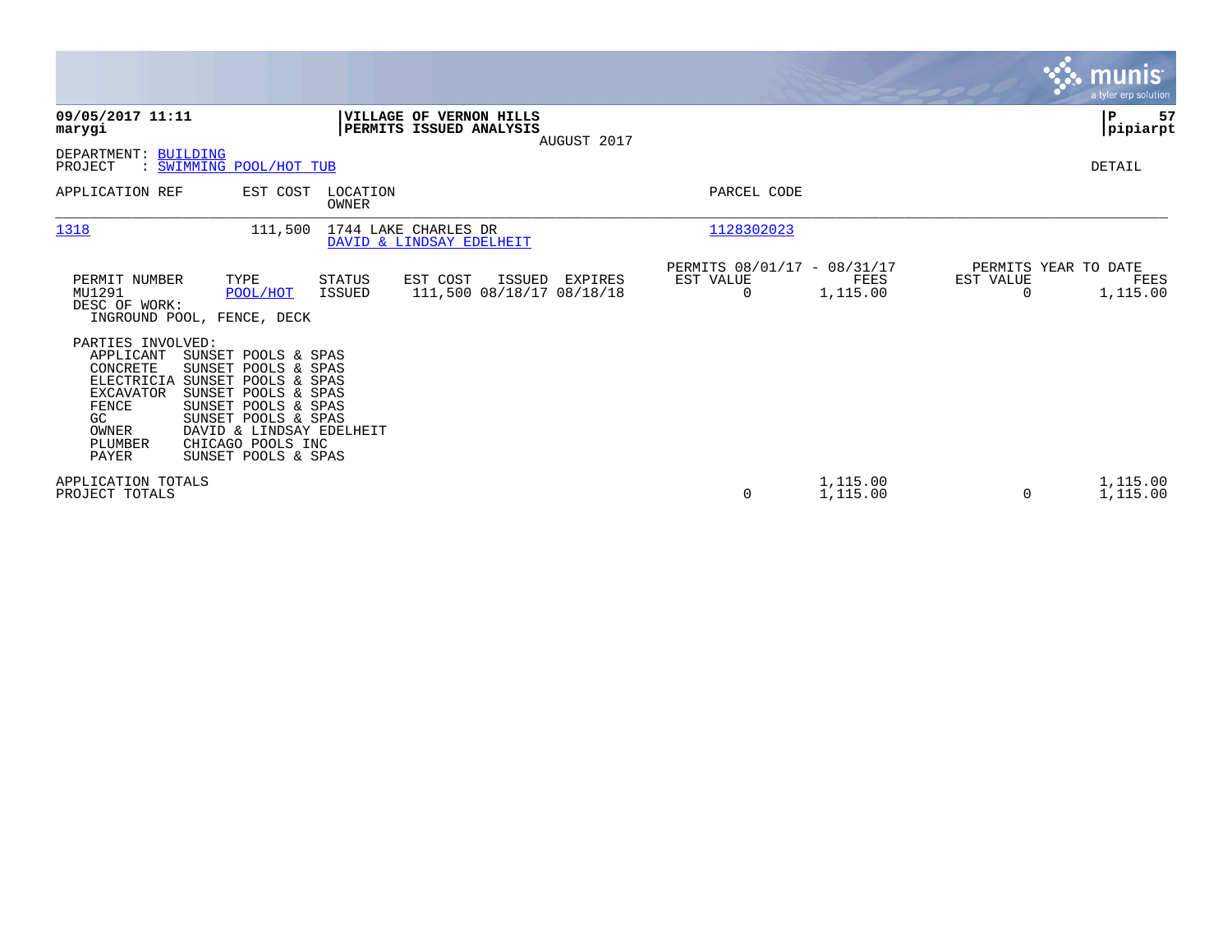**09/05/2017 11:11**
**marygi**

**VILLAGE OF VERNON HILLS**
**PERMITS ISSUED ANALYSIS**
AUGUST 2017

**P 57**
**pipiarpt**

DEPARTMENT: BUILDING
PROJECT : SWIMMING POOL/HOT TUB

DETAIL

| APPLICATION REF | EST COST | LOCATION / OWNER | PARCEL CODE |
|---|---|---|---|
| 1318 | 111,500 | 1744 LAKE CHARLES DR / DAVID & LINDSAY EDELHEIT | 1128302023 |

| PERMIT NUMBER | TYPE | STATUS | EST COST | ISSUED | EXPIRES | PERMITS 08/01/17 - 08/31/17 EST VALUE | FEES | PERMITS YEAR TO DATE EST VALUE | FEES |
|---|---|---|---|---|---|---|---|---|---|
| MU1291 | POOL/HOT | ISSUED | 111,500 | 08/18/17 | 08/18/18 | 0 | 1,115.00 | 0 | 1,115.00 |

DESC OF WORK:
INGROUND POOL, FENCE, DECK

PARTIES INVOLVED:

| ROLE | NAME |
|---|---|
| APPLICANT | SUNSET POOLS & SPAS |
| CONCRETE | SUNSET POOLS & SPAS |
| ELECTRICIA | SUNSET POOLS & SPAS |
| EXCAVATOR | SUNSET POOLS & SPAS |
| FENCE | SUNSET POOLS & SPAS |
| GC | SUNSET POOLS & SPAS |
| OWNER | DAVID & LINDSAY EDELHEIT |
| PLUMBER | CHICAGO POOLS INC |
| PAYER | SUNSET POOLS & SPAS |

| | EST VALUE | FEES | YTD EST VALUE | YTD FEES |
|---|---|---|---|---|
| APPLICATION TOTALS | | 1,115.00 | | 1,115.00 |
| PROJECT TOTALS | 0 | 1,115.00 | 0 | 1,115.00 |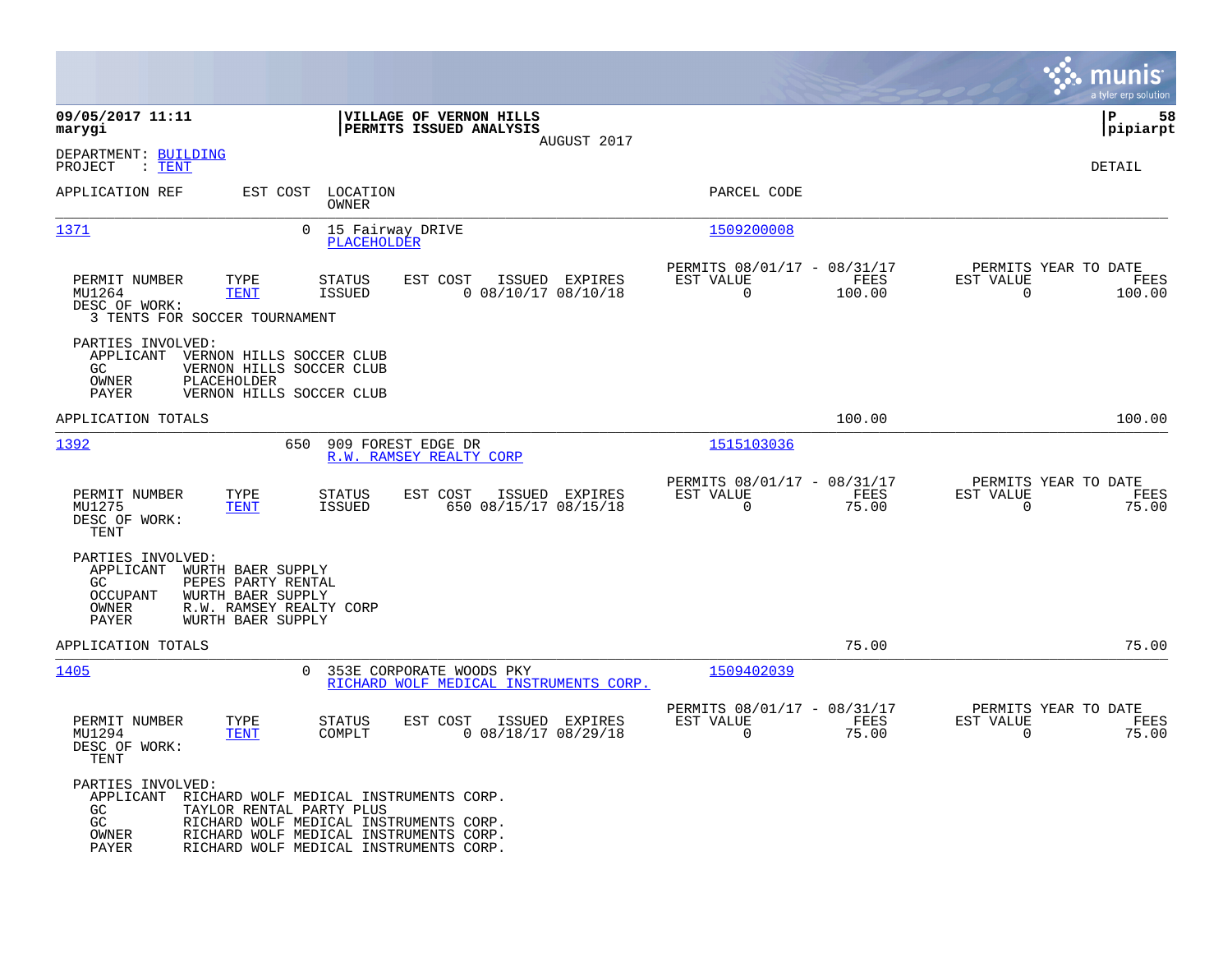**09/05/2017 11:11**
**marygi**

**VILLAGE OF VERNON HILLS**
**PERMITS ISSUED ANALYSIS**
AUGUST 2017

**P 58**
**pipiarpt**

DEPARTMENT: BUILDING
PROJECT : TENT

DETAIL

| APPLICATION REF | EST COST | LOCATION / OWNER | PARCEL CODE |
|---|---|---|---|
| 1371 | 0 | 15 Fairway DRIVE / PLACEHOLDER | 1509200008 |

| PERMIT NUMBER | TYPE | STATUS | EST COST | ISSUED | EXPIRES | PERMITS 08/01/17 - 08/31/17 EST VALUE | FEES | PERMITS YEAR TO DATE EST VALUE | FEES |
|---|---|---|---|---|---|---|---|---|---|
| MU1264 | TENT | ISSUED | 0 | 08/10/17 | 08/10/18 | 0 | 100.00 | 0 | 100.00 |

DESC OF WORK:
3 TENTS FOR SOCCER TOURNAMENT

PARTIES INVOLVED:
- APPLICANT VERNON HILLS SOCCER CLUB
- GC VERNON HILLS SOCCER CLUB
- OWNER PLACEHOLDER
- PAYER VERNON HILLS SOCCER CLUB

APPLICATION TOTALS: 100.00 | 100.00

| APPLICATION REF | EST COST | LOCATION / OWNER | PARCEL CODE |
|---|---|---|---|
| 1392 | 650 | 909 FOREST EDGE DR / R.W. RAMSEY REALTY CORP | 1515103036 |

| PERMIT NUMBER | TYPE | STATUS | EST COST | ISSUED | EXPIRES | PERMITS 08/01/17 - 08/31/17 EST VALUE | FEES | PERMITS YEAR TO DATE EST VALUE | FEES |
|---|---|---|---|---|---|---|---|---|---|
| MU1275 | TENT | ISSUED | 650 | 08/15/17 | 08/15/18 | 0 | 75.00 | 0 | 75.00 |

DESC OF WORK:
TENT

PARTIES INVOLVED:
- APPLICANT WURTH BAER SUPPLY
- GC PEPES PARTY RENTAL
- OCCUPANT WURTH BAER SUPPLY
- OWNER R.W. RAMSEY REALTY CORP
- PAYER WURTH BAER SUPPLY

APPLICATION TOTALS: 75.00 | 75.00

| APPLICATION REF | EST COST | LOCATION / OWNER | PARCEL CODE |
|---|---|---|---|
| 1405 | 0 | 353E CORPORATE WOODS PKY / RICHARD WOLF MEDICAL INSTRUMENTS CORP. | 1509402039 |

| PERMIT NUMBER | TYPE | STATUS | EST COST | ISSUED | EXPIRES | PERMITS 08/01/17 - 08/31/17 EST VALUE | FEES | PERMITS YEAR TO DATE EST VALUE | FEES |
|---|---|---|---|---|---|---|---|---|---|
| MU1294 | TENT | COMPLT | 0 | 08/18/17 | 08/29/18 | 0 | 75.00 | 0 | 75.00 |

DESC OF WORK:
TENT

PARTIES INVOLVED:
- APPLICANT RICHARD WOLF MEDICAL INSTRUMENTS CORP.
- GC TAYLOR RENTAL PARTY PLUS
- GC RICHARD WOLF MEDICAL INSTRUMENTS CORP.
- OWNER RICHARD WOLF MEDICAL INSTRUMENTS CORP.
- PAYER RICHARD WOLF MEDICAL INSTRUMENTS CORP.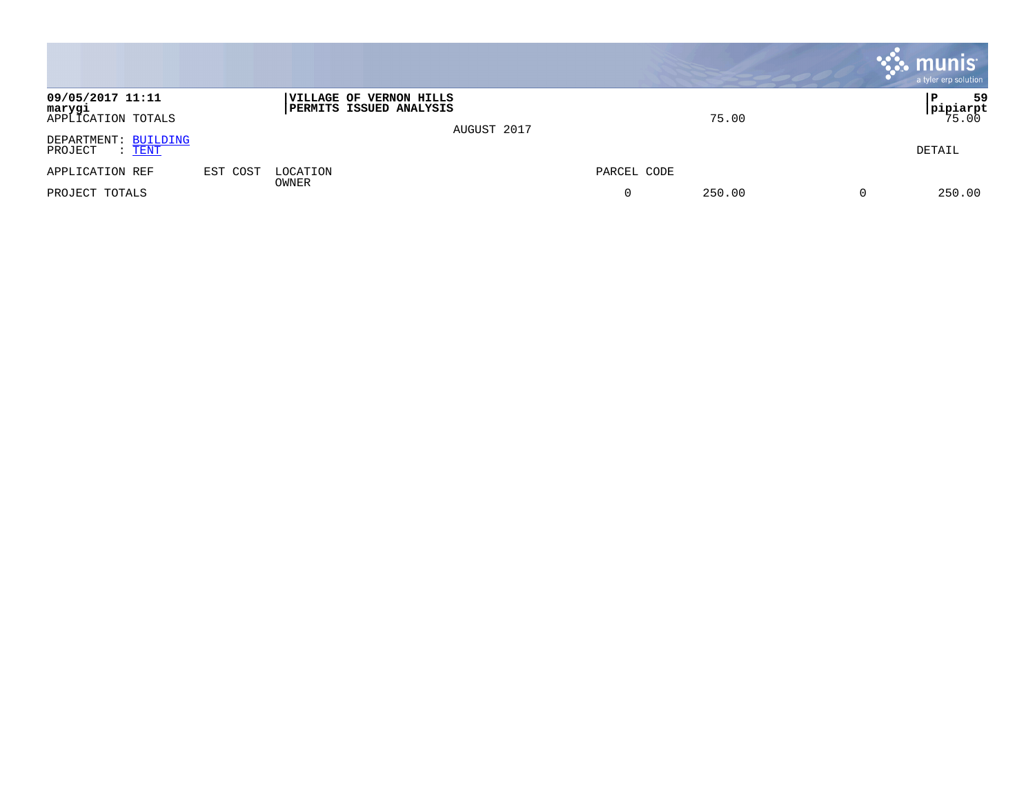**VILLAGE OF VERNON HILLS**
**PERMITS ISSUED ANALYSIS**

**09/05/2017 11:11**
**marygi**

APPLICATION TOTALS 75.00 75.00

AUGUST 2017

DEPARTMENT: BUILDING
PROJECT : TENT

DETAIL

| APPLICATION REF | EST COST | LOCATION<br>OWNER | PARCEL CODE | | | |
|---|---|---|---|---|---|---|
| PROJECT TOTALS | | | 0 | 250.00 | 0 | 250.00 |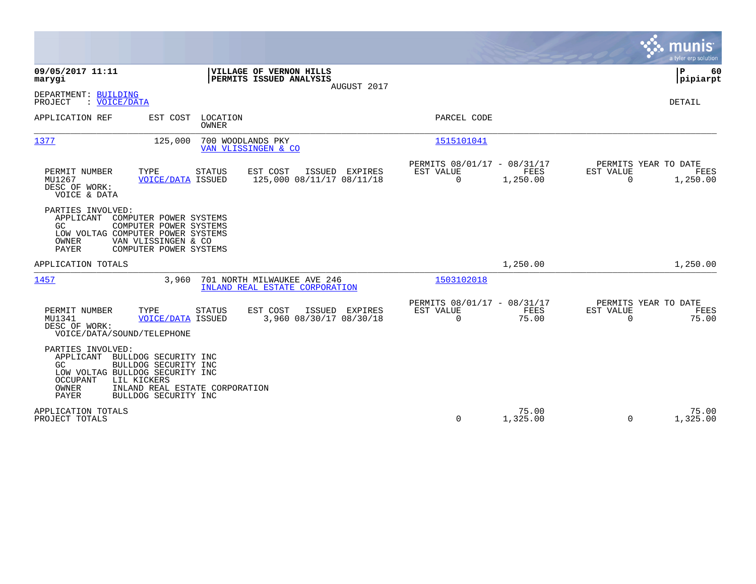**09/05/2017 11:11**
**marygi**

**VILLAGE OF VERNON HILLS**
**PERMITS ISSUED ANALYSIS**
AUGUST 2017

**P 60**
**pipiarpt**

DEPARTMENT: BUILDING
PROJECT : VOICE/DATA

DETAIL

| APPLICATION REF | EST COST | LOCATION / OWNER | PARCEL CODE |
|---|---|---|---|
| 1377 | 125,000 | 700 WOODLANDS PKY / VAN VLISSINGEN & CO | 1515101041 |

| PERMIT NUMBER | TYPE | STATUS | EST COST | ISSUED | EXPIRES | PERMITS 08/01/17 - 08/31/17 EST VALUE | FEES | PERMITS YEAR TO DATE EST VALUE | FEES |
|---|---|---|---|---|---|---|---|---|---|
| MU1267 | VOICE/DATA | ISSUED | 125,000 | 08/11/17 | 08/11/18 | 0 | 1,250.00 | 0 | 1,250.00 |

DESC OF WORK:
VOICE & DATA

PARTIES INVOLVED:
- APPLICANT COMPUTER POWER SYSTEMS
- GC COMPUTER POWER SYSTEMS
- LOW VOLTAG COMPUTER POWER SYSTEMS
- OWNER VAN VLISSINGEN & CO
- PAYER COMPUTER POWER SYSTEMS

APPLICATION TOTALS — 1,250.00 — 1,250.00

| APPLICATION REF | EST COST | LOCATION / OWNER | PARCEL CODE |
|---|---|---|---|
| 1457 | 3,960 | 701 NORTH MILWAUKEE AVE 246 / INLAND REAL ESTATE CORPORATION | 1503102018 |

| PERMIT NUMBER | TYPE | STATUS | EST COST | ISSUED | EXPIRES | PERMITS 08/01/17 - 08/31/17 EST VALUE | FEES | PERMITS YEAR TO DATE EST VALUE | FEES |
|---|---|---|---|---|---|---|---|---|---|
| MU1341 | VOICE/DATA | ISSUED | 3,960 | 08/30/17 | 08/30/18 | 0 | 75.00 | 0 | 75.00 |

DESC OF WORK:
VOICE/DATA/SOUND/TELEPHONE

PARTIES INVOLVED:
- APPLICANT BULLDOG SECURITY INC
- GC BULLDOG SECURITY INC
- LOW VOLTAG BULLDOG SECURITY INC
- OCCUPANT LIL KICKERS
- OWNER INLAND REAL ESTATE CORPORATION
- PAYER BULLDOG SECURITY INC

| | EST VALUE | FEES | YTD EST VALUE | YTD FEES |
|---|---|---|---|---|
| APPLICATION TOTALS | | 75.00 | | 75.00 |
| PROJECT TOTALS | 0 | 1,325.00 | 0 | 1,325.00 |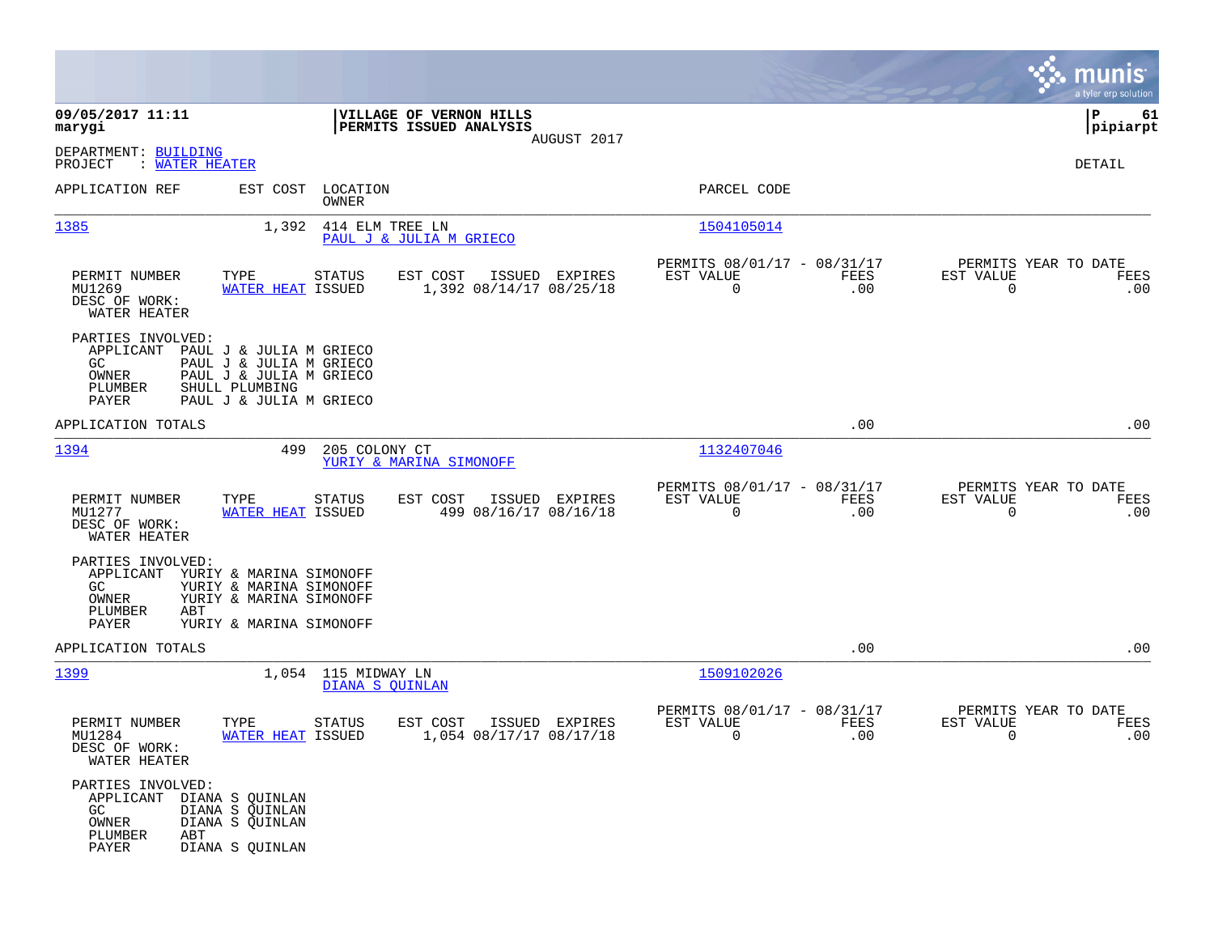**09/05/2017 11:11**
**marygi**

**VILLAGE OF VERNON HILLS**
**PERMITS ISSUED ANALYSIS**
AUGUST 2017

**P 61**
**pipiarpt**

DEPARTMENT: BUILDING
PROJECT : WATER HEATER

DETAIL

| APPLICATION REF | EST COST | LOCATION / OWNER | PARCEL CODE |
|---|---|---|---|
| 1385 | 1,392 | 414 ELM TREE LN / PAUL J & JULIA M GRIECO | 1504105014 |

| PERMIT NUMBER | TYPE | STATUS | EST COST | ISSUED | EXPIRES | PERMITS 08/01/17 - 08/31/17 EST VALUE | FEES | PERMITS YEAR TO DATE EST VALUE | FEES |
|---|---|---|---|---|---|---|---|---|---|
| MU1269 | WATER HEAT | ISSUED | 1,392 | 08/14/17 | 08/25/18 | 0 | .00 | 0 | .00 |

DESC OF WORK:
WATER HEATER

PARTIES INVOLVED:
APPLICANT PAUL J & JULIA M GRIECO
GC PAUL J & JULIA M GRIECO
OWNER PAUL J & JULIA M GRIECO
PLUMBER SHULL PLUMBING
PAYER PAUL J & JULIA M GRIECO

APPLICATION TOTALS .00 .00

| APPLICATION REF | EST COST | LOCATION / OWNER | PARCEL CODE |
|---|---|---|---|
| 1394 | 499 | 205 COLONY CT / YURIY & MARINA SIMONOFF | 1132407046 |

| PERMIT NUMBER | TYPE | STATUS | EST COST | ISSUED | EXPIRES | PERMITS 08/01/17 - 08/31/17 EST VALUE | FEES | PERMITS YEAR TO DATE EST VALUE | FEES |
|---|---|---|---|---|---|---|---|---|---|
| MU1277 | WATER HEAT | ISSUED | 499 | 08/16/17 | 08/16/18 | 0 | .00 | 0 | .00 |

DESC OF WORK:
WATER HEATER

PARTIES INVOLVED:
APPLICANT YURIY & MARINA SIMONOFF
GC YURIY & MARINA SIMONOFF
OWNER YURIY & MARINA SIMONOFF
PLUMBER ABT
PAYER YURIY & MARINA SIMONOFF

APPLICATION TOTALS .00 .00

| APPLICATION REF | EST COST | LOCATION / OWNER | PARCEL CODE |
|---|---|---|---|
| 1399 | 1,054 | 115 MIDWAY LN / DIANA S QUINLAN | 1509102026 |

| PERMIT NUMBER | TYPE | STATUS | EST COST | ISSUED | EXPIRES | PERMITS 08/01/17 - 08/31/17 EST VALUE | FEES | PERMITS YEAR TO DATE EST VALUE | FEES |
|---|---|---|---|---|---|---|---|---|---|
| MU1284 | WATER HEAT | ISSUED | 1,054 | 08/17/17 | 08/17/18 | 0 | .00 | 0 | .00 |

DESC OF WORK:
WATER HEATER

PARTIES INVOLVED:
APPLICANT DIANA S QUINLAN
GC DIANA S QUINLAN
OWNER DIANA S QUINLAN
PLUMBER ABT
PAYER DIANA S QUINLAN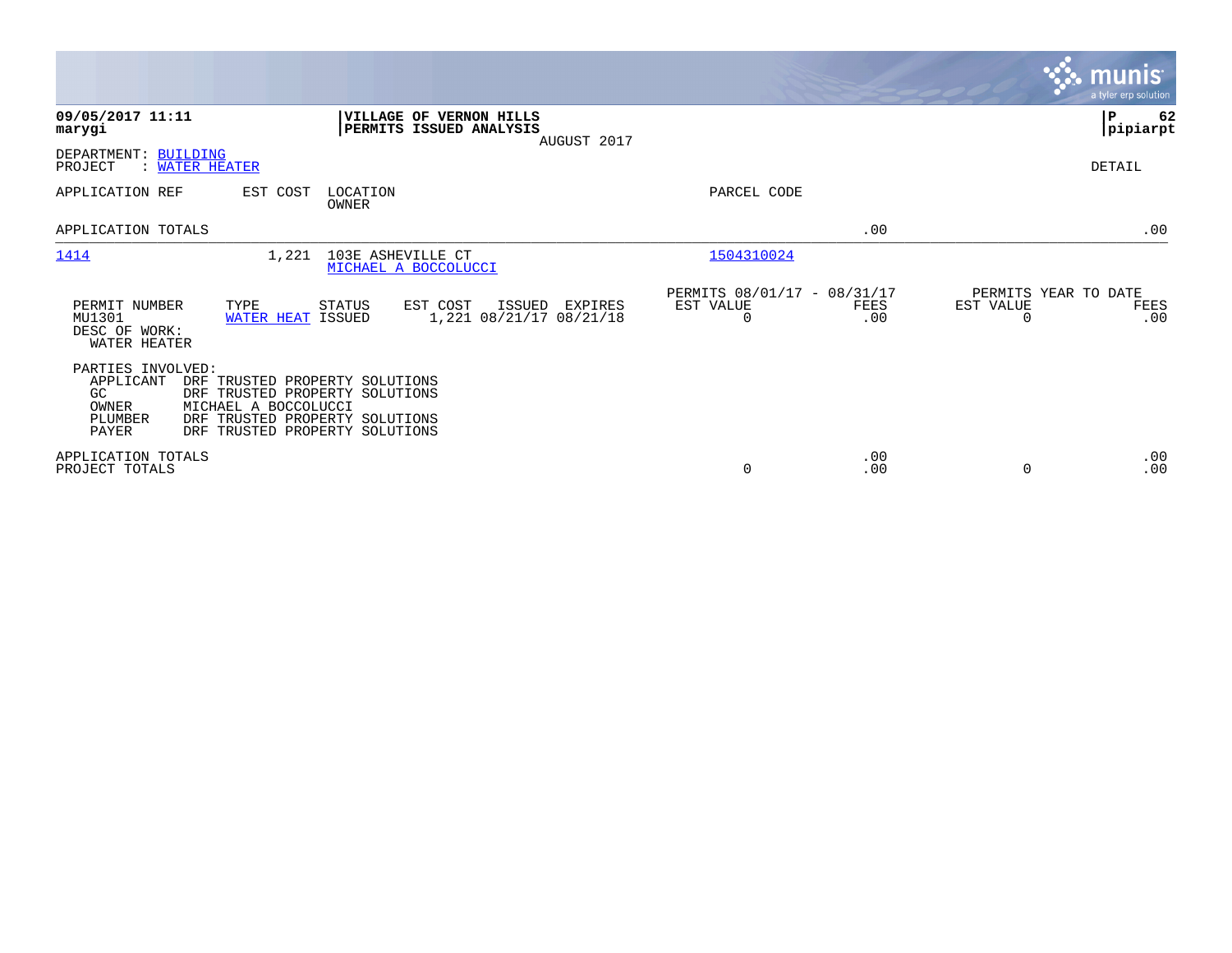**09/05/2017 11:11**
**marygi**

**VILLAGE OF VERNON HILLS**
**PERMITS ISSUED ANALYSIS**
AUGUST 2017

**P 62**
**pipiarpt**

DEPARTMENT: BUILDING
PROJECT : WATER HEATER

DETAIL

| APPLICATION REF | EST COST | LOCATION / OWNER | PARCEL CODE | | |
|---|---|---|---|---|---|
| APPLICATION TOTALS | | | | .00 | .00 |
| 1414 | 1,221 | 103E ASHEVILLE CT / MICHAEL A BOCCOLUCCI | 1504310024 | | |

| PERMIT NUMBER | TYPE | STATUS | EST COST | ISSUED | EXPIRES | PERMITS 08/01/17 - 08/31/17 EST VALUE | FEES | PERMITS YEAR TO DATE EST VALUE | FEES |
|---|---|---|---|---|---|---|---|---|---|
| MU1301 | WATER HEAT | ISSUED | 1,221 | 08/21/17 | 08/21/18 | 0 | .00 | 0 | .00 |

DESC OF WORK:
WATER HEATER

PARTIES INVOLVED:

| | |
|---|---|
| APPLICANT | DRF TRUSTED PROPERTY SOLUTIONS |
| GC | DRF TRUSTED PROPERTY SOLUTIONS |
| OWNER | MICHAEL A BOCCOLUCCI |
| PLUMBER | DRF TRUSTED PROPERTY SOLUTIONS |
| PAYER | DRF TRUSTED PROPERTY SOLUTIONS |

| | EST VALUE | FEES | EST VALUE | FEES |
|---|---|---|---|---|
| APPLICATION TOTALS | | .00 | | .00 |
| PROJECT TOTALS | 0 | .00 | 0 | .00 |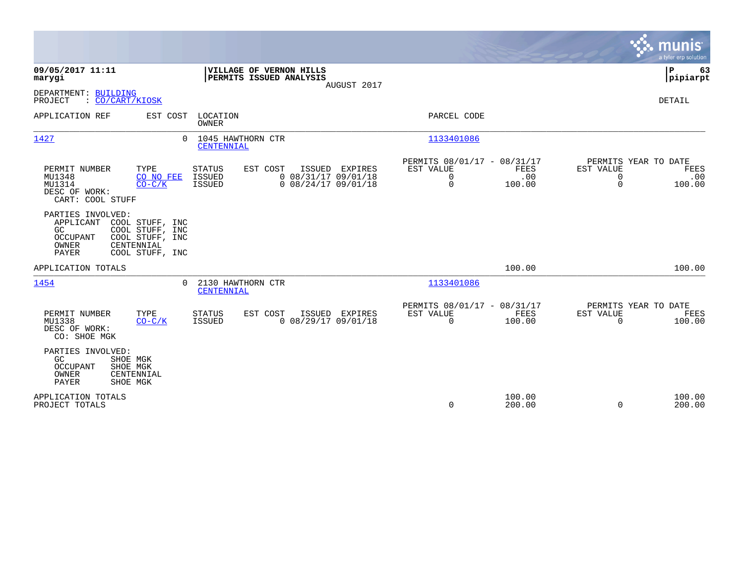**09/05/2017 11:11**
**marygi**

**VILLAGE OF VERNON HILLS**
**PERMITS ISSUED ANALYSIS**
AUGUST 2017

**P 63**
**pipiarpt**

DEPARTMENT: BUILDING
PROJECT : CO/CART/KIOSK

DETAIL

| APPLICATION REF | EST COST | LOCATION / OWNER | PARCEL CODE |
|---|---|---|---|
| 1427 | 0 | 1045 HAWTHORN CTR / CENTENNIAL | 1133401086 |

| PERMIT NUMBER | TYPE | STATUS | EST COST | ISSUED | EXPIRES | PERMITS 08/01/17 - 08/31/17 EST VALUE | FEES | PERMITS YEAR TO DATE EST VALUE | FEES |
|---|---|---|---|---|---|---|---|---|---|
| MU1348 | CO NO FEE | ISSUED | 0 | 08/31/17 | 09/01/18 | 0 | .00 | 0 | .00 |
| MU1314 | CO-C/K | ISSUED | 0 | 08/24/17 | 09/01/18 | 0 | 100.00 | 0 | 100.00 |

DESC OF WORK:
CART: COOL STUFF

PARTIES INVOLVED:
- APPLICANT COOL STUFF, INC
- GC COOL STUFF, INC
- OCCUPANT COOL STUFF, INC
- OWNER CENTENNIAL
- PAYER COOL STUFF, INC

APPLICATION TOTALS — 100.00 — 100.00

| APPLICATION REF | EST COST | LOCATION / OWNER | PARCEL CODE |
|---|---|---|---|
| 1454 | 0 | 2130 HAWTHORN CTR / CENTENNIAL | 1133401086 |

| PERMIT NUMBER | TYPE | STATUS | EST COST | ISSUED | EXPIRES | PERMITS 08/01/17 - 08/31/17 EST VALUE | FEES | PERMITS YEAR TO DATE EST VALUE | FEES |
|---|---|---|---|---|---|---|---|---|---|
| MU1338 | CO-C/K | ISSUED | 0 | 08/29/17 | 09/01/18 | 0 | 100.00 | 0 | 100.00 |

DESC OF WORK:
CO: SHOE MGK

PARTIES INVOLVED:
- GC SHOE MGK
- OCCUPANT SHOE MGK
- OWNER CENTENNIAL
- PAYER SHOE MGK

| | EST VALUE | FEES | YTD EST VALUE | YTD FEES |
|---|---|---|---|---|
| APPLICATION TOTALS | | 100.00 | | 100.00 |
| PROJECT TOTALS | 0 | 200.00 | 0 | 200.00 |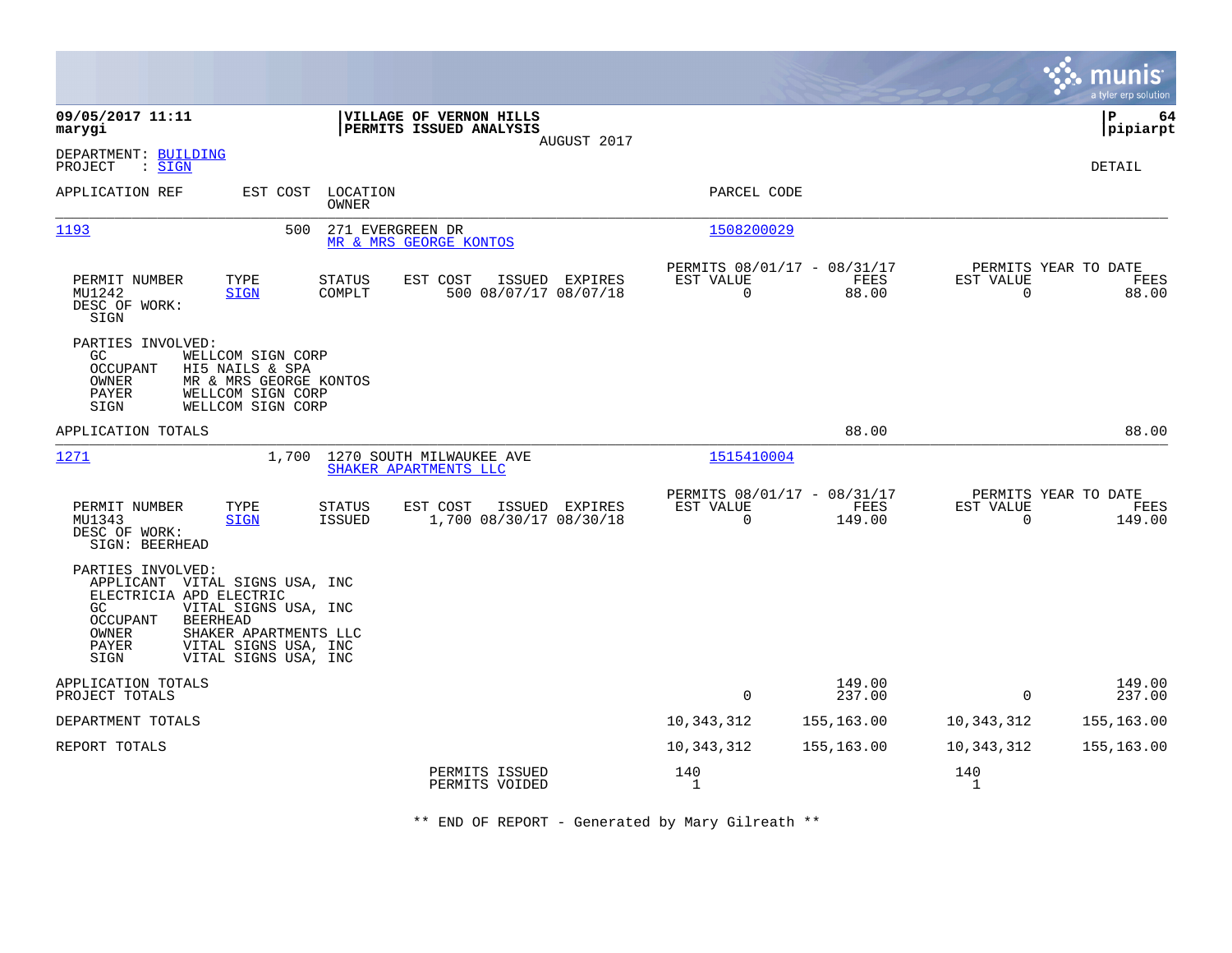09/05/2017 11:11
marygi

**VILLAGE OF VERNON HILLS**
**PERMITS ISSUED ANALYSIS**
AUGUST 2017

P 64
pipiarpt

DEPARTMENT: BUILDING
PROJECT : SIGN

DETAIL

| APPLICATION REF | EST COST | LOCATION / OWNER | PARCEL CODE |
|---|---|---|---|
| 1193 | 500 | 271 EVERGREEN DR / MR & MRS GEORGE KONTOS | 1508200029 |

| PERMIT NUMBER | TYPE | STATUS | EST COST | ISSUED | EXPIRES | PERMITS 08/01/17 - 08/31/17 EST VALUE | FEES | PERMITS YEAR TO DATE EST VALUE | FEES |
|---|---|---|---|---|---|---|---|---|---|
| MU1242 | SIGN | COMPLT | 500 | 08/07/17 | 08/07/18 | 0 | 88.00 | 0 | 88.00 |

DESC OF WORK:
SIGN

PARTIES INVOLVED:
- GC WELLCOM SIGN CORP
- OCCUPANT HI5 NAILS & SPA
- OWNER MR & MRS GEORGE KONTOS
- PAYER WELLCOM SIGN CORP
- SIGN WELLCOM SIGN CORP

APPLICATION TOTALS 88.00 88.00

| APPLICATION REF | EST COST | LOCATION / OWNER | PARCEL CODE |
|---|---|---|---|
| 1271 | 1,700 | 1270 SOUTH MILWAUKEE AVE / SHAKER APARTMENTS LLC | 1515410004 |

| PERMIT NUMBER | TYPE | STATUS | EST COST | ISSUED | EXPIRES | PERMITS 08/01/17 - 08/31/17 EST VALUE | FEES | PERMITS YEAR TO DATE EST VALUE | FEES |
|---|---|---|---|---|---|---|---|---|---|
| MU1343 | SIGN | ISSUED | 1,700 | 08/30/17 | 08/30/18 | 0 | 149.00 | 0 | 149.00 |

DESC OF WORK:
SIGN: BEERHEAD

PARTIES INVOLVED:
- APPLICANT VITAL SIGNS USA, INC
- ELECTRICIA APD ELECTRIC
- GC VITAL SIGNS USA, INC
- OCCUPANT BEERHEAD
- OWNER SHAKER APARTMENTS LLC
- PAYER VITAL SIGNS USA, INC
- SIGN VITAL SIGNS USA, INC

| | EST VALUE | FEES | EST VALUE | FEES |
|---|---|---|---|---|
| APPLICATION TOTALS | | 149.00 | | 149.00 |
| PROJECT TOTALS | 0 | 237.00 | 0 | 237.00 |
| DEPARTMENT TOTALS | 10,343,312 | 155,163.00 | 10,343,312 | 155,163.00 |
| REPORT TOTALS | 10,343,312 | 155,163.00 | 10,343,312 | 155,163.00 |
| PERMITS ISSUED | 140 | | 140 | |
| PERMITS VOIDED | 1 | | 1 | |

** END OF REPORT - Generated by Mary Gilreath **